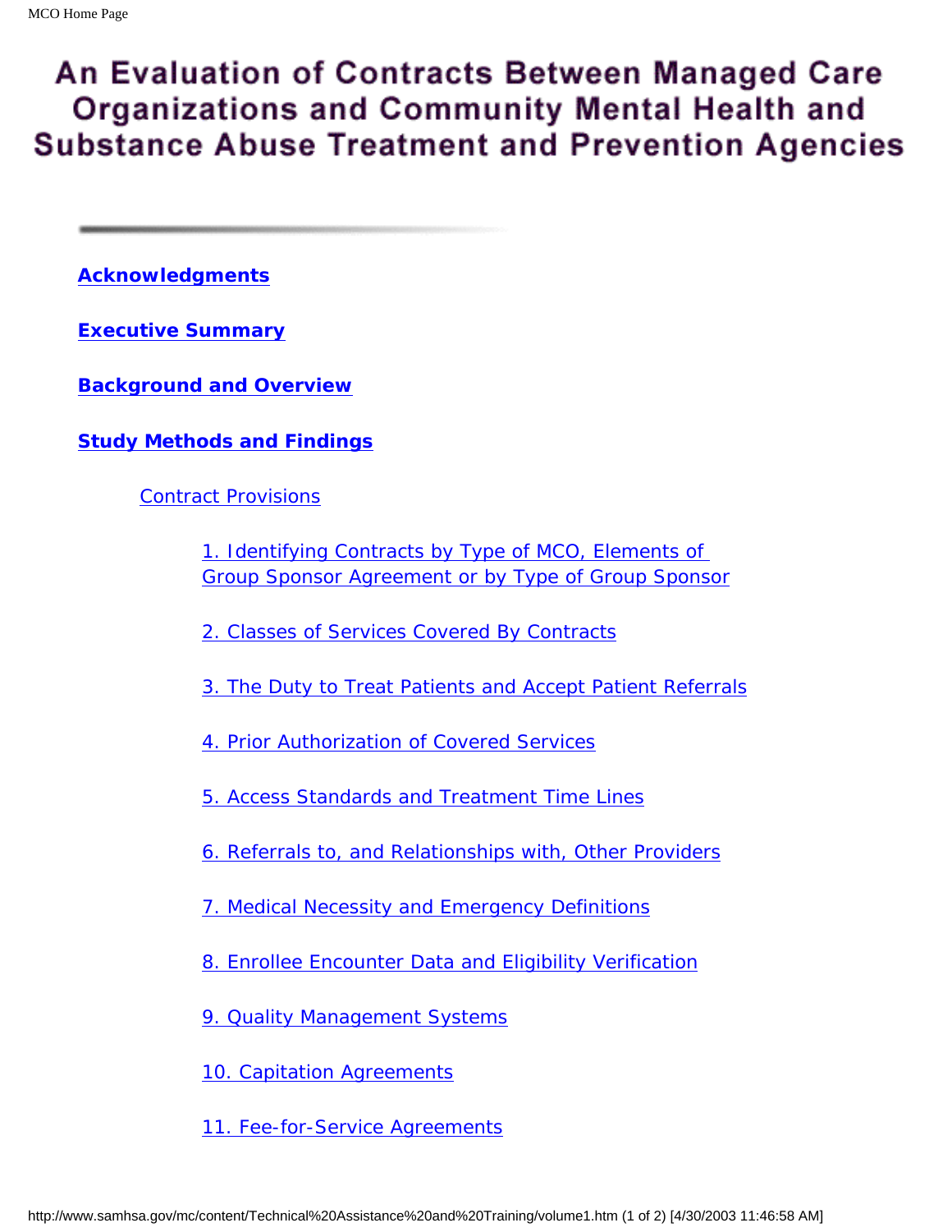# An Evaluation of Contracts Between Managed Care Organizations and Community Mental Health and Substance Abuse Treatment and Prevention Agencies

**Acknowledgments**

**Executive Summary**

**Background and Overview**

**Study Methods and Findings**

- Contract Provisions
  - 1. Identifying Contracts by Type of MCO, Elements of Group Sponsor Agreement or by Type of Group Sponsor
  - 2. Classes of Services Covered By Contracts
  - 3. The Duty to Treat Patients and Accept Patient Referrals
  - 4. Prior Authorization of Covered Services
  - 5. Access Standards and Treatment Time Lines
  - 6. Referrals to, and Relationships with, Other Providers
  - 7. Medical Necessity and Emergency Definitions
  - 8. Enrollee Encounter Data and Eligibility Verification
  - 9. Quality Management Systems
  - 10. Capitation Agreements
  - 11. Fee-for-Service Agreements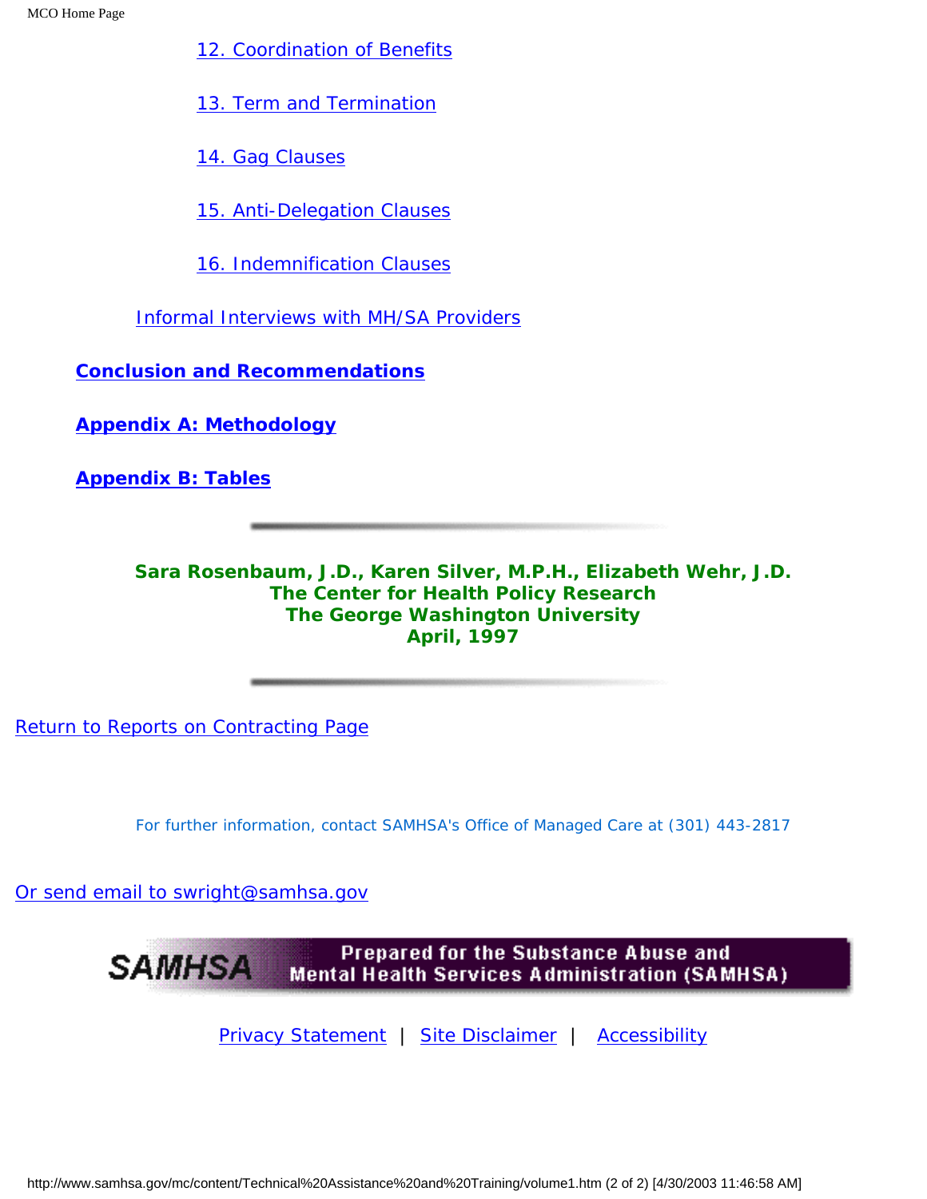12. Coordination of Benefits

13. Term and Termination

14. Gag Clauses

15. Anti-Delegation Clauses

16. Indemnification Clauses

Informal Interviews with MH/SA Providers

**Conclusion and Recommendations**

**Appendix A: Methodology**

**Appendix B: Tables**

---

**Sara Rosenbaum, J.D., Karen Silver, M.P.H., Elizabeth Wehr, J.D.**
**The Center for Health Policy Research**
**The George Washington University**
**April, 1997**

---

Return to Reports on Contracting Page

For further information, contact SAMHSA's Office of Managed Care at (301) 443-2817

Or send email to swright@samhsa.gov

SAMHSA Prepared for the Substance Abuse and Mental Health Services Administration (SAMHSA)

Privacy Statement | Site Disclaimer | Accessibility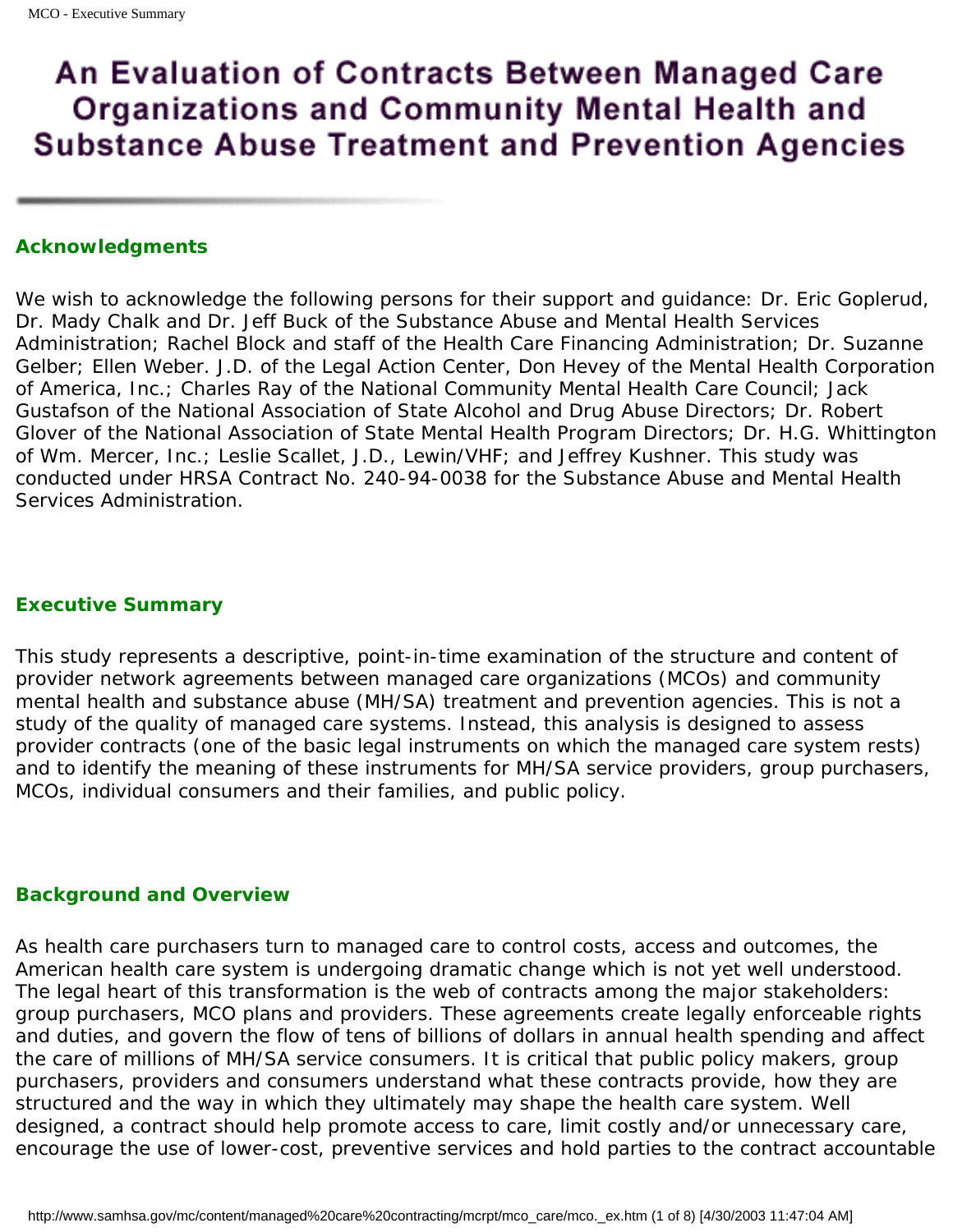# An Evaluation of Contracts Between Managed Care Organizations and Community Mental Health and Substance Abuse Treatment and Prevention Agencies

## Acknowledgments

We wish to acknowledge the following persons for their support and guidance: Dr. Eric Goplerud, Dr. Mady Chalk and Dr. Jeff Buck of the Substance Abuse and Mental Health Services Administration; Rachel Block and staff of the Health Care Financing Administration; Dr. Suzanne Gelber; Ellen Weber. J.D. of the Legal Action Center, Don Hevey of the Mental Health Corporation of America, Inc.; Charles Ray of the National Community Mental Health Care Council; Jack Gustafson of the National Association of State Alcohol and Drug Abuse Directors; Dr. Robert Glover of the National Association of State Mental Health Program Directors; Dr. H.G. Whittington of Wm. Mercer, Inc.; Leslie Scallet, J.D., Lewin/VHF; and Jeffrey Kushner. This study was conducted under HRSA Contract No. 240-94-0038 for the Substance Abuse and Mental Health Services Administration.

## Executive Summary

This study represents a descriptive, point-in-time examination of the structure and content of provider network agreements between managed care organizations (MCOs) and community mental health and substance abuse (MH/SA) treatment and prevention agencies. This is not a study of the quality of managed care systems. Instead, this analysis is designed to assess provider contracts (one of the basic legal instruments on which the managed care system rests) and to identify the meaning of these instruments for MH/SA service providers, group purchasers, MCOs, individual consumers and their families, and public policy.

## Background and Overview

As health care purchasers turn to managed care to control costs, access and outcomes, the American health care system is undergoing dramatic change which is not yet well understood. The legal heart of this transformation is the web of contracts among the major stakeholders: group purchasers, MCO plans and providers. These agreements create legally enforceable rights and duties, and govern the flow of tens of billions of dollars in annual health spending and affect the care of millions of MH/SA service consumers. It is critical that public policy makers, group purchasers, providers and consumers understand what these contracts provide, how they are structured and the way in which they ultimately may shape the health care system. Well designed, a contract should help promote access to care, limit costly and/or unnecessary care, encourage the use of lower-cost, preventive services and hold parties to the contract accountable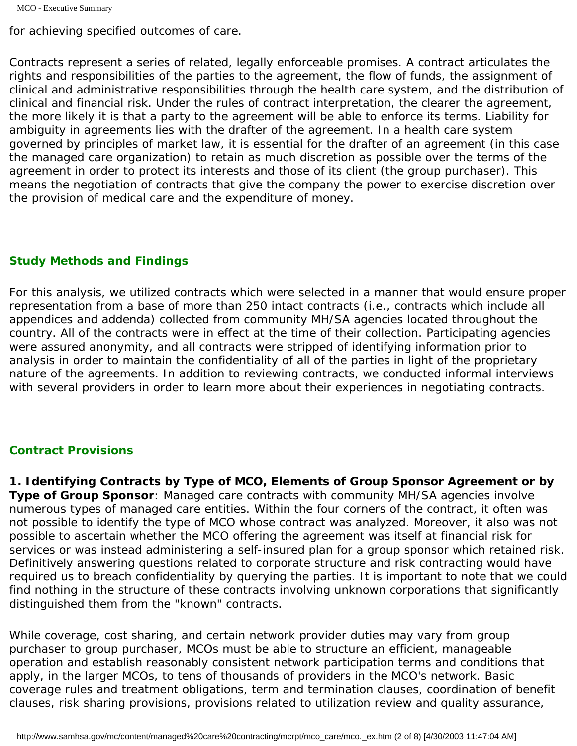for achieving specified outcomes of care.

Contracts represent a series of related, legally enforceable promises. A contract articulates the rights and responsibilities of the parties to the agreement, the flow of funds, the assignment of clinical and administrative responsibilities through the health care system, and the distribution of clinical and financial risk. Under the rules of contract interpretation, the clearer the agreement, the more likely it is that a party to the agreement will be able to enforce its terms. Liability for ambiguity in agreements lies with the drafter of the agreement. In a health care system governed by principles of market law, it is essential for the drafter of an agreement (in this case the managed care organization) to retain as much discretion as possible over the terms of the agreement in order to protect its interests and those of its client (the group purchaser). This means the negotiation of contracts that give the company the power to exercise discretion over the provision of medical care and the expenditure of money.

## Study Methods and Findings

For this analysis, we utilized contracts which were selected in a manner that would ensure proper representation from a base of more than 250 intact contracts (i.e., contracts which include all appendices and addenda) collected from community MH/SA agencies located throughout the country. All of the contracts were in effect at the time of their collection. Participating agencies were assured anonymity, and all contracts were stripped of identifying information prior to analysis in order to maintain the confidentiality of all of the parties in light of the proprietary nature of the agreements. In addition to reviewing contracts, we conducted informal interviews with several providers in order to learn more about their experiences in negotiating contracts.

## Contract Provisions

**1. Identifying Contracts by Type of MCO, Elements of Group Sponsor Agreement or by Type of Group Sponsor**: Managed care contracts with community MH/SA agencies involve numerous types of managed care entities. Within the four corners of the contract, it often was not possible to identify the type of MCO whose contract was analyzed. Moreover, it also was not possible to ascertain whether the MCO offering the agreement was itself at financial risk for services or was instead administering a self-insured plan for a group sponsor which retained risk. Definitively answering questions related to corporate structure and risk contracting would have required us to breach confidentiality by querying the parties. It is important to note that we could find nothing in the structure of these contracts involving unknown corporations that significantly distinguished them from the "known" contracts.

While coverage, cost sharing, and certain network provider duties may vary from group purchaser to group purchaser, MCOs must be able to structure an efficient, manageable operation and establish reasonably consistent network participation terms and conditions that apply, in the larger MCOs, to tens of thousands of providers in the MCO's network. Basic coverage rules and treatment obligations, term and termination clauses, coordination of benefit clauses, risk sharing provisions, provisions related to utilization review and quality assurance,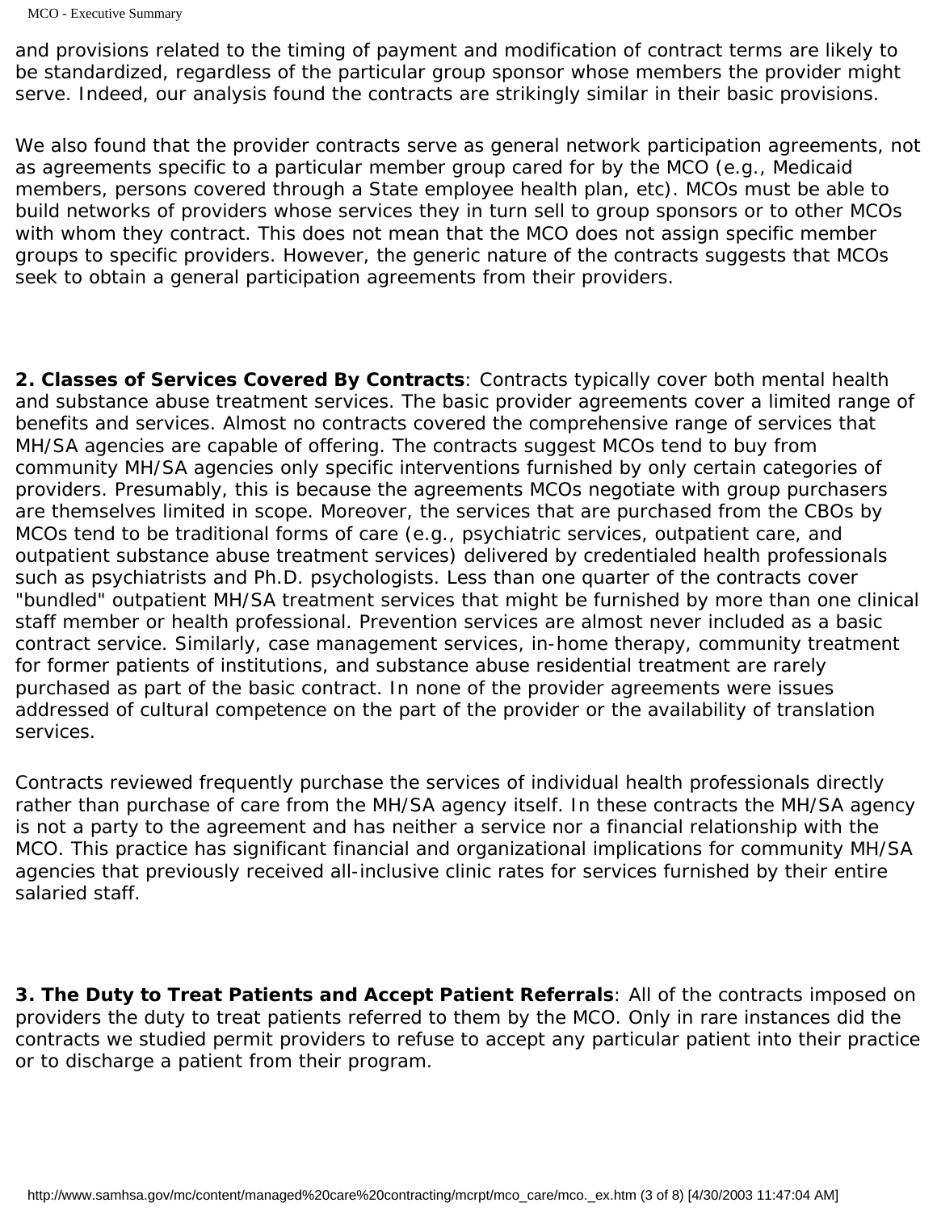and provisions related to the timing of payment and modification of contract terms are likely to be standardized, regardless of the particular group sponsor whose members the provider might serve. Indeed, our analysis found the contracts are strikingly similar in their basic provisions.

We also found that the provider contracts serve as general network participation agreements, not as agreements specific to a particular member group cared for by the MCO (e.g., Medicaid members, persons covered through a State employee health plan, etc). MCOs must be able to build networks of providers whose services they in turn sell to group sponsors or to other MCOs with whom they contract. This does not mean that the MCO does not assign specific member groups to specific providers. However, the generic nature of the contracts suggests that MCOs seek to obtain a general participation agreements from their providers.

**2. Classes of Services Covered By Contracts**: Contracts typically cover both mental health and substance abuse treatment services. The basic provider agreements cover a limited range of benefits and services. Almost no contracts covered the comprehensive range of services that MH/SA agencies are capable of offering. The contracts suggest MCOs tend to buy from community MH/SA agencies only specific interventions furnished by only certain categories of providers. Presumably, this is because the agreements MCOs negotiate with group purchasers are themselves limited in scope. Moreover, the services that are purchased from the CBOs by MCOs tend to be traditional forms of care (e.g., psychiatric services, outpatient care, and outpatient substance abuse treatment services) delivered by credentialed health professionals such as psychiatrists and Ph.D. psychologists. Less than one quarter of the contracts cover "bundled" outpatient MH/SA treatment services that might be furnished by more than one clinical staff member or health professional. Prevention services are almost never included as a basic contract service. Similarly, case management services, in-home therapy, community treatment for former patients of institutions, and substance abuse residential treatment are rarely purchased as part of the basic contract. In none of the provider agreements were issues addressed of cultural competence on the part of the provider or the availability of translation services.

Contracts reviewed frequently purchase the services of individual health professionals directly rather than purchase of care from the MH/SA agency itself. In these contracts the MH/SA agency is not a party to the agreement and has neither a service nor a financial relationship with the MCO. This practice has significant financial and organizational implications for community MH/SA agencies that previously received all-inclusive clinic rates for services furnished by their entire salaried staff.

**3. The Duty to Treat Patients and Accept Patient Referrals**: All of the contracts imposed on providers the duty to treat patients referred to them by the MCO. Only in rare instances did the contracts we studied permit providers to refuse to accept any particular patient into their practice or to discharge a patient from their program.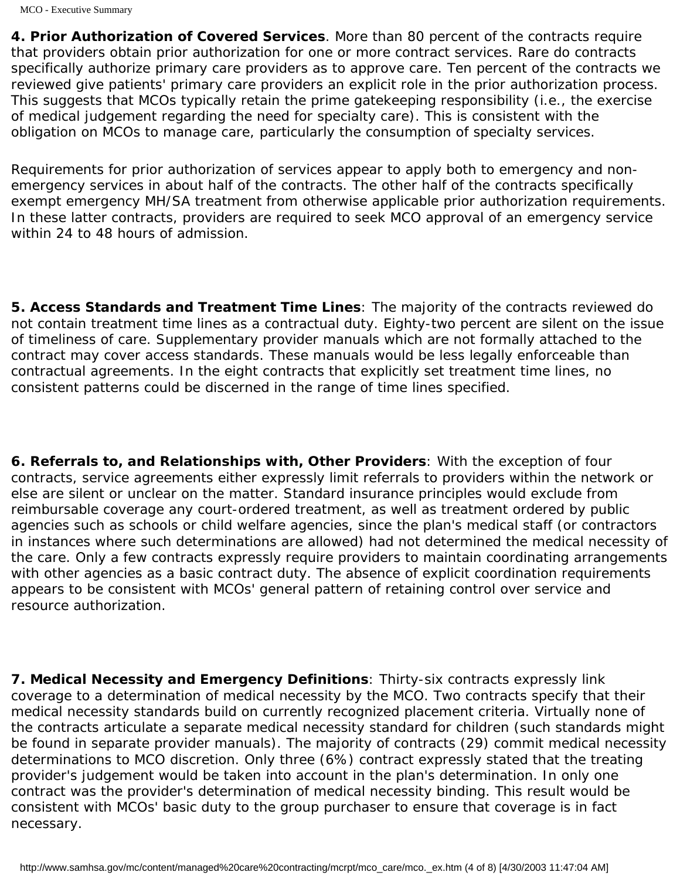**4. Prior Authorization of Covered Services**. More than 80 percent of the contracts require that providers obtain prior authorization for one or more contract services. Rare do contracts specifically authorize primary care providers as to approve care. Ten percent of the contracts we reviewed give patients' primary care providers an explicit role in the prior authorization process. This suggests that MCOs typically retain the prime gatekeeping responsibility (i.e., the exercise of medical judgement regarding the need for specialty care). This is consistent with the obligation on MCOs to manage care, particularly the consumption of specialty services.

Requirements for prior authorization of services appear to apply both to emergency and non-emergency services in about half of the contracts. The other half of the contracts specifically exempt emergency MH/SA treatment from otherwise applicable prior authorization requirements. In these latter contracts, providers are required to seek MCO approval of an emergency service within 24 to 48 hours of admission.

**5. Access Standards and Treatment Time Lines**: The majority of the contracts reviewed do not contain treatment time lines as a contractual duty. Eighty-two percent are silent on the issue of timeliness of care. Supplementary provider manuals which are not formally attached to the contract may cover access standards. These manuals would be less legally enforceable than contractual agreements. In the eight contracts that explicitly set treatment time lines, no consistent patterns could be discerned in the range of time lines specified.

**6. Referrals to, and Relationships with, Other Providers**: With the exception of four contracts, service agreements either expressly limit referrals to providers within the network or else are silent or unclear on the matter. Standard insurance principles would exclude from reimbursable coverage any court-ordered treatment, as well as treatment ordered by public agencies such as schools or child welfare agencies, since the plan's medical staff (or contractors in instances where such determinations are allowed) had not determined the medical necessity of the care. Only a few contracts expressly require providers to maintain coordinating arrangements with other agencies as a basic contract duty. The absence of explicit coordination requirements appears to be consistent with MCOs' general pattern of retaining control over service and resource authorization.

**7. Medical Necessity and Emergency Definitions**: Thirty-six contracts expressly link coverage to a determination of medical necessity by the MCO. Two contracts specify that their medical necessity standards build on currently recognized placement criteria. Virtually none of the contracts articulate a separate medical necessity standard for children (such standards might be found in separate provider manuals). The majority of contracts (29) commit medical necessity determinations to MCO discretion. Only three (6%) contract expressly stated that the treating provider's judgement would be taken into account in the plan's determination. In only one contract was the provider's determination of medical necessity binding. This result would be consistent with MCOs' basic duty to the group purchaser to ensure that coverage is in fact necessary.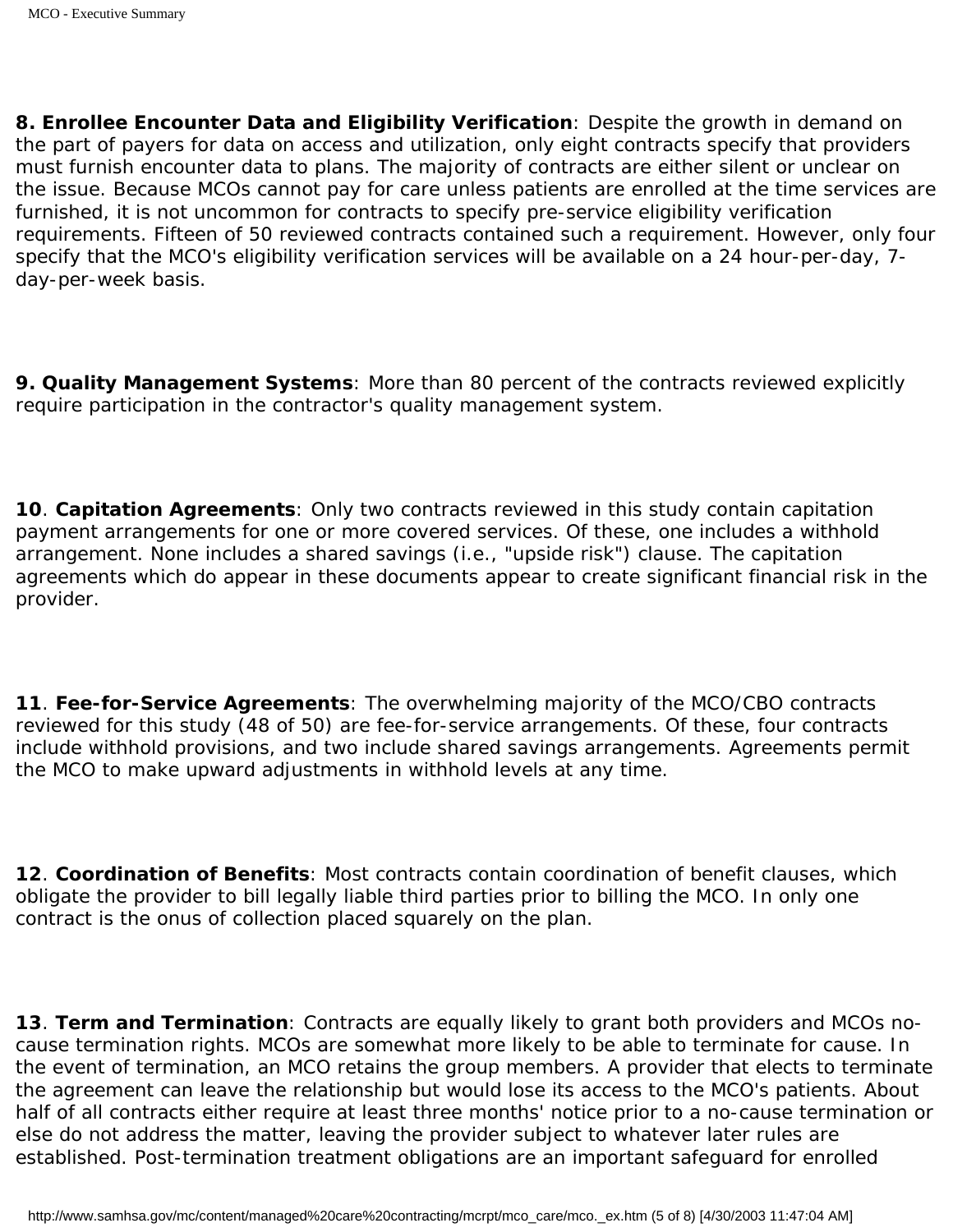**8. Enrollee Encounter Data and Eligibility Verification**: Despite the growth in demand on the part of payers for data on access and utilization, only eight contracts specify that providers must furnish encounter data to plans. The majority of contracts are either silent or unclear on the issue. Because MCOs cannot pay for care unless patients are enrolled at the time services are furnished, it is not uncommon for contracts to specify pre-service eligibility verification requirements. Fifteen of 50 reviewed contracts contained such a requirement. However, only four specify that the MCO's eligibility verification services will be available on a 24 hour-per-day, 7-day-per-week basis.

**9. Quality Management Systems**: More than 80 percent of the contracts reviewed explicitly require participation in the contractor's quality management system.

**10**. **Capitation Agreements**: Only two contracts reviewed in this study contain capitation payment arrangements for one or more covered services. Of these, one includes a withhold arrangement. None includes a shared savings (i.e., "upside risk") clause. The capitation agreements which do appear in these documents appear to create significant financial risk in the provider.

**11**. **Fee-for-Service Agreements**: The overwhelming majority of the MCO/CBO contracts reviewed for this study (48 of 50) are fee-for-service arrangements. Of these, four contracts include withhold provisions, and two include shared savings arrangements. Agreements permit the MCO to make upward adjustments in withhold levels at any time.

**12**. **Coordination of Benefits**: Most contracts contain coordination of benefit clauses, which obligate the provider to bill legally liable third parties prior to billing the MCO. In only one contract is the onus of collection placed squarely on the plan.

**13**. **Term and Termination**: Contracts are equally likely to grant both providers and MCOs no-cause termination rights. MCOs are somewhat more likely to be able to terminate for cause. In the event of termination, an MCO retains the group members. A provider that elects to terminate the agreement can leave the relationship but would lose its access to the MCO's patients. About half of all contracts either require at least three months' notice prior to a no-cause termination or else do not address the matter, leaving the provider subject to whatever later rules are established. Post-termination treatment obligations are an important safeguard for enrolled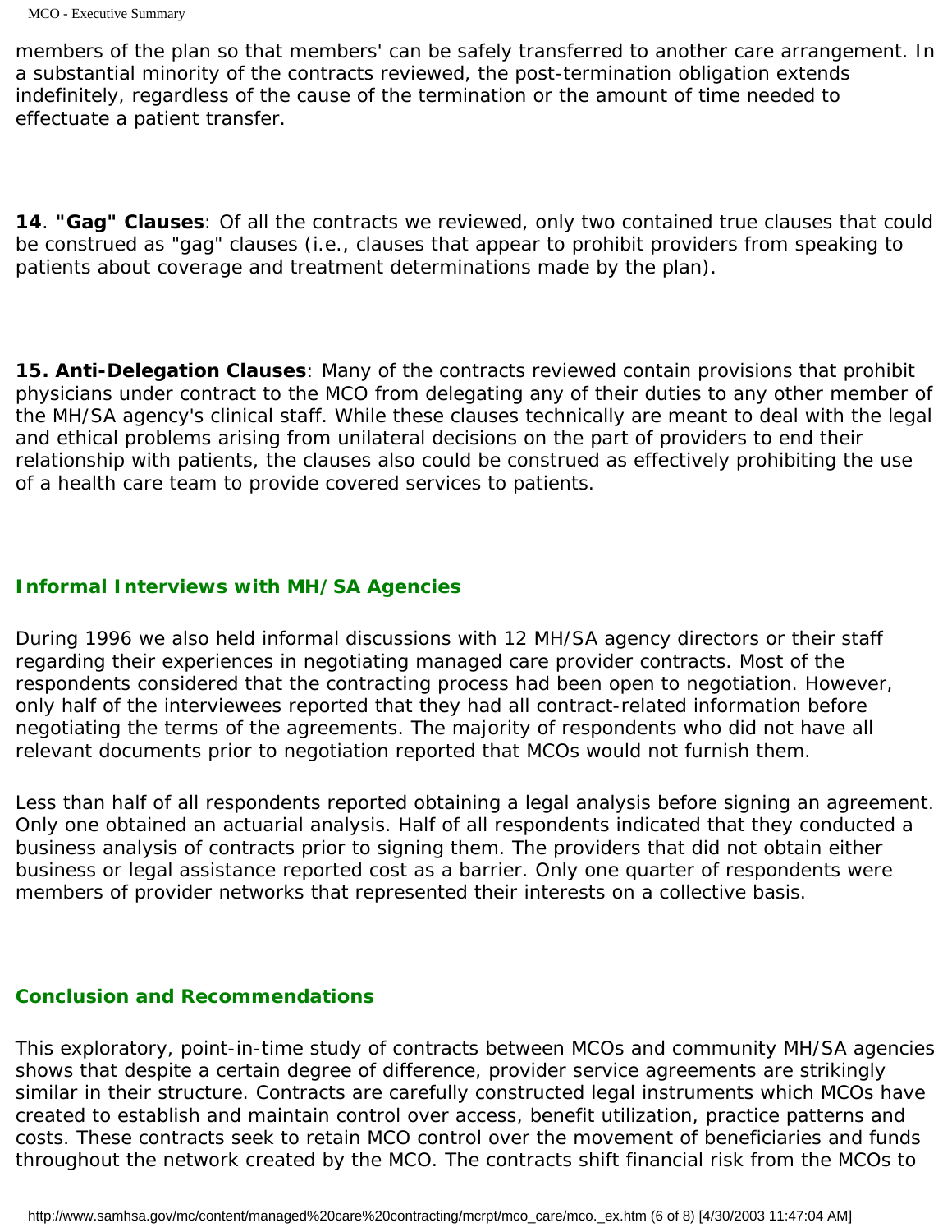members of the plan so that members' can be safely transferred to another care arrangement. In a substantial minority of the contracts reviewed, the post-termination obligation extends indefinitely, regardless of the cause of the termination or the amount of time needed to effectuate a patient transfer.

**14**. **"Gag" Clauses**: Of all the contracts we reviewed, only two contained true clauses that could be construed as "gag" clauses (i.e., clauses that appear to prohibit providers from speaking to patients about coverage and treatment determinations made by the plan).

**15. Anti-Delegation Clauses**: Many of the contracts reviewed contain provisions that prohibit physicians under contract to the MCO from delegating any of their duties to any other member of the MH/SA agency's clinical staff. While these clauses technically are meant to deal with the legal and ethical problems arising from unilateral decisions on the part of providers to end their relationship with patients, the clauses also could be construed as effectively prohibiting the use of a health care team to provide covered services to patients.

### Informal Interviews with MH/SA Agencies

During 1996 we also held informal discussions with 12 MH/SA agency directors or their staff regarding their experiences in negotiating managed care provider contracts. Most of the respondents considered that the contracting process had been open to negotiation. However, only half of the interviewees reported that they had all contract-related information before negotiating the terms of the agreements. The majority of respondents who did not have all relevant documents prior to negotiation reported that MCOs would not furnish them.

Less than half of all respondents reported obtaining a legal analysis before signing an agreement. Only one obtained an actuarial analysis. Half of all respondents indicated that they conducted a business analysis of contracts prior to signing them. The providers that did not obtain either business or legal assistance reported cost as a barrier. Only one quarter of respondents were members of provider networks that represented their interests on a collective basis.

### Conclusion and Recommendations

This exploratory, point-in-time study of contracts between MCOs and community MH/SA agencies shows that despite a certain degree of difference, provider service agreements are strikingly similar in their structure. Contracts are carefully constructed legal instruments which MCOs have created to establish and maintain control over access, benefit utilization, practice patterns and costs. These contracts seek to retain MCO control over the movement of beneficiaries and funds throughout the network created by the MCO. The contracts shift financial risk from the MCOs to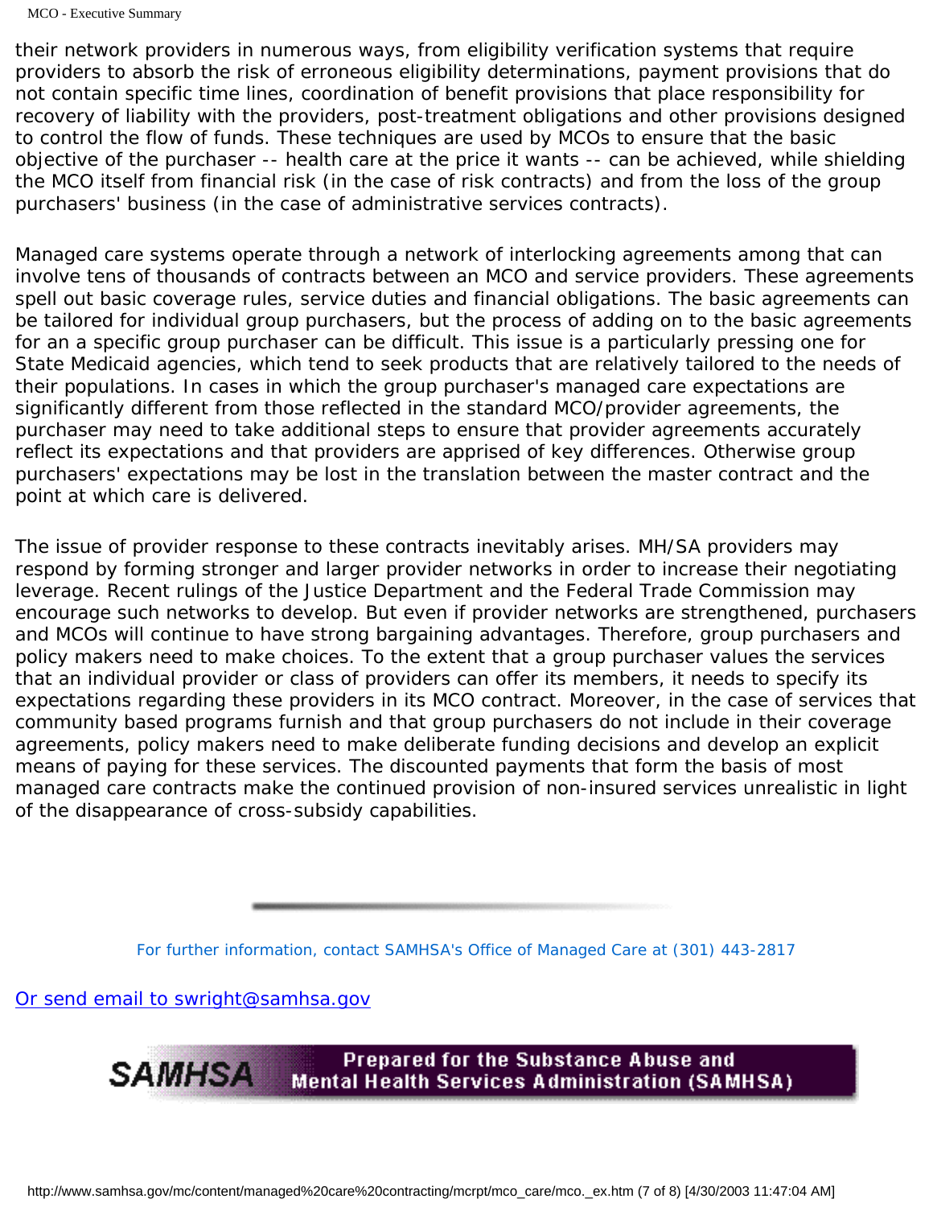their network providers in numerous ways, from eligibility verification systems that require providers to absorb the risk of erroneous eligibility determinations, payment provisions that do not contain specific time lines, coordination of benefit provisions that place responsibility for recovery of liability with the providers, post-treatment obligations and other provisions designed to control the flow of funds. These techniques are used by MCOs to ensure that the basic objective of the purchaser -- health care at the price it wants -- can be achieved, while shielding the MCO itself from financial risk (in the case of risk contracts) and from the loss of the group purchasers' business (in the case of administrative services contracts).

Managed care systems operate through a network of interlocking agreements among that can involve tens of thousands of contracts between an MCO and service providers. These agreements spell out basic coverage rules, service duties and financial obligations. The basic agreements can be tailored for individual group purchasers, but the process of adding on to the basic agreements for an a specific group purchaser can be difficult. This issue is a particularly pressing one for State Medicaid agencies, which tend to seek products that are relatively tailored to the needs of their populations. In cases in which the group purchaser's managed care expectations are significantly different from those reflected in the standard MCO/provider agreements, the purchaser may need to take additional steps to ensure that provider agreements accurately reflect its expectations and that providers are apprised of key differences. Otherwise group purchasers' expectations may be lost in the translation between the master contract and the point at which care is delivered.

The issue of provider response to these contracts inevitably arises. MH/SA providers may respond by forming stronger and larger provider networks in order to increase their negotiating leverage. Recent rulings of the Justice Department and the Federal Trade Commission may encourage such networks to develop. But even if provider networks are strengthened, purchasers and MCOs will continue to have strong bargaining advantages. Therefore, group purchasers and policy makers need to make choices. To the extent that a group purchaser values the services that an individual provider or class of providers can offer its members, it needs to specify its expectations regarding these providers in its MCO contract. Moreover, in the case of services that community based programs furnish and that group purchasers do not include in their coverage agreements, policy makers need to make deliberate funding decisions and develop an explicit means of paying for these services. The discounted payments that form the basis of most managed care contracts make the continued provision of non-insured services unrealistic in light of the disappearance of cross-subsidy capabilities.

---

For further information, contact SAMHSA's Office of Managed Care at (301) 443-2817

Or send email to swright@samhsa.gov

SAMHSA Prepared for the Substance Abuse and Mental Health Services Administration (SAMHSA)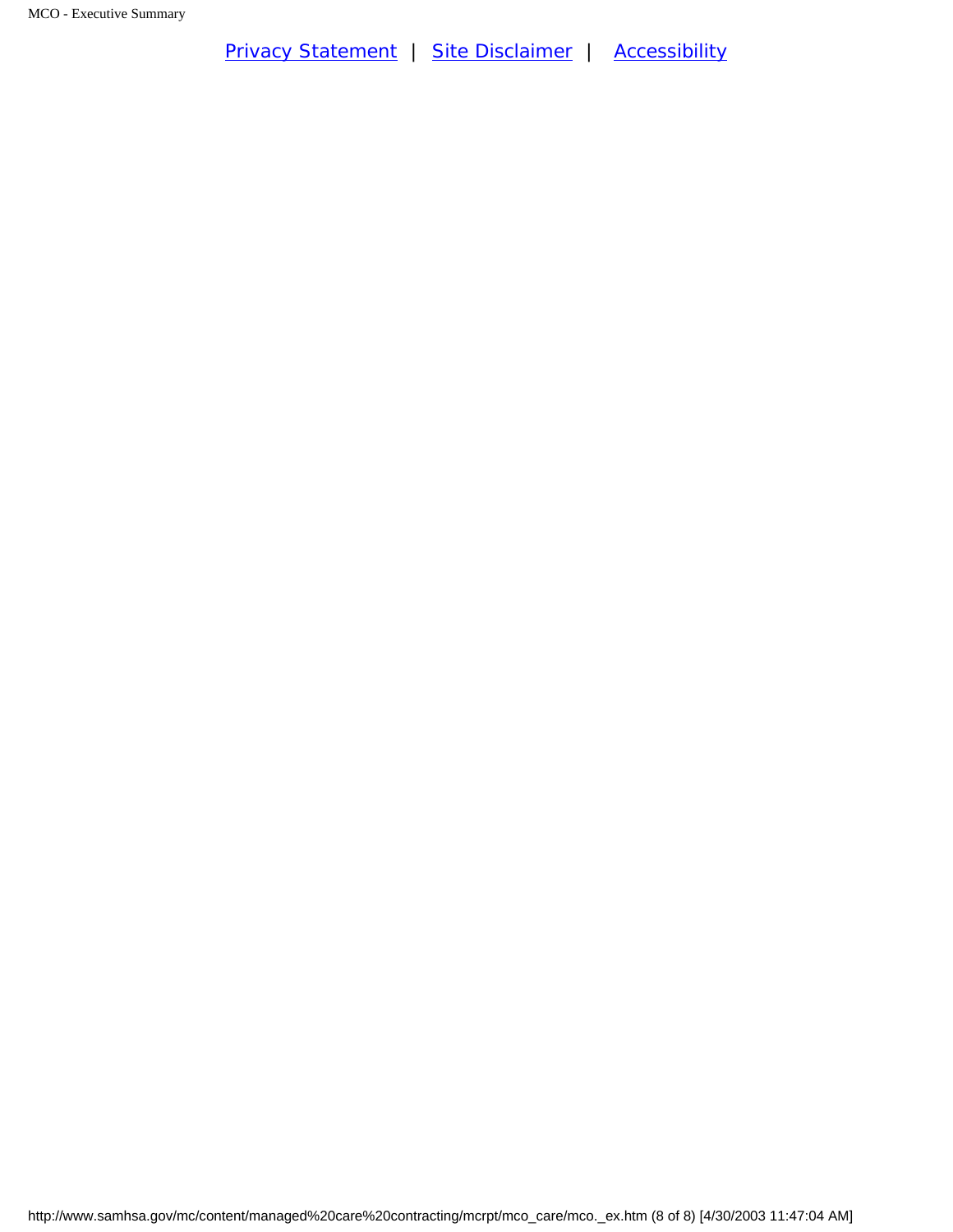Privacy Statement | Site Disclaimer | Accessibility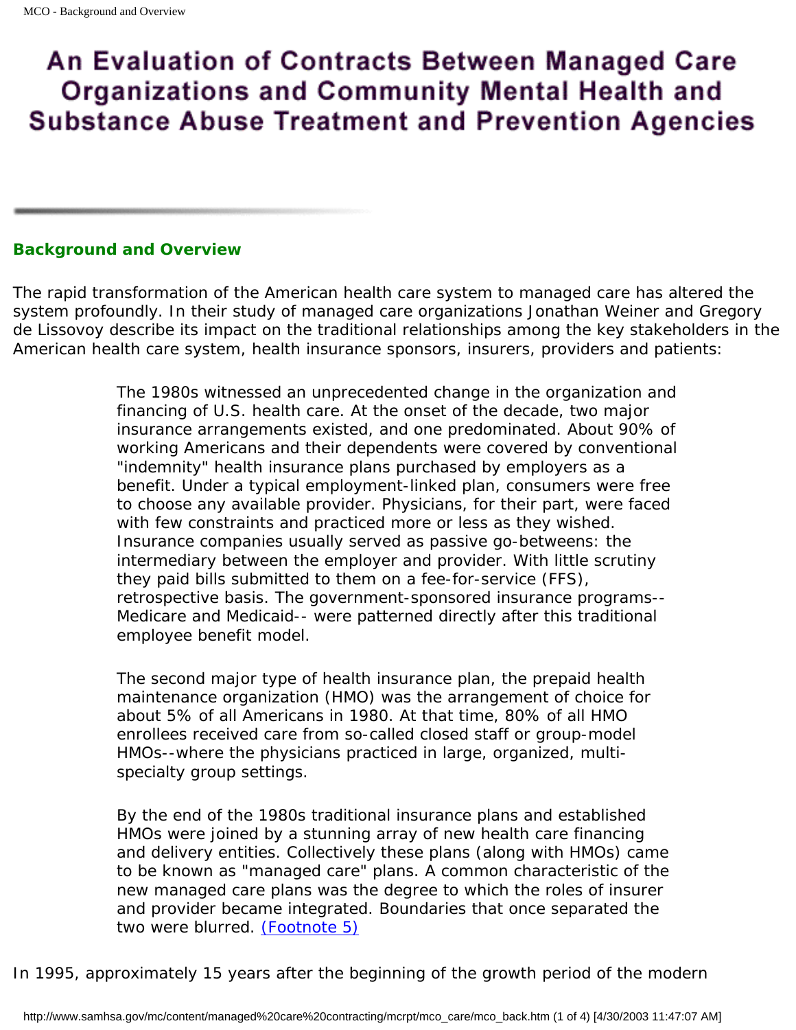# An Evaluation of Contracts Between Managed Care Organizations and Community Mental Health and Substance Abuse Treatment and Prevention Agencies

## Background and Overview

The rapid transformation of the American health care system to managed care has altered the system profoundly. In their study of managed care organizations Jonathan Weiner and Gregory de Lissovoy describe its impact on the traditional relationships among the key stakeholders in the American health care system, health insurance sponsors, insurers, providers and patients:

> The 1980s witnessed an unprecedented change in the organization and financing of U.S. health care. At the onset of the decade, two major insurance arrangements existed, and one predominated. About 90% of working Americans and their dependents were covered by conventional "indemnity" health insurance plans purchased by employers as a benefit. Under a typical employment-linked plan, consumers were free to choose any available provider. Physicians, for their part, were faced with few constraints and practiced more or less as they wished. Insurance companies usually served as passive go-betweens: the intermediary between the employer and provider. With little scrutiny they paid bills submitted to them on a fee-for-service (FFS), retrospective basis. The government-sponsored insurance programs--Medicare and Medicaid-- were patterned directly after this traditional employee benefit model.
>
> The second major type of health insurance plan, the prepaid health maintenance organization (HMO) was the arrangement of choice for about 5% of all Americans in 1980. At that time, 80% of all HMO enrollees received care from so-called closed staff or group-model HMOs--where the physicians practiced in large, organized, multi-specialty group settings.
>
> By the end of the 1980s traditional insurance plans and established HMOs were joined by a stunning array of new health care financing and delivery entities. Collectively these plans (along with HMOs) came to be known as "managed care" plans. A common characteristic of the new managed care plans was the degree to which the roles of insurer and provider became integrated. Boundaries that once separated the two were blurred. (Footnote 5)

In 1995, approximately 15 years after the beginning of the growth period of the modern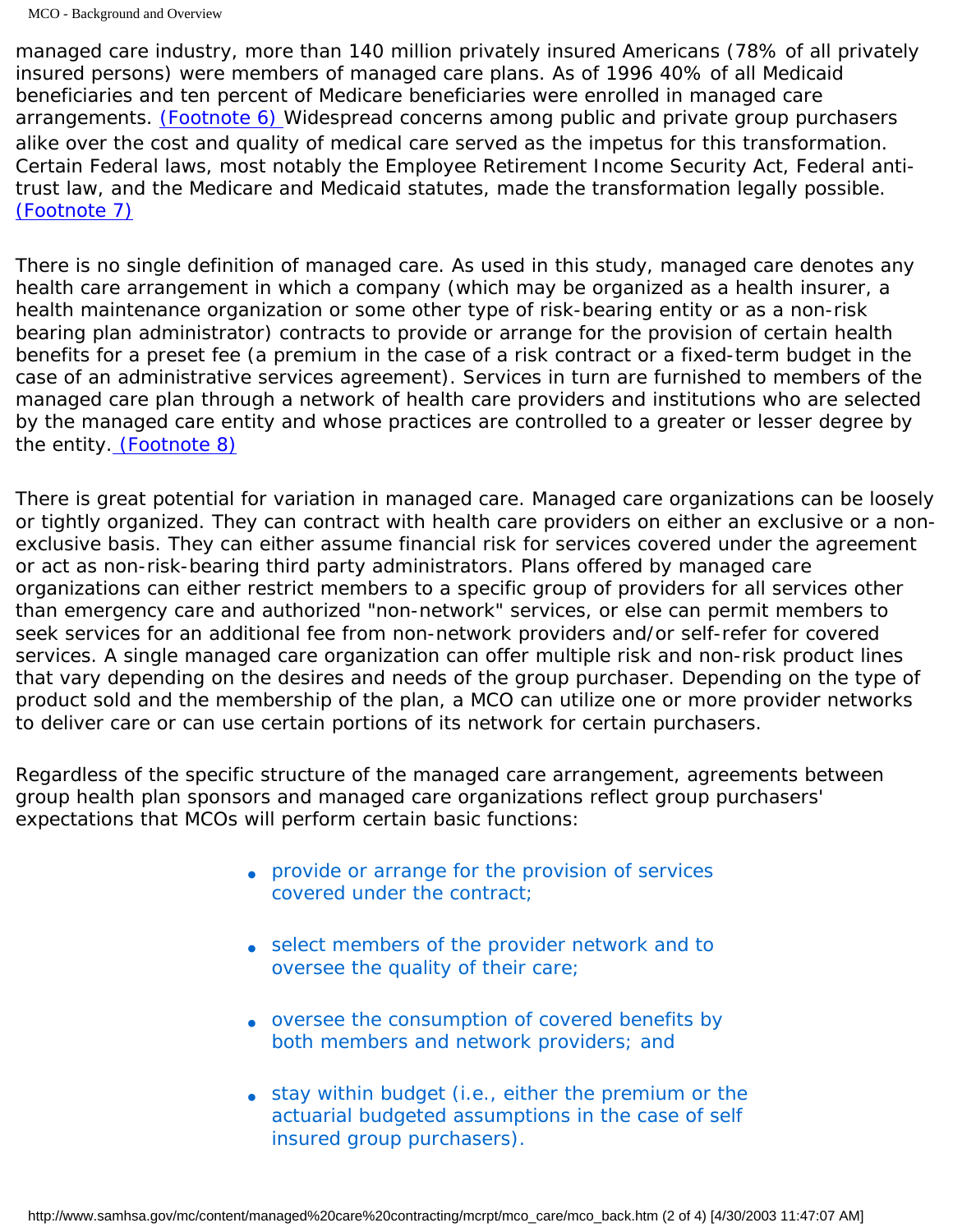managed care industry, more than 140 million privately insured Americans (78% of all privately insured persons) were members of managed care plans. As of 1996 40% of all Medicaid beneficiaries and ten percent of Medicare beneficiaries were enrolled in managed care arrangements. (Footnote 6) Widespread concerns among public and private group purchasers alike over the cost and quality of medical care served as the impetus for this transformation. Certain Federal laws, most notably the Employee Retirement Income Security Act, Federal anti-trust law, and the Medicare and Medicaid statutes, made the transformation legally possible. (Footnote 7)

There is no single definition of managed care. As used in this study, managed care denotes any health care arrangement in which a company (which may be organized as a health insurer, a health maintenance organization or some other type of risk-bearing entity or as a non-risk bearing plan administrator) contracts to provide or arrange for the provision of certain health benefits for a preset fee (a premium in the case of a risk contract or a fixed-term budget in the case of an administrative services agreement). Services in turn are furnished to members of the managed care plan through a network of health care providers and institutions who are selected by the managed care entity and whose practices are controlled to a greater or lesser degree by the entity. (Footnote 8)

There is great potential for variation in managed care. Managed care organizations can be loosely or tightly organized. They can contract with health care providers on either an exclusive or a non-exclusive basis. They can either assume financial risk for services covered under the agreement or act as non-risk-bearing third party administrators. Plans offered by managed care organizations can either restrict members to a specific group of providers for all services other than emergency care and authorized "non-network" services, or else can permit members to seek services for an additional fee from non-network providers and/or self-refer for covered services. A single managed care organization can offer multiple risk and non-risk product lines that vary depending on the desires and needs of the group purchaser. Depending on the type of product sold and the membership of the plan, a MCO can utilize one or more provider networks to deliver care or can use certain portions of its network for certain purchasers.

Regardless of the specific structure of the managed care arrangement, agreements between group health plan sponsors and managed care organizations reflect group purchasers' expectations that MCOs will perform certain basic functions:

- provide or arrange for the provision of services covered under the contract;
- select members of the provider network and to oversee the quality of their care;
- oversee the consumption of covered benefits by both members and network providers; and
- stay within budget (i.e., either the premium or the actuarial budgeted assumptions in the case of self insured group purchasers).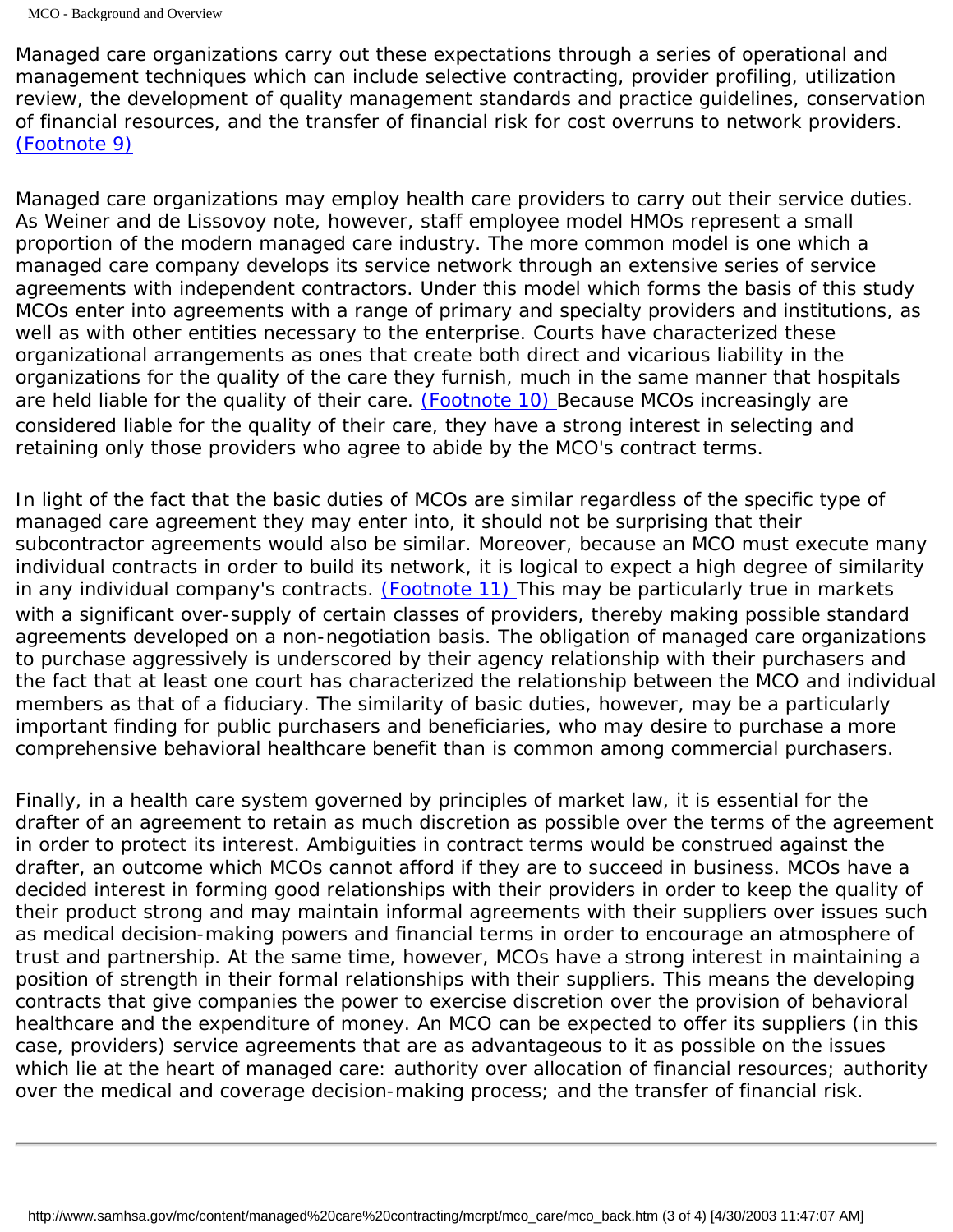Managed care organizations carry out these expectations through a series of operational and management techniques which can include selective contracting, provider profiling, utilization review, the development of quality management standards and practice guidelines, conservation of financial resources, and the transfer of financial risk for cost overruns to network providers. (Footnote 9)

Managed care organizations may employ health care providers to carry out their service duties. As Weiner and de Lissovoy note, however, staff employee model HMOs represent a small proportion of the modern managed care industry. The more common model is one which a managed care company develops its service network through an extensive series of service agreements with independent contractors. Under this model which forms the basis of this study MCOs enter into agreements with a range of primary and specialty providers and institutions, as well as with other entities necessary to the enterprise. Courts have characterized these organizational arrangements as ones that create both direct and vicarious liability in the organizations for the quality of the care they furnish, much in the same manner that hospitals are held liable for the quality of their care. (Footnote 10) Because MCOs increasingly are considered liable for the quality of their care, they have a strong interest in selecting and retaining only those providers who agree to abide by the MCO's contract terms.

In light of the fact that the basic duties of MCOs are similar regardless of the specific type of managed care agreement they may enter into, it should not be surprising that their subcontractor agreements would also be similar. Moreover, because an MCO must execute many individual contracts in order to build its network, it is logical to expect a high degree of similarity in any individual company's contracts. (Footnote 11) This may be particularly true in markets with a significant over-supply of certain classes of providers, thereby making possible standard agreements developed on a non-negotiation basis. The obligation of managed care organizations to purchase aggressively is underscored by their agency relationship with their purchasers and the fact that at least one court has characterized the relationship between the MCO and individual members as that of a fiduciary. The similarity of basic duties, however, may be a particularly important finding for public purchasers and beneficiaries, who may desire to purchase a more comprehensive behavioral healthcare benefit than is common among commercial purchasers.

Finally, in a health care system governed by principles of market law, it is essential for the drafter of an agreement to retain as much discretion as possible over the terms of the agreement in order to protect its interest. Ambiguities in contract terms would be construed against the drafter, an outcome which MCOs cannot afford if they are to succeed in business. MCOs have a decided interest in forming good relationships with their providers in order to keep the quality of their product strong and may maintain informal agreements with their suppliers over issues such as medical decision-making powers and financial terms in order to encourage an atmosphere of trust and partnership. At the same time, however, MCOs have a strong interest in maintaining a position of strength in their formal relationships with their suppliers. This means the developing contracts that give companies the power to exercise discretion over the provision of behavioral healthcare and the expenditure of money. An MCO can be expected to offer its suppliers (in this case, providers) service agreements that are as advantageous to it as possible on the issues which lie at the heart of managed care: authority over allocation of financial resources; authority over the medical and coverage decision-making process; and the transfer of financial risk.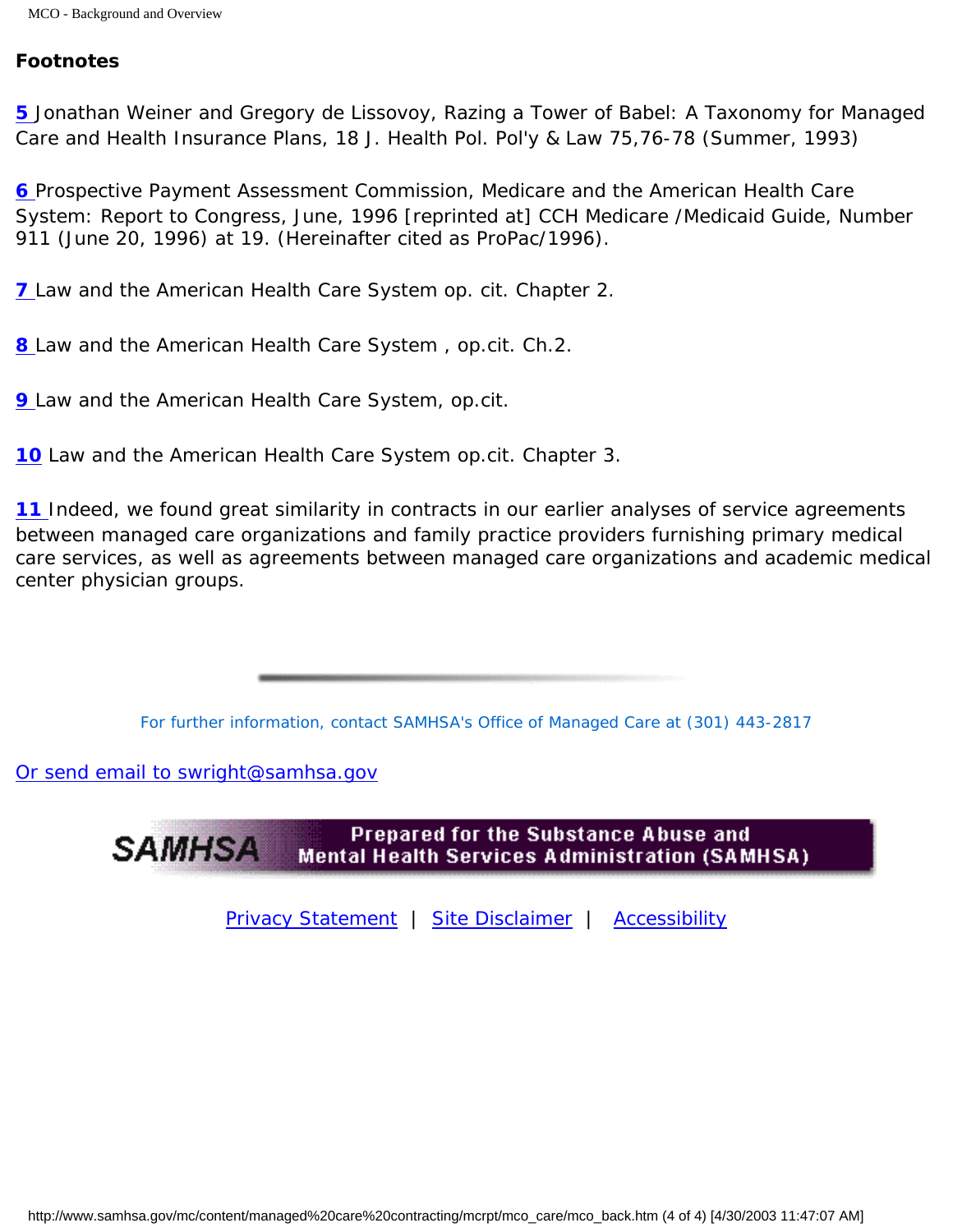**Footnotes**

**5** Jonathan Weiner and Gregory de Lissovoy, Razing a Tower of Babel: A Taxonomy for Managed Care and Health Insurance Plans, 18 J. Health Pol. Pol'y & Law 75,76-78 (Summer, 1993)

**6** Prospective Payment Assessment Commission, Medicare and the American Health Care System: Report to Congress, June, 1996 [reprinted at] CCH Medicare /Medicaid Guide, Number 911 (June 20, 1996) at 19. (Hereinafter cited as ProPac/1996).

**7** Law and the American Health Care System op. cit. Chapter 2.

**8** Law and the American Health Care System , op.cit. Ch.2.

**9** Law and the American Health Care System, op.cit.

**10** Law and the American Health Care System op.cit. Chapter 3.

**11** Indeed, we found great similarity in contracts in our earlier analyses of service agreements between managed care organizations and family practice providers furnishing primary medical care services, as well as agreements between managed care organizations and academic medical center physician groups.

For further information, contact SAMHSA's Office of Managed Care at (301) 443-2817

Or send email to swright@samhsa.gov

Prepared for the Substance Abuse and Mental Health Services Administration (SAMHSA)

Privacy Statement | Site Disclaimer | Accessibility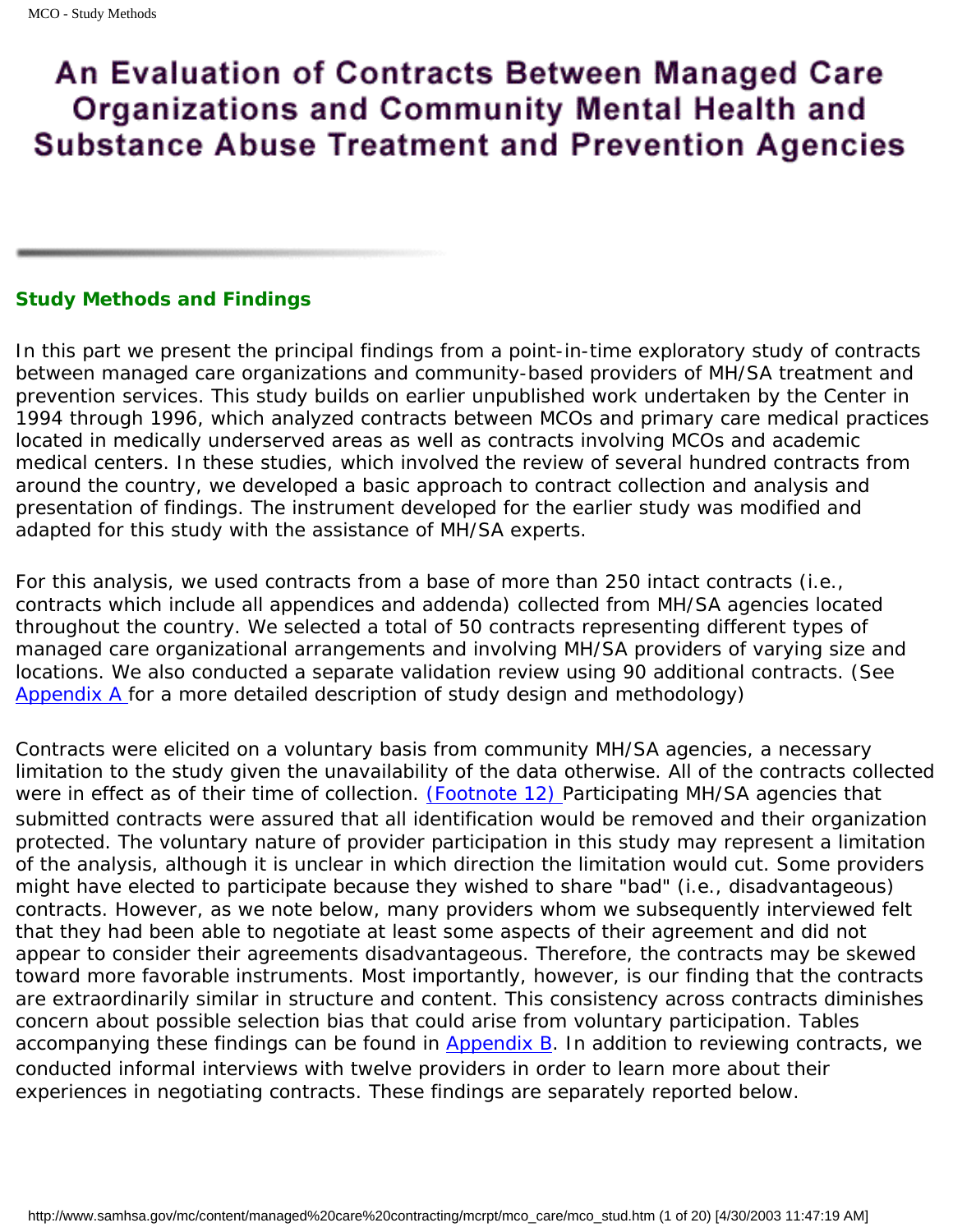# An Evaluation of Contracts Between Managed Care Organizations and Community Mental Health and Substance Abuse Treatment and Prevention Agencies

## Study Methods and Findings

In this part we present the principal findings from a point-in-time exploratory study of contracts between managed care organizations and community-based providers of MH/SA treatment and prevention services. This study builds on earlier unpublished work undertaken by the Center in 1994 through 1996, which analyzed contracts between MCOs and primary care medical practices located in medically underserved areas as well as contracts involving MCOs and academic medical centers. In these studies, which involved the review of several hundred contracts from around the country, we developed a basic approach to contract collection and analysis and presentation of findings. The instrument developed for the earlier study was modified and adapted for this study with the assistance of MH/SA experts.

For this analysis, we used contracts from a base of more than 250 intact contracts (i.e., contracts which include all appendices and addenda) collected from MH/SA agencies located throughout the country. We selected a total of 50 contracts representing different types of managed care organizational arrangements and involving MH/SA providers of varying size and locations. We also conducted a separate validation review using 90 additional contracts. (See Appendix A for a more detailed description of study design and methodology)

Contracts were elicited on a voluntary basis from community MH/SA agencies, a necessary limitation to the study given the unavailability of the data otherwise. All of the contracts collected were in effect as of their time of collection. (Footnote 12) Participating MH/SA agencies that submitted contracts were assured that all identification would be removed and their organization protected. The voluntary nature of provider participation in this study may represent a limitation of the analysis, although it is unclear in which direction the limitation would cut. Some providers might have elected to participate because they wished to share "bad" (i.e., disadvantageous) contracts. However, as we note below, many providers whom we subsequently interviewed felt that they had been able to negotiate at least some aspects of their agreement and did not appear to consider their agreements disadvantageous. Therefore, the contracts may be skewed toward more favorable instruments. Most importantly, however, is our finding that the contracts are extraordinarily similar in structure and content. This consistency across contracts diminishes concern about possible selection bias that could arise from voluntary participation. Tables accompanying these findings can be found in Appendix B. In addition to reviewing contracts, we conducted informal interviews with twelve providers in order to learn more about their experiences in negotiating contracts. These findings are separately reported below.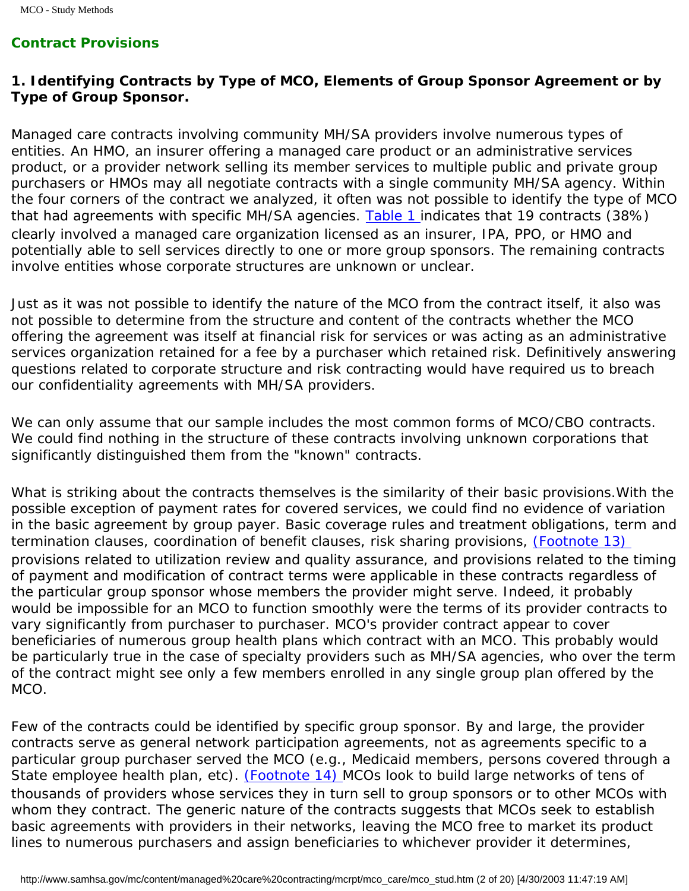## Contract Provisions

### 1. Identifying Contracts by Type of MCO, Elements of Group Sponsor Agreement or by Type of Group Sponsor.

Managed care contracts involving community MH/SA providers involve numerous types of entities. An HMO, an insurer offering a managed care product or an administrative services product, or a provider network selling its member services to multiple public and private group purchasers or HMOs may all negotiate contracts with a single community MH/SA agency. Within the four corners of the contract we analyzed, it often was not possible to identify the type of MCO that had agreements with specific MH/SA agencies. Table 1 indicates that 19 contracts (38%) clearly involved a managed care organization licensed as an insurer, IPA, PPO, or HMO and potentially able to sell services directly to one or more group sponsors. The remaining contracts involve entities whose corporate structures are unknown or unclear.

Just as it was not possible to identify the nature of the MCO from the contract itself, it also was not possible to determine from the structure and content of the contracts whether the MCO offering the agreement was itself at financial risk for services or was acting as an administrative services organization retained for a fee by a purchaser which retained risk. Definitively answering questions related to corporate structure and risk contracting would have required us to breach our confidentiality agreements with MH/SA providers.

We can only assume that our sample includes the most common forms of MCO/CBO contracts. We could find nothing in the structure of these contracts involving unknown corporations that significantly distinguished them from the "known" contracts.

What is striking about the contracts themselves is the similarity of their basic provisions.With the possible exception of payment rates for covered services, we could find no evidence of variation in the basic agreement by group payer. Basic coverage rules and treatment obligations, term and termination clauses, coordination of benefit clauses, risk sharing provisions, (Footnote 13) provisions related to utilization review and quality assurance, and provisions related to the timing of payment and modification of contract terms were applicable in these contracts regardless of the particular group sponsor whose members the provider might serve. Indeed, it probably would be impossible for an MCO to function smoothly were the terms of its provider contracts to vary significantly from purchaser to purchaser. MCO's provider contract appear to cover beneficiaries of numerous group health plans which contract with an MCO. This probably would be particularly true in the case of specialty providers such as MH/SA agencies, who over the term of the contract might see only a few members enrolled in any single group plan offered by the MCO.

Few of the contracts could be identified by specific group sponsor. By and large, the provider contracts serve as general network participation agreements, not as agreements specific to a particular group purchaser served the MCO (e.g., Medicaid members, persons covered through a State employee health plan, etc). (Footnote 14) MCOs look to build large networks of tens of thousands of providers whose services they in turn sell to group sponsors or to other MCOs with whom they contract. The generic nature of the contracts suggests that MCOs seek to establish basic agreements with providers in their networks, leaving the MCO free to market its product lines to numerous purchasers and assign beneficiaries to whichever provider it determines,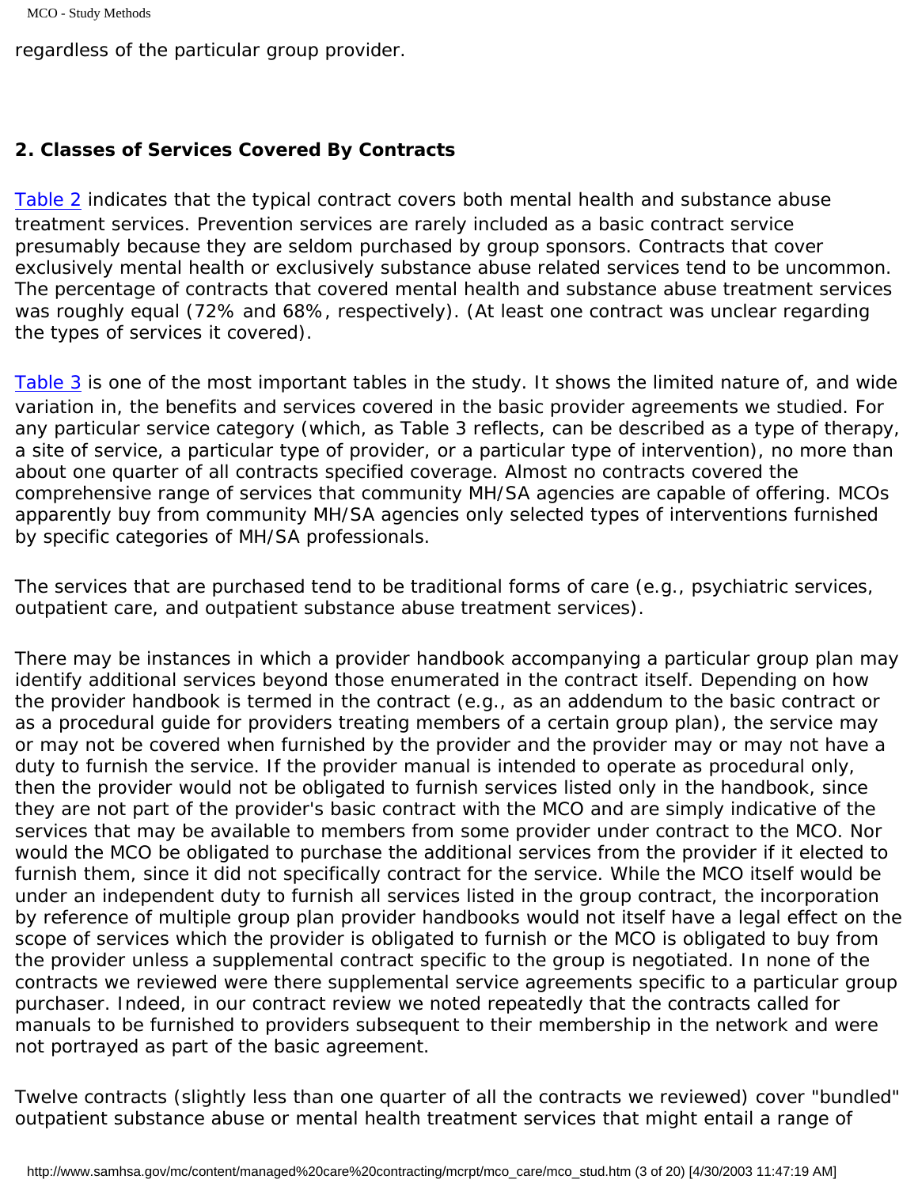regardless of the particular group provider.

### 2. Classes of Services Covered By Contracts

Table 2 indicates that the typical contract covers both mental health and substance abuse treatment services. Prevention services are rarely included as a basic contract service presumably because they are seldom purchased by group sponsors. Contracts that cover exclusively mental health or exclusively substance abuse related services tend to be uncommon. The percentage of contracts that covered mental health and substance abuse treatment services was roughly equal (72% and 68%, respectively). (At least one contract was unclear regarding the types of services it covered).

Table 3 is one of the most important tables in the study. It shows the limited nature of, and wide variation in, the benefits and services covered in the basic provider agreements we studied. For any particular service category (which, as Table 3 reflects, can be described as a type of therapy, a site of service, a particular type of provider, or a particular type of intervention), no more than about one quarter of all contracts specified coverage. Almost no contracts covered the comprehensive range of services that community MH/SA agencies are capable of offering. MCOs apparently buy from community MH/SA agencies only selected types of interventions furnished by specific categories of MH/SA professionals.

The services that are purchased tend to be traditional forms of care (e.g., psychiatric services, outpatient care, and outpatient substance abuse treatment services).

There may be instances in which a provider handbook accompanying a particular group plan may identify additional services beyond those enumerated in the contract itself. Depending on how the provider handbook is termed in the contract (e.g., as an addendum to the basic contract or as a procedural guide for providers treating members of a certain group plan), the service may or may not be covered when furnished by the provider and the provider may or may not have a duty to furnish the service. If the provider manual is intended to operate as procedural only, then the provider would not be obligated to furnish services listed only in the handbook, since they are not part of the provider's basic contract with the MCO and are simply indicative of the services that may be available to members from some provider under contract to the MCO. Nor would the MCO be obligated to purchase the additional services from the provider if it elected to furnish them, since it did not specifically contract for the service. While the MCO itself would be under an independent duty to furnish all services listed in the group contract, the incorporation by reference of multiple group plan provider handbooks would not itself have a legal effect on the scope of services which the provider is obligated to furnish or the MCO is obligated to buy from the provider unless a supplemental contract specific to the group is negotiated. In none of the contracts we reviewed were there supplemental service agreements specific to a particular group purchaser. Indeed, in our contract review we noted repeatedly that the contracts called for manuals to be furnished to providers subsequent to their membership in the network and were not portrayed as part of the basic agreement.

Twelve contracts (slightly less than one quarter of all the contracts we reviewed) cover "bundled" outpatient substance abuse or mental health treatment services that might entail a range of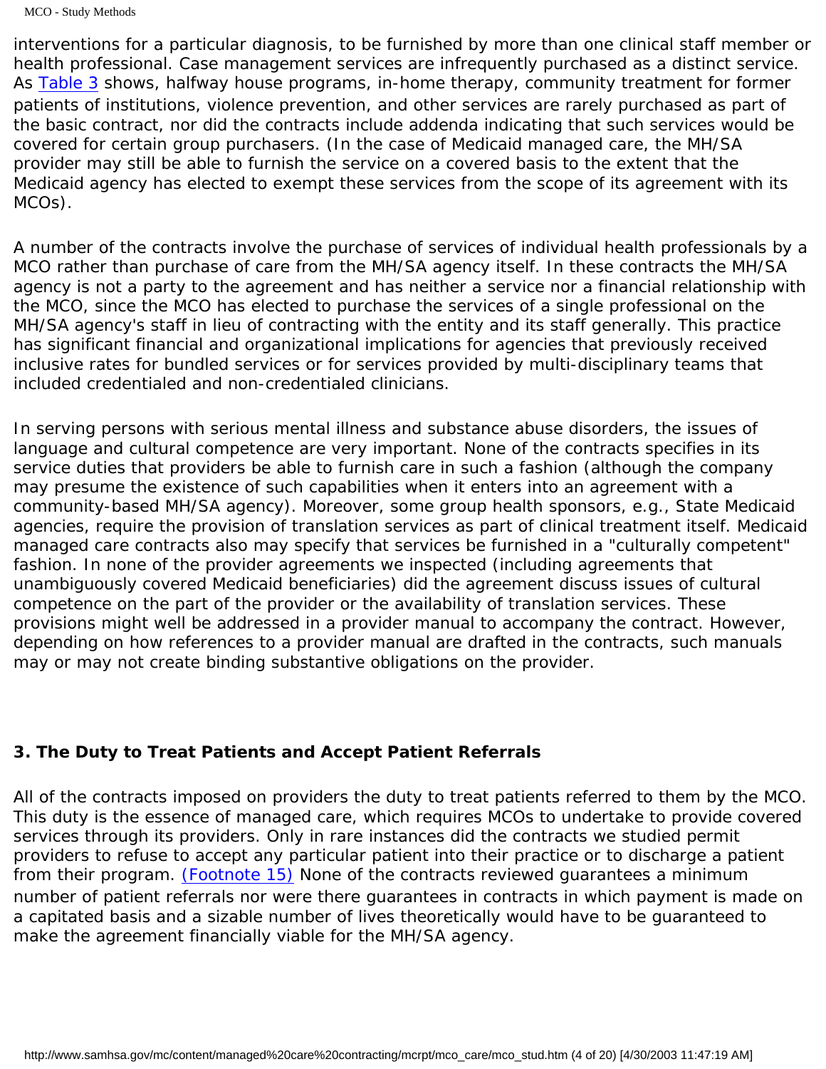interventions for a particular diagnosis, to be furnished by more than one clinical staff member or health professional. Case management services are infrequently purchased as a distinct service. As Table 3 shows, halfway house programs, in-home therapy, community treatment for former patients of institutions, violence prevention, and other services are rarely purchased as part of the basic contract, nor did the contracts include addenda indicating that such services would be covered for certain group purchasers. (In the case of Medicaid managed care, the MH/SA provider may still be able to furnish the service on a covered basis to the extent that the Medicaid agency has elected to exempt these services from the scope of its agreement with its MCOs).

A number of the contracts involve the purchase of services of individual health professionals by a MCO rather than purchase of care from the MH/SA agency itself. In these contracts the MH/SA agency is not a party to the agreement and has neither a service nor a financial relationship with the MCO, since the MCO has elected to purchase the services of a single professional on the MH/SA agency's staff in lieu of contracting with the entity and its staff generally. This practice has significant financial and organizational implications for agencies that previously received inclusive rates for bundled services or for services provided by multi-disciplinary teams that included credentialed and non-credentialed clinicians.

In serving persons with serious mental illness and substance abuse disorders, the issues of language and cultural competence are very important. None of the contracts specifies in its service duties that providers be able to furnish care in such a fashion (although the company may presume the existence of such capabilities when it enters into an agreement with a community-based MH/SA agency). Moreover, some group health sponsors, e.g., State Medicaid agencies, require the provision of translation services as part of clinical treatment itself. Medicaid managed care contracts also may specify that services be furnished in a "culturally competent" fashion. In none of the provider agreements we inspected (including agreements that unambiguously covered Medicaid beneficiaries) did the agreement discuss issues of cultural competence on the part of the provider or the availability of translation services. These provisions might well be addressed in a provider manual to accompany the contract. However, depending on how references to a provider manual are drafted in the contracts, such manuals may or may not create binding substantive obligations on the provider.

### 3. The Duty to Treat Patients and Accept Patient Referrals

All of the contracts imposed on providers the duty to treat patients referred to them by the MCO. This duty is the essence of managed care, which requires MCOs to undertake to provide covered services through its providers. Only in rare instances did the contracts we studied permit providers to refuse to accept any particular patient into their practice or to discharge a patient from their program. (Footnote 15) None of the contracts reviewed guarantees a minimum number of patient referrals nor were there guarantees in contracts in which payment is made on a capitated basis and a sizable number of lives theoretically would have to be guaranteed to make the agreement financially viable for the MH/SA agency.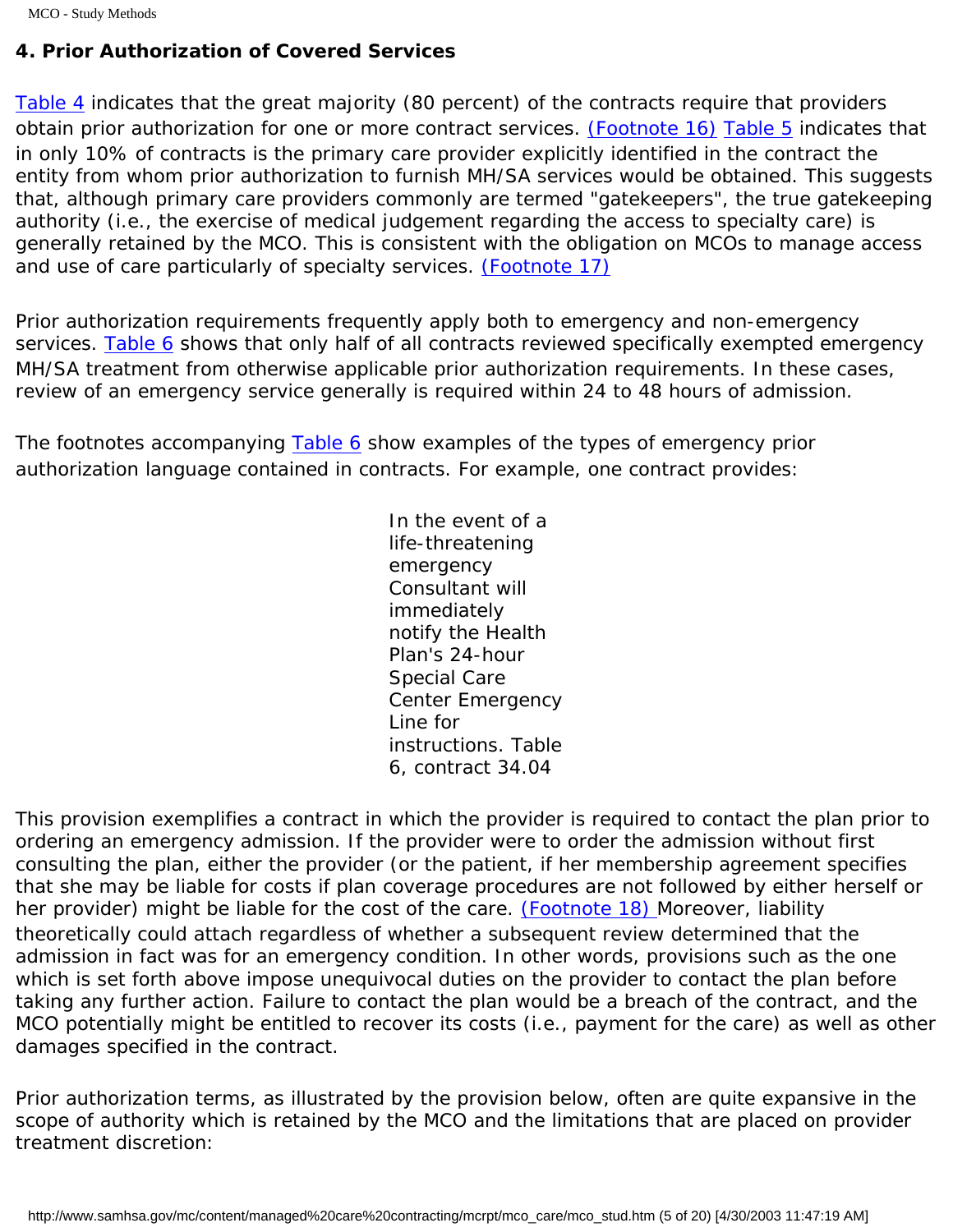### 4. Prior Authorization of Covered Services

Table 4 indicates that the great majority (80 percent) of the contracts require that providers obtain prior authorization for one or more contract services. (Footnote 16) Table 5 indicates that in only 10% of contracts is the primary care provider explicitly identified in the contract the entity from whom prior authorization to furnish MH/SA services would be obtained. This suggests that, although primary care providers commonly are termed "gatekeepers", the true gatekeeping authority (i.e., the exercise of medical judgement regarding the access to specialty care) is generally retained by the MCO. This is consistent with the obligation on MCOs to manage access and use of care particularly of specialty services. (Footnote 17)

Prior authorization requirements frequently apply both to emergency and non-emergency services. Table 6 shows that only half of all contracts reviewed specifically exempted emergency MH/SA treatment from otherwise applicable prior authorization requirements. In these cases, review of an emergency service generally is required within 24 to 48 hours of admission.

The footnotes accompanying Table 6 show examples of the types of emergency prior authorization language contained in contracts. For example, one contract provides:

> In the event of a life-threatening emergency Consultant will immediately notify the Health Plan's 24-hour Special Care Center Emergency Line for instructions. Table 6, contract 34.04

This provision exemplifies a contract in which the provider is required to contact the plan prior to ordering an emergency admission. If the provider were to order the admission without first consulting the plan, either the provider (or the patient, if her membership agreement specifies that she may be liable for costs if plan coverage procedures are not followed by either herself or her provider) might be liable for the cost of the care. (Footnote 18) Moreover, liability theoretically could attach regardless of whether a subsequent review determined that the admission in fact was for an emergency condition. In other words, provisions such as the one which is set forth above impose unequivocal duties on the provider to contact the plan before taking any further action. Failure to contact the plan would be a breach of the contract, and the MCO potentially might be entitled to recover its costs (i.e., payment for the care) as well as other damages specified in the contract.

Prior authorization terms, as illustrated by the provision below, often are quite expansive in the scope of authority which is retained by the MCO and the limitations that are placed on provider treatment discretion: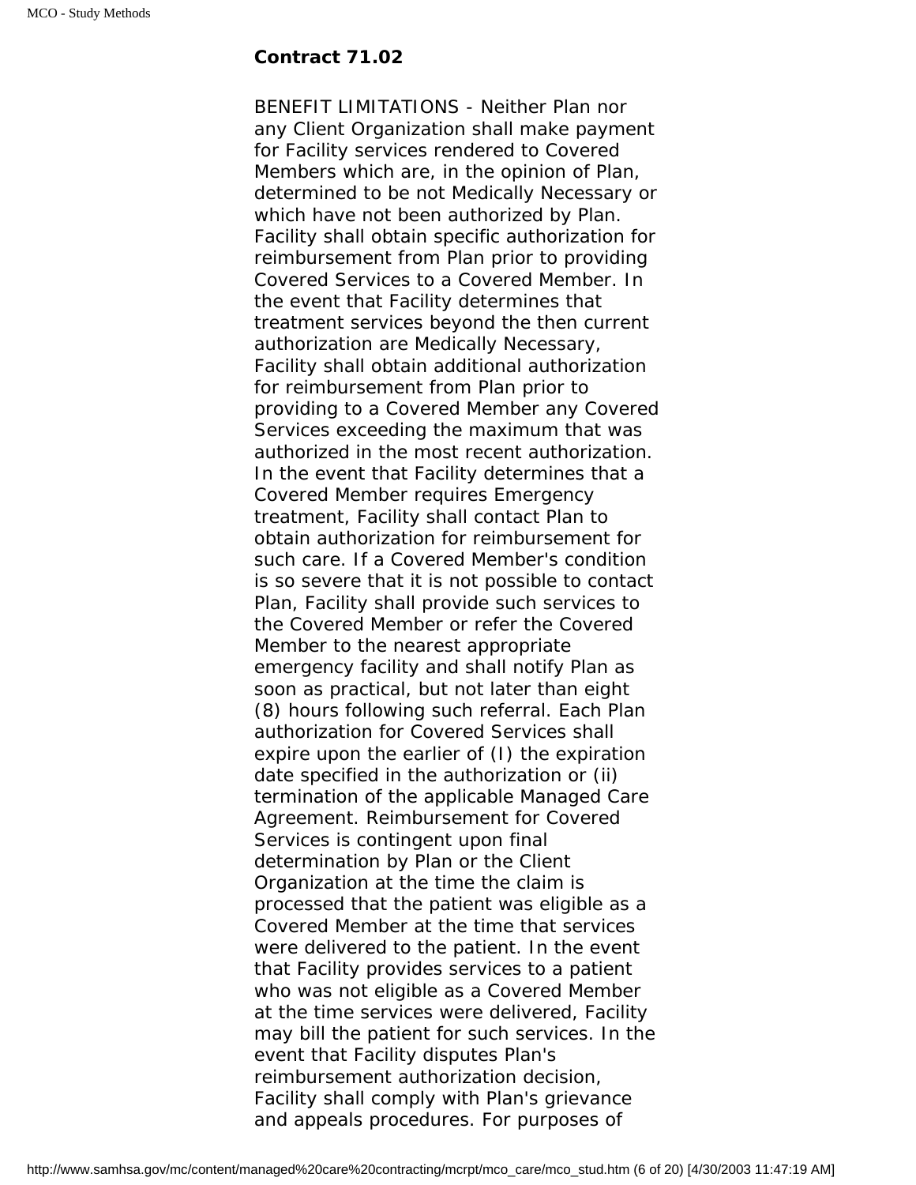**Contract 71.02**

BENEFIT LIMITATIONS - Neither Plan nor any Client Organization shall make payment for Facility services rendered to Covered Members which are, in the opinion of Plan, determined to be not Medically Necessary or which have not been authorized by Plan. Facility shall obtain specific authorization for reimbursement from Plan prior to providing Covered Services to a Covered Member. In the event that Facility determines that treatment services beyond the then current authorization are Medically Necessary, Facility shall obtain additional authorization for reimbursement from Plan prior to providing to a Covered Member any Covered Services exceeding the maximum that was authorized in the most recent authorization. In the event that Facility determines that a Covered Member requires Emergency treatment, Facility shall contact Plan to obtain authorization for reimbursement for such care. If a Covered Member's condition is so severe that it is not possible to contact Plan, Facility shall provide such services to the Covered Member or refer the Covered Member to the nearest appropriate emergency facility and shall notify Plan as soon as practical, but not later than eight (8) hours following such referral. Each Plan authorization for Covered Services shall expire upon the earlier of (I) the expiration date specified in the authorization or (ii) termination of the applicable Managed Care Agreement. Reimbursement for Covered Services is contingent upon final determination by Plan or the Client Organization at the time the claim is processed that the patient was eligible as a Covered Member at the time that services were delivered to the patient. In the event that Facility provides services to a patient who was not eligible as a Covered Member at the time services were delivered, Facility may bill the patient for such services. In the event that Facility disputes Plan's reimbursement authorization decision, Facility shall comply with Plan's grievance and appeals procedures. For purposes of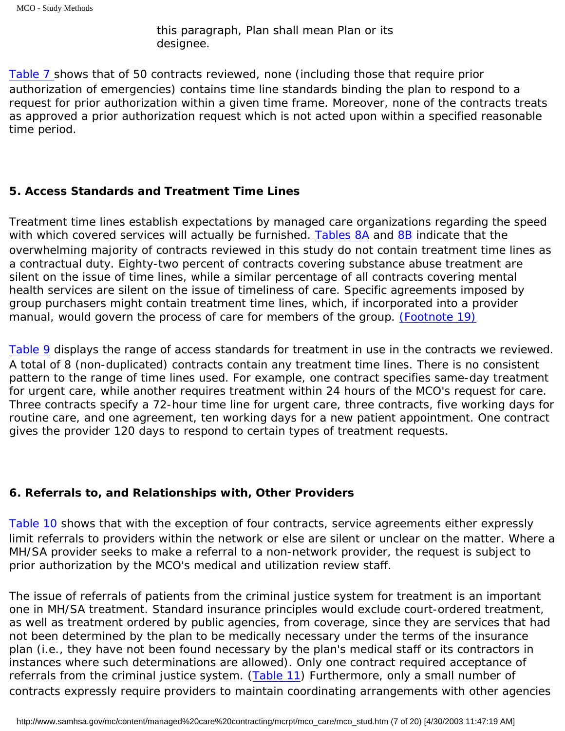this paragraph, Plan shall mean Plan or its designee.

Table 7 shows that of 50 contracts reviewed, none (including those that require prior authorization of emergencies) contains time line standards binding the plan to respond to a request for prior authorization within a given time frame. Moreover, none of the contracts treats as approved a prior authorization request which is not acted upon within a specified reasonable time period.

### 5. Access Standards and Treatment Time Lines

Treatment time lines establish expectations by managed care organizations regarding the speed with which covered services will actually be furnished. Tables 8A and 8B indicate that the overwhelming majority of contracts reviewed in this study do not contain treatment time lines as a contractual duty. Eighty-two percent of contracts covering substance abuse treatment are silent on the issue of time lines, while a similar percentage of all contracts covering mental health services are silent on the issue of timeliness of care. Specific agreements imposed by group purchasers might contain treatment time lines, which, if incorporated into a provider manual, would govern the process of care for members of the group. (Footnote 19)

Table 9 displays the range of access standards for treatment in use in the contracts we reviewed. A total of 8 (non-duplicated) contracts contain any treatment time lines. There is no consistent pattern to the range of time lines used. For example, one contract specifies same-day treatment for urgent care, while another requires treatment within 24 hours of the MCO's request for care. Three contracts specify a 72-hour time line for urgent care, three contracts, five working days for routine care, and one agreement, ten working days for a new patient appointment. One contract gives the provider 120 days to respond to certain types of treatment requests.

### 6. Referrals to, and Relationships with, Other Providers

Table 10 shows that with the exception of four contracts, service agreements either expressly limit referrals to providers within the network or else are silent or unclear on the matter. Where a MH/SA provider seeks to make a referral to a non-network provider, the request is subject to prior authorization by the MCO's medical and utilization review staff.

The issue of referrals of patients from the criminal justice system for treatment is an important one in MH/SA treatment. Standard insurance principles would exclude court-ordered treatment, as well as treatment ordered by public agencies, from coverage, since they are services that had not been determined by the plan to be medically necessary under the terms of the insurance plan (i.e., they have not been found necessary by the plan's medical staff or its contractors in instances where such determinations are allowed). Only one contract required acceptance of referrals from the criminal justice system. (Table 11) Furthermore, only a small number of contracts expressly require providers to maintain coordinating arrangements with other agencies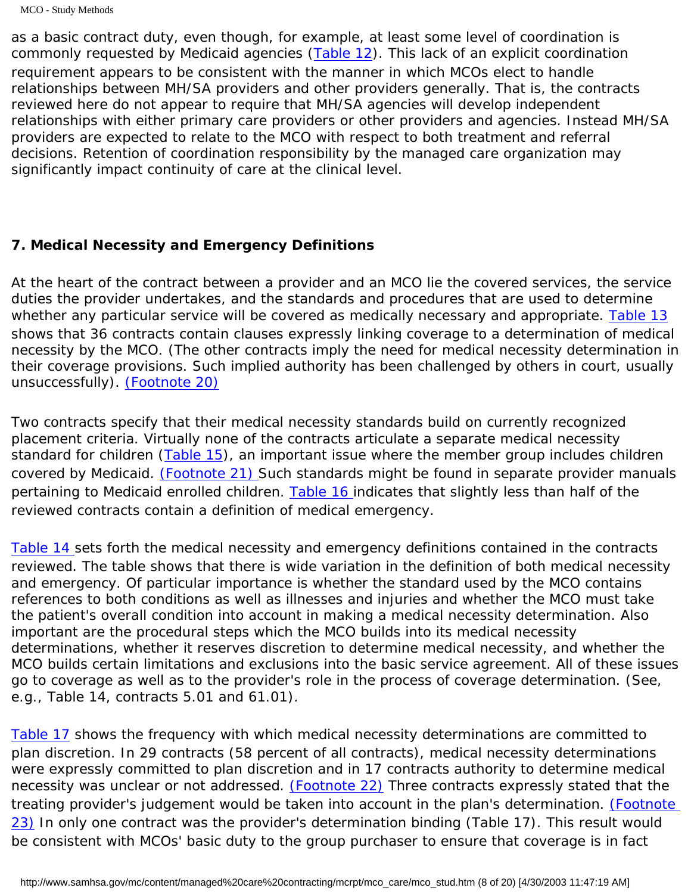as a basic contract duty, even though, for example, at least some level of coordination is commonly requested by Medicaid agencies (Table 12). This lack of an explicit coordination requirement appears to be consistent with the manner in which MCOs elect to handle relationships between MH/SA providers and other providers generally. That is, the contracts reviewed here do not appear to require that MH/SA agencies will develop independent relationships with either primary care providers or other providers and agencies. Instead MH/SA providers are expected to relate to the MCO with respect to both treatment and referral decisions. Retention of coordination responsibility by the managed care organization may significantly impact continuity of care at the clinical level.

### 7. Medical Necessity and Emergency Definitions

At the heart of the contract between a provider and an MCO lie the covered services, the service duties the provider undertakes, and the standards and procedures that are used to determine whether any particular service will be covered as medically necessary and appropriate. Table 13 shows that 36 contracts contain clauses expressly linking coverage to a determination of medical necessity by the MCO. (The other contracts imply the need for medical necessity determination in their coverage provisions. Such implied authority has been challenged by others in court, usually unsuccessfully). (Footnote 20)

Two contracts specify that their medical necessity standards build on currently recognized placement criteria. Virtually none of the contracts articulate a separate medical necessity standard for children (Table 15), an important issue where the member group includes children covered by Medicaid. (Footnote 21) Such standards might be found in separate provider manuals pertaining to Medicaid enrolled children. Table 16 indicates that slightly less than half of the reviewed contracts contain a definition of medical emergency.

Table 14 sets forth the medical necessity and emergency definitions contained in the contracts reviewed. The table shows that there is wide variation in the definition of both medical necessity and emergency. Of particular importance is whether the standard used by the MCO contains references to both conditions as well as illnesses and injuries and whether the MCO must take the patient's overall condition into account in making a medical necessity determination. Also important are the procedural steps which the MCO builds into its medical necessity determinations, whether it reserves discretion to determine medical necessity, and whether the MCO builds certain limitations and exclusions into the basic service agreement. All of these issues go to coverage as well as to the provider's role in the process of coverage determination. (See, e.g., Table 14, contracts 5.01 and 61.01).

Table 17 shows the frequency with which medical necessity determinations are committed to plan discretion. In 29 contracts (58 percent of all contracts), medical necessity determinations were expressly committed to plan discretion and in 17 contracts authority to determine medical necessity was unclear or not addressed. (Footnote 22) Three contracts expressly stated that the treating provider's judgement would be taken into account in the plan's determination. (Footnote 23) In only one contract was the provider's determination binding (Table 17). This result would be consistent with MCOs' basic duty to the group purchaser to ensure that coverage is in fact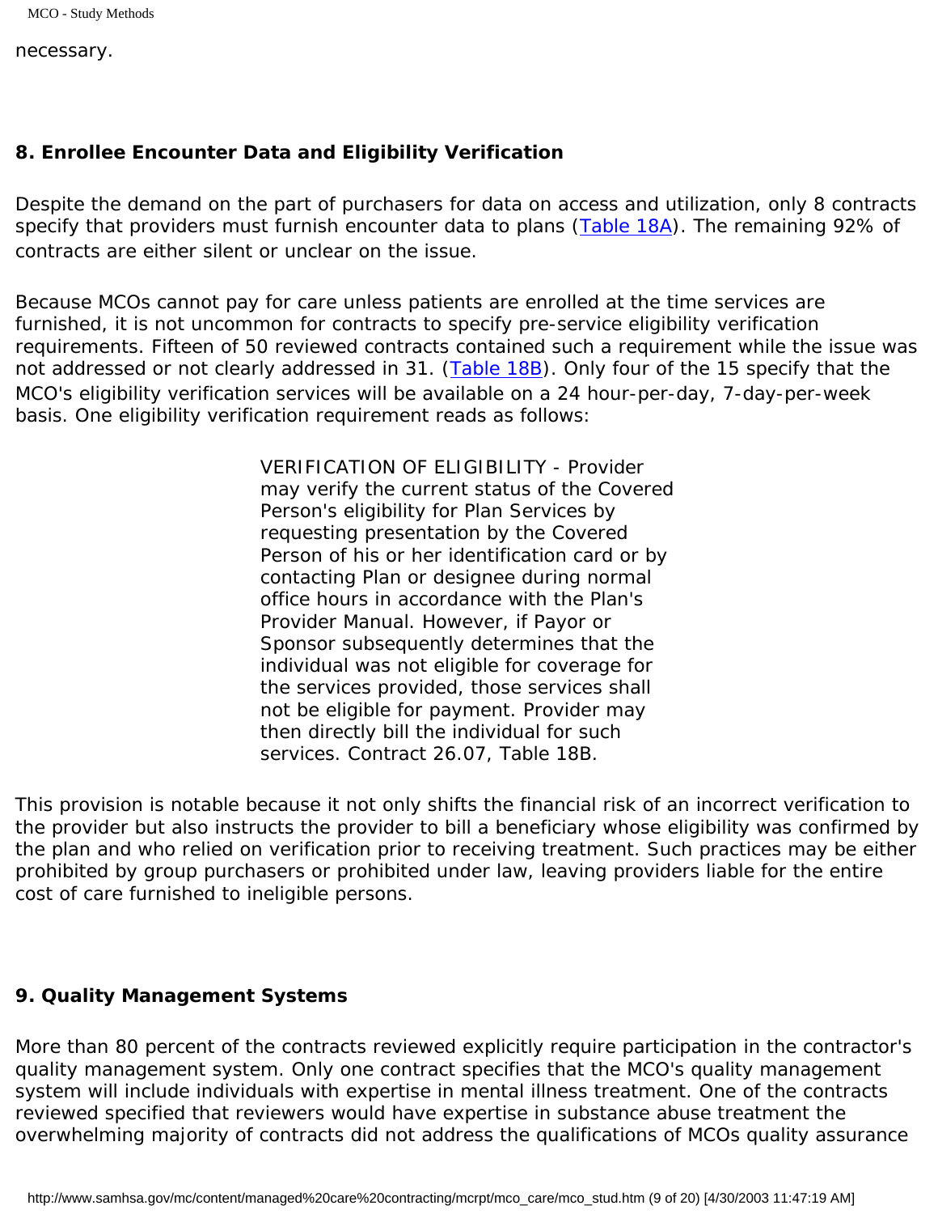necessary.

### 8. Enrollee Encounter Data and Eligibility Verification

Despite the demand on the part of purchasers for data on access and utilization, only 8 contracts specify that providers must furnish encounter data to plans (Table 18A). The remaining 92% of contracts are either silent or unclear on the issue.

Because MCOs cannot pay for care unless patients are enrolled at the time services are furnished, it is not uncommon for contracts to specify pre-service eligibility verification requirements. Fifteen of 50 reviewed contracts contained such a requirement while the issue was not addressed or not clearly addressed in 31. (Table 18B). Only four of the 15 specify that the MCO's eligibility verification services will be available on a 24 hour-per-day, 7-day-per-week basis. One eligibility verification requirement reads as follows:

> VERIFICATION OF ELIGIBILITY - Provider may verify the current status of the Covered Person's eligibility for Plan Services by requesting presentation by the Covered Person of his or her identification card or by contacting Plan or designee during normal office hours in accordance with the Plan's Provider Manual. However, if Payor or Sponsor subsequently determines that the individual was not eligible for coverage for the services provided, those services shall not be eligible for payment. Provider may then directly bill the individual for such services. Contract 26.07, Table 18B.

This provision is notable because it not only shifts the financial risk of an incorrect verification to the provider but also instructs the provider to bill a beneficiary whose eligibility was confirmed by the plan and who relied on verification prior to receiving treatment. Such practices may be either prohibited by group purchasers or prohibited under law, leaving providers liable for the entire cost of care furnished to ineligible persons.

### 9. Quality Management Systems

More than 80 percent of the contracts reviewed explicitly require participation in the contractor's quality management system. Only one contract specifies that the MCO's quality management system will include individuals with expertise in mental illness treatment. One of the contracts reviewed specified that reviewers would have expertise in substance abuse treatment the overwhelming majority of contracts did not address the qualifications of MCOs quality assurance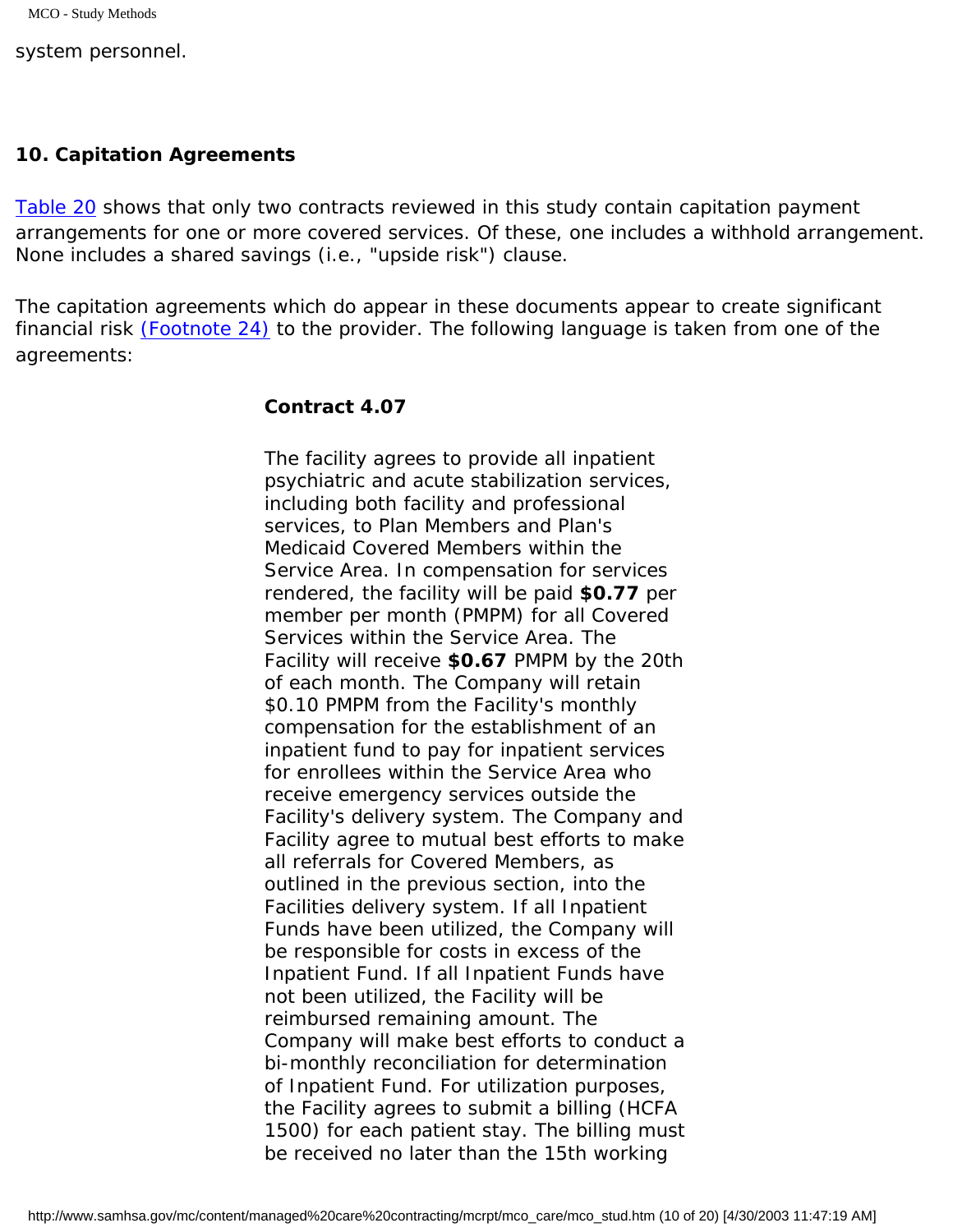system personnel.

### 10. Capitation Agreements

Table 20 shows that only two contracts reviewed in this study contain capitation payment arrangements for one or more covered services. Of these, one includes a withhold arrangement. None includes a shared savings (i.e., "upside risk") clause.

The capitation agreements which do appear in these documents appear to create significant financial risk (Footnote 24) to the provider. The following language is taken from one of the agreements:

> **Contract 4.07**
>
> The facility agrees to provide all inpatient psychiatric and acute stabilization services, including both facility and professional services, to Plan Members and Plan's Medicaid Covered Members within the Service Area. In compensation for services rendered, the facility will be paid **$0.77** per member per month (PMPM) for all Covered Services within the Service Area. The Facility will receive **$0.67** PMPM by the 20th of each month. The Company will retain $0.10 PMPM from the Facility's monthly compensation for the establishment of an inpatient fund to pay for inpatient services for enrollees within the Service Area who receive emergency services outside the Facility's delivery system. The Company and Facility agree to mutual best efforts to make all referrals for Covered Members, as outlined in the previous section, into the Facilities delivery system. If all Inpatient Funds have been utilized, the Company will be responsible for costs in excess of the Inpatient Fund. If all Inpatient Funds have not been utilized, the Facility will be reimbursed remaining amount. The Company will make best efforts to conduct a bi-monthly reconciliation for determination of Inpatient Fund. For utilization purposes, the Facility agrees to submit a billing (HCFA 1500) for each patient stay. The billing must be received no later than the 15th working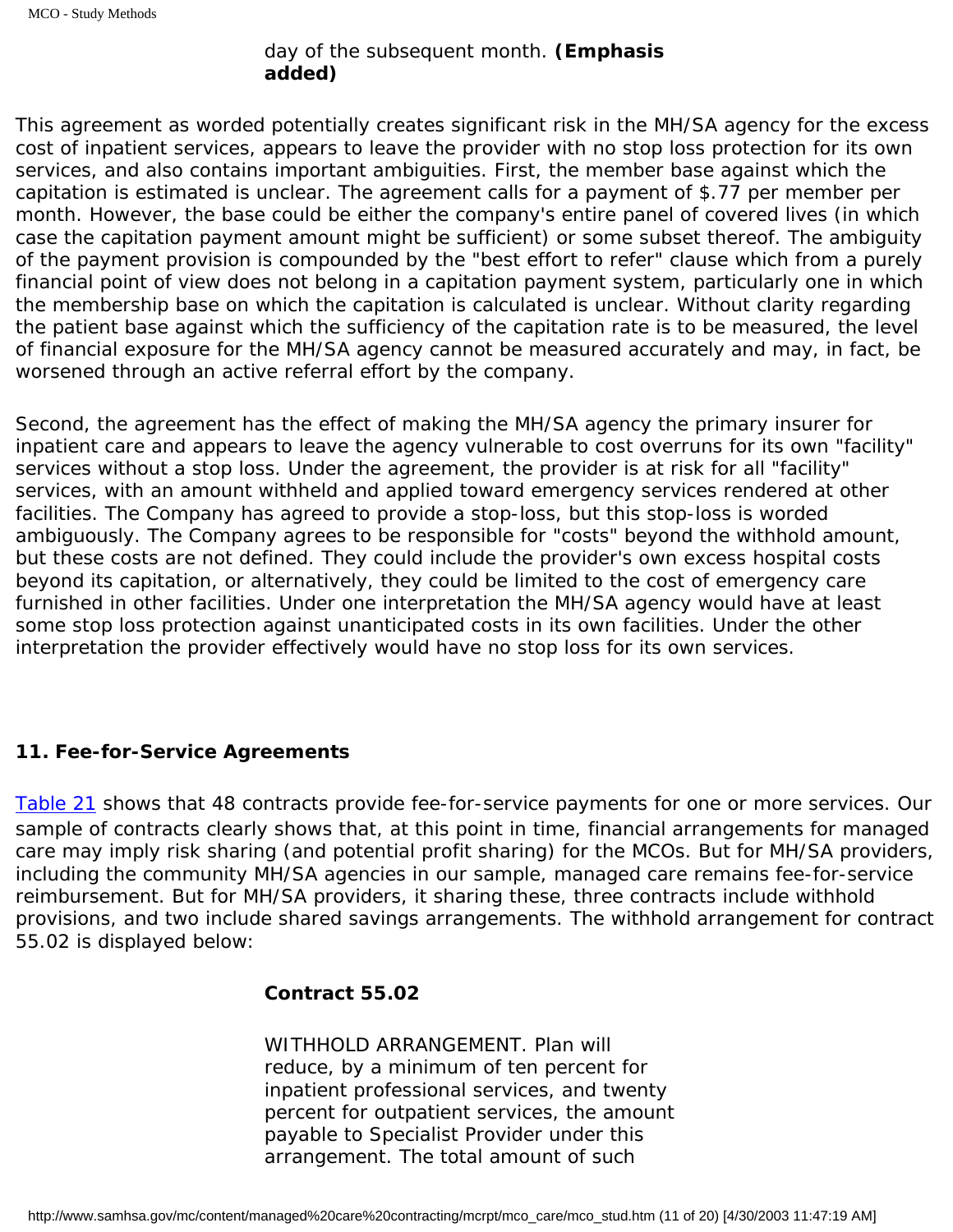> day of the subsequent month. **(Emphasis added)**

This agreement as worded potentially creates significant risk in the MH/SA agency for the excess cost of inpatient services, appears to leave the provider with no stop loss protection for its own services, and also contains important ambiguities. First, the member base against which the capitation is estimated is unclear. The agreement calls for a payment of $.77 per member per month. However, the base could be either the company's entire panel of covered lives (in which case the capitation payment amount might be sufficient) or some subset thereof. The ambiguity of the payment provision is compounded by the "best effort to refer" clause which from a purely financial point of view does not belong in a capitation payment system, particularly one in which the membership base on which the capitation is calculated is unclear. Without clarity regarding the patient base against which the sufficiency of the capitation rate is to be measured, the level of financial exposure for the MH/SA agency cannot be measured accurately and may, in fact, be worsened through an active referral effort by the company.

Second, the agreement has the effect of making the MH/SA agency the primary insurer for inpatient care and appears to leave the agency vulnerable to cost overruns for its own "facility" services without a stop loss. Under the agreement, the provider is at risk for all "facility" services, with an amount withheld and applied toward emergency services rendered at other facilities. The Company has agreed to provide a stop-loss, but this stop-loss is worded ambiguously. The Company agrees to be responsible for "costs" beyond the withhold amount, but these costs are not defined. They could include the provider's own excess hospital costs beyond its capitation, or alternatively, they could be limited to the cost of emergency care furnished in other facilities. Under one interpretation the MH/SA agency would have at least some stop loss protection against unanticipated costs in its own facilities. Under the other interpretation the provider effectively would have no stop loss for its own services.

### 11. Fee-for-Service Agreements

Table 21 shows that 48 contracts provide fee-for-service payments for one or more services. Our sample of contracts clearly shows that, at this point in time, financial arrangements for managed care may imply risk sharing (and potential profit sharing) for the MCOs. But for MH/SA providers, including the community MH/SA agencies in our sample, managed care remains fee-for-service reimbursement. But for MH/SA providers, it sharing these, three contracts include withhold provisions, and two include shared savings arrangements. The withhold arrangement for contract 55.02 is displayed below:

> **Contract 55.02**
>
> WITHHOLD ARRANGEMENT. Plan will reduce, by a minimum of ten percent for inpatient professional services, and twenty percent for outpatient services, the amount payable to Specialist Provider under this arrangement. The total amount of such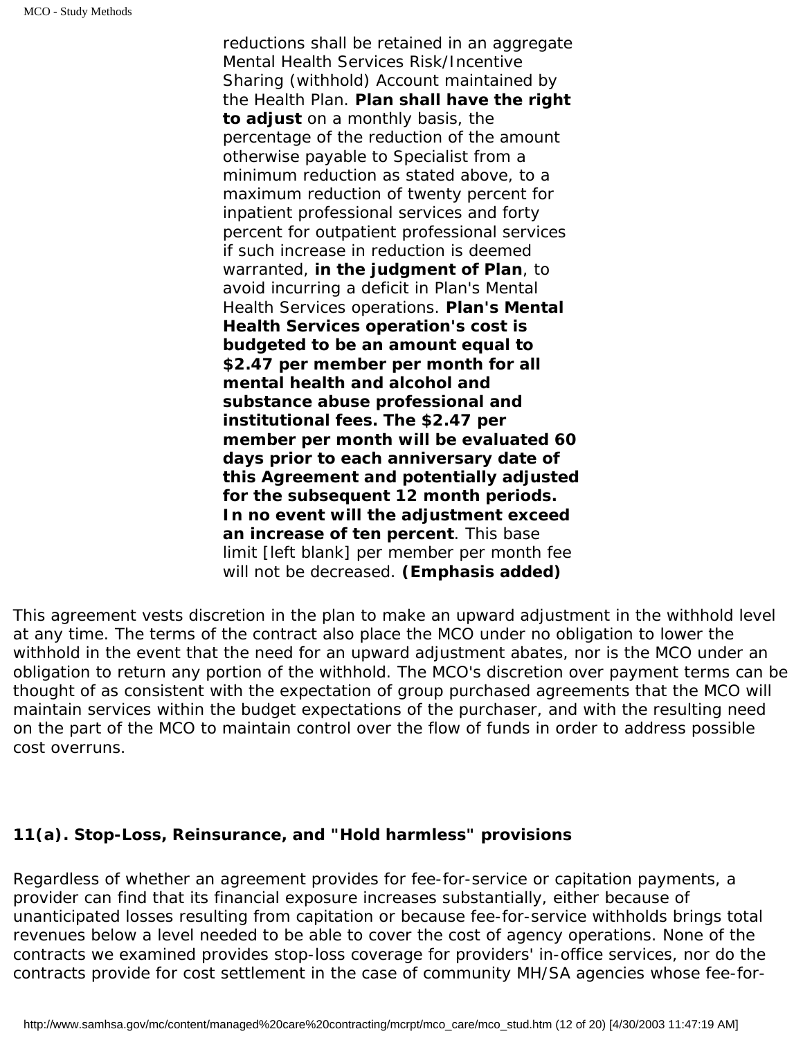> reductions shall be retained in an aggregate Mental Health Services Risk/Incentive Sharing (withhold) Account maintained by the Health Plan. **Plan shall have the right to adjust** on a monthly basis, the percentage of the reduction of the amount otherwise payable to Specialist from a minimum reduction as stated above, to a maximum reduction of twenty percent for inpatient professional services and forty percent for outpatient professional services if such increase in reduction is deemed warranted, **in the judgment of Plan**, to avoid incurring a deficit in Plan's Mental Health Services operations. **Plan's Mental Health Services operation's cost is budgeted to be an amount equal to $2.47 per member per month for all mental health and alcohol and substance abuse professional and institutional fees. The $2.47 per member per month will be evaluated 60 days prior to each anniversary date of this Agreement and potentially adjusted for the subsequent 12 month periods. In no event will the adjustment exceed an increase of ten percent**. This base limit [left blank] per member per month fee will not be decreased. **(Emphasis added)**

This agreement vests discretion in the plan to make an upward adjustment in the withhold level at any time. The terms of the contract also place the MCO under no obligation to lower the withhold in the event that the need for an upward adjustment abates, nor is the MCO under an obligation to return any portion of the withhold. The MCO's discretion over payment terms can be thought of as consistent with the expectation of group purchased agreements that the MCO will maintain services within the budget expectations of the purchaser, and with the resulting need on the part of the MCO to maintain control over the flow of funds in order to address possible cost overruns.

**11(a). Stop-Loss, Reinsurance, and "Hold harmless" provisions**

Regardless of whether an agreement provides for fee-for-service or capitation payments, a provider can find that its financial exposure increases substantially, either because of unanticipated losses resulting from capitation or because fee-for-service withholds brings total revenues below a level needed to be able to cover the cost of agency operations. None of the contracts we examined provides stop-loss coverage for providers' in-office services, nor do the contracts provide for cost settlement in the case of community MH/SA agencies whose fee-for-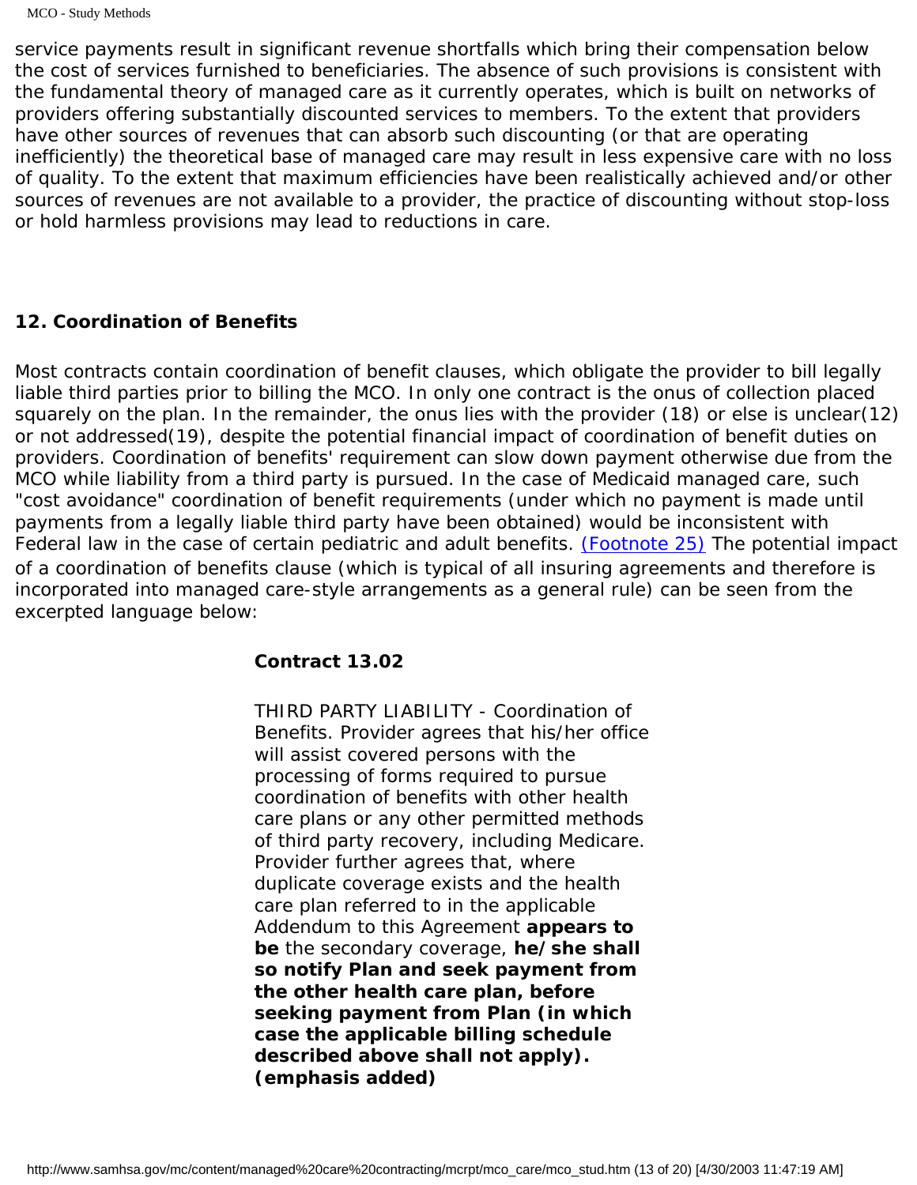service payments result in significant revenue shortfalls which bring their compensation below the cost of services furnished to beneficiaries. The absence of such provisions is consistent with the fundamental theory of managed care as it currently operates, which is built on networks of providers offering substantially discounted services to members. To the extent that providers have other sources of revenues that can absorb such discounting (or that are operating inefficiently) the theoretical base of managed care may result in less expensive care with no loss of quality. To the extent that maximum efficiencies have been realistically achieved and/or other sources of revenues are not available to a provider, the practice of discounting without stop-loss or hold harmless provisions may lead to reductions in care.

### 12. Coordination of Benefits

Most contracts contain coordination of benefit clauses, which obligate the provider to bill legally liable third parties prior to billing the MCO. In only one contract is the onus of collection placed squarely on the plan. In the remainder, the onus lies with the provider (18) or else is unclear(12) or not addressed(19), despite the potential financial impact of coordination of benefit duties on providers. Coordination of benefits' requirement can slow down payment otherwise due from the MCO while liability from a third party is pursued. In the case of Medicaid managed care, such "cost avoidance" coordination of benefit requirements (under which no payment is made until payments from a legally liable third party have been obtained) would be inconsistent with Federal law in the case of certain pediatric and adult benefits. (Footnote 25) The potential impact of a coordination of benefits clause (which is typical of all insuring agreements and therefore is incorporated into managed care-style arrangements as a general rule) can be seen from the excerpted language below:

> **Contract 13.02**
>
> THIRD PARTY LIABILITY - Coordination of Benefits. Provider agrees that his/her office will assist covered persons with the processing of forms required to pursue coordination of benefits with other health care plans or any other permitted methods of third party recovery, including Medicare. Provider further agrees that, where duplicate coverage exists and the health care plan referred to in the applicable Addendum to this Agreement **appears to be** the secondary coverage, **he/she shall so notify Plan and seek payment from the other health care plan, before seeking payment from Plan (in which case the applicable billing schedule described above shall not apply). (emphasis added)**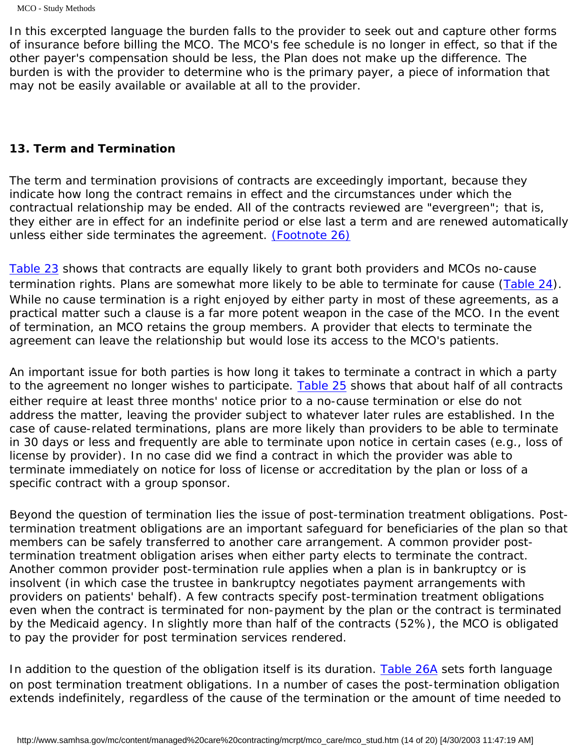In this excerpted language the burden falls to the provider to seek out and capture other forms of insurance before billing the MCO. The MCO's fee schedule is no longer in effect, so that if the other payer's compensation should be less, the Plan does not make up the difference. The burden is with the provider to determine who is the primary payer, a piece of information that may not be easily available or available at all to the provider.

### 13. Term and Termination

The term and termination provisions of contracts are exceedingly important, because they indicate how long the contract remains in effect and the circumstances under which the contractual relationship may be ended. All of the contracts reviewed are "evergreen"; that is, they either are in effect for an indefinite period or else last a term and are renewed automatically unless either side terminates the agreement. (Footnote 26)

Table 23 shows that contracts are equally likely to grant both providers and MCOs no-cause termination rights. Plans are somewhat more likely to be able to terminate for cause (Table 24). While no cause termination is a right enjoyed by either party in most of these agreements, as a practical matter such a clause is a far more potent weapon in the case of the MCO. In the event of termination, an MCO retains the group members. A provider that elects to terminate the agreement can leave the relationship but would lose its access to the MCO's patients.

An important issue for both parties is how long it takes to terminate a contract in which a party to the agreement no longer wishes to participate. Table 25 shows that about half of all contracts either require at least three months' notice prior to a no-cause termination or else do not address the matter, leaving the provider subject to whatever later rules are established. In the case of cause-related terminations, plans are more likely than providers to be able to terminate in 30 days or less and frequently are able to terminate upon notice in certain cases (e.g., loss of license by provider). In no case did we find a contract in which the provider was able to terminate immediately on notice for loss of license or accreditation by the plan or loss of a specific contract with a group sponsor.

Beyond the question of termination lies the issue of post-termination treatment obligations. Post-termination treatment obligations are an important safeguard for beneficiaries of the plan so that members can be safely transferred to another care arrangement. A common provider post-termination treatment obligation arises when either party elects to terminate the contract. Another common provider post-termination rule applies when a plan is in bankruptcy or is insolvent (in which case the trustee in bankruptcy negotiates payment arrangements with providers on patients' behalf). A few contracts specify post-termination treatment obligations even when the contract is terminated for non-payment by the plan or the contract is terminated by the Medicaid agency. In slightly more than half of the contracts (52%), the MCO is obligated to pay the provider for post termination services rendered.

In addition to the question of the obligation itself is its duration. Table 26A sets forth language on post termination treatment obligations. In a number of cases the post-termination obligation extends indefinitely, regardless of the cause of the termination or the amount of time needed to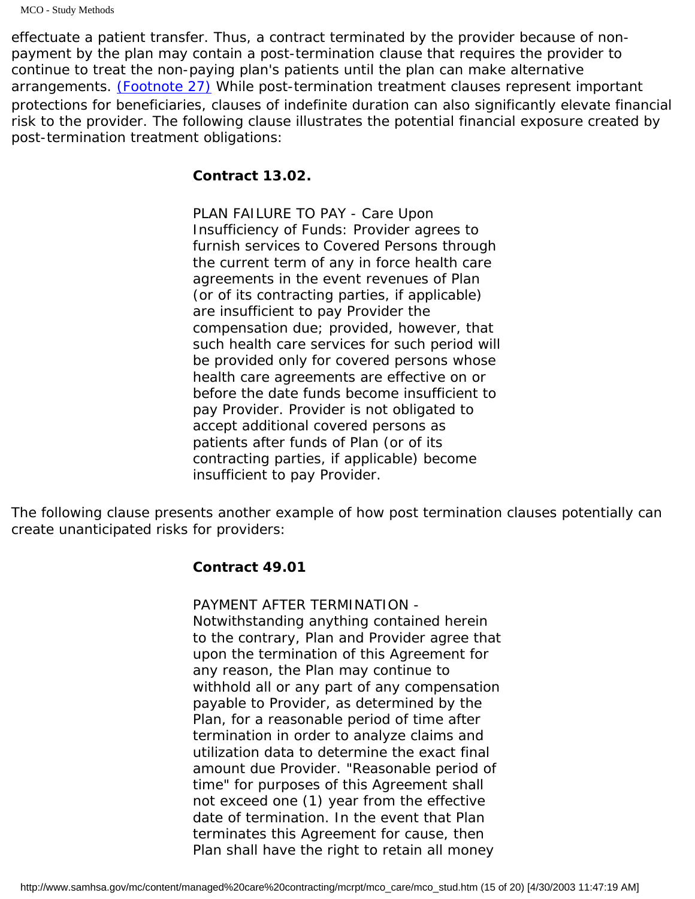effectuate a patient transfer. Thus, a contract terminated by the provider because of non-payment by the plan may contain a post-termination clause that requires the provider to continue to treat the non-paying plan's patients until the plan can make alternative arrangements. (Footnote 27) While post-termination treatment clauses represent important protections for beneficiaries, clauses of indefinite duration can also significantly elevate financial risk to the provider. The following clause illustrates the potential financial exposure created by post-termination treatment obligations:

> **Contract 13.02.**
>
> PLAN FAILURE TO PAY - Care Upon Insufficiency of Funds: Provider agrees to furnish services to Covered Persons through the current term of any in force health care agreements in the event revenues of Plan (or of its contracting parties, if applicable) are insufficient to pay Provider the compensation due; provided, however, that such health care services for such period will be provided only for covered persons whose health care agreements are effective on or before the date funds become insufficient to pay Provider. Provider is not obligated to accept additional covered persons as patients after funds of Plan (or of its contracting parties, if applicable) become insufficient to pay Provider.

The following clause presents another example of how post termination clauses potentially can create unanticipated risks for providers:

> **Contract 49.01**
>
> PAYMENT AFTER TERMINATION - Notwithstanding anything contained herein to the contrary, Plan and Provider agree that upon the termination of this Agreement for any reason, the Plan may continue to withhold all or any part of any compensation payable to Provider, as determined by the Plan, for a reasonable period of time after termination in order to analyze claims and utilization data to determine the exact final amount due Provider. "Reasonable period of time" for purposes of this Agreement shall not exceed one (1) year from the effective date of termination. In the event that Plan terminates this Agreement for cause, then Plan shall have the right to retain all money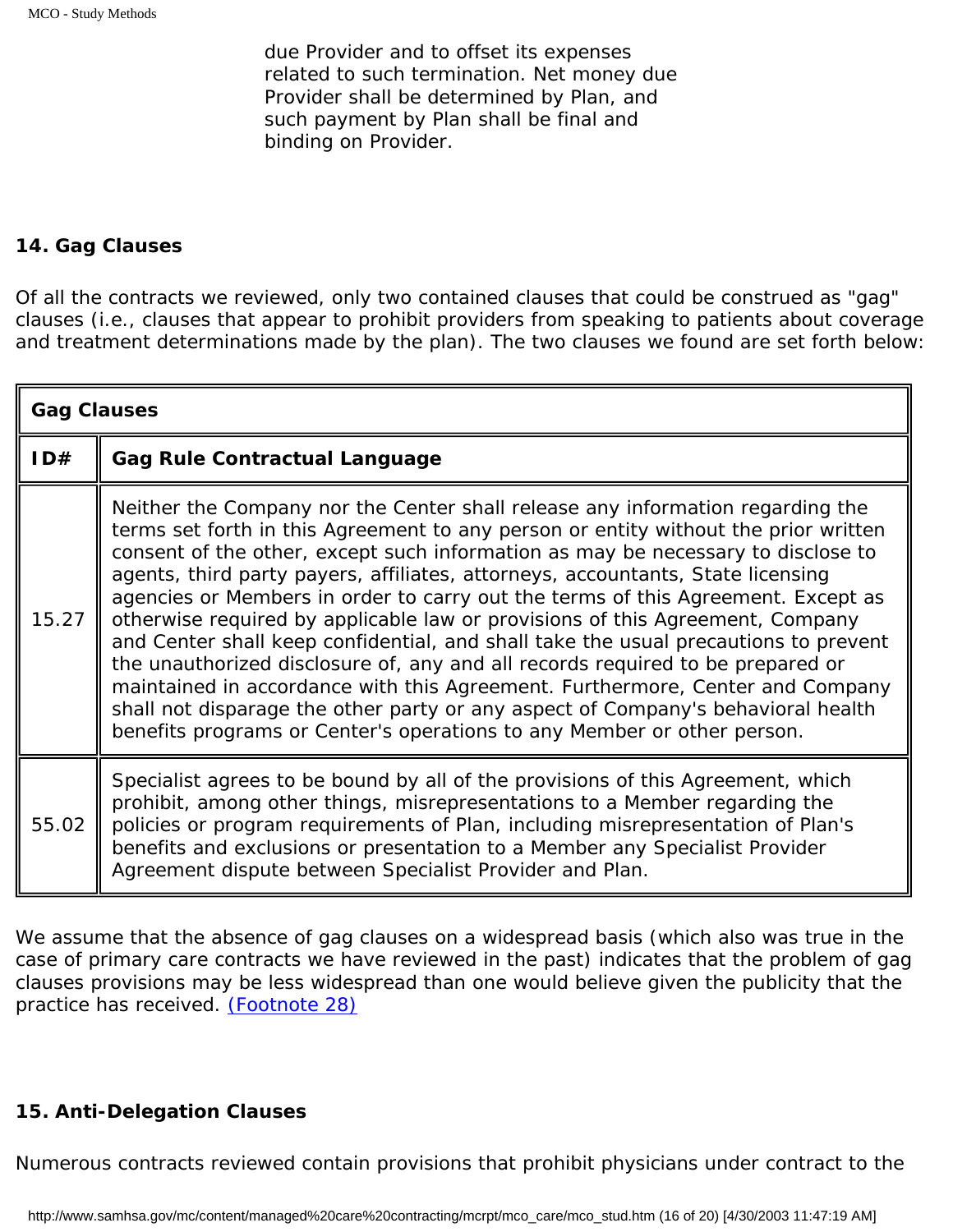due Provider and to offset its expenses related to such termination. Net money due Provider shall be determined by Plan, and such payment by Plan shall be final and binding on Provider.

### 14. Gag Clauses

Of all the contracts we reviewed, only two contained clauses that could be construed as "gag" clauses (i.e., clauses that appear to prohibit providers from speaking to patients about coverage and treatment determinations made by the plan). The two clauses we found are set forth below:

| Gag Clauses | |
|---|---|
| **ID#** | **Gag Rule Contractual Language** |
| 15.27 | Neither the Company nor the Center shall release any information regarding the terms set forth in this Agreement to any person or entity without the prior written consent of the other, except such information as may be necessary to disclose to agents, third party payers, affiliates, attorneys, accountants, State licensing agencies or Members in order to carry out the terms of this Agreement. Except as otherwise required by applicable law or provisions of this Agreement, Company and Center shall keep confidential, and shall take the usual precautions to prevent the unauthorized disclosure of, any and all records required to be prepared or maintained in accordance with this Agreement. Furthermore, Center and Company shall not disparage the other party or any aspect of Company's behavioral health benefits programs or Center's operations to any Member or other person. |
| 55.02 | Specialist agrees to be bound by all of the provisions of this Agreement, which prohibit, among other things, misrepresentations to a Member regarding the policies or program requirements of Plan, including misrepresentation of Plan's benefits and exclusions or presentation to a Member any Specialist Provider Agreement dispute between Specialist Provider and Plan. |

We assume that the absence of gag clauses on a widespread basis (which also was true in the case of primary care contracts we have reviewed in the past) indicates that the problem of gag clauses provisions may be less widespread than one would believe given the publicity that the practice has received. (Footnote 28)

### 15. Anti-Delegation Clauses

Numerous contracts reviewed contain provisions that prohibit physicians under contract to the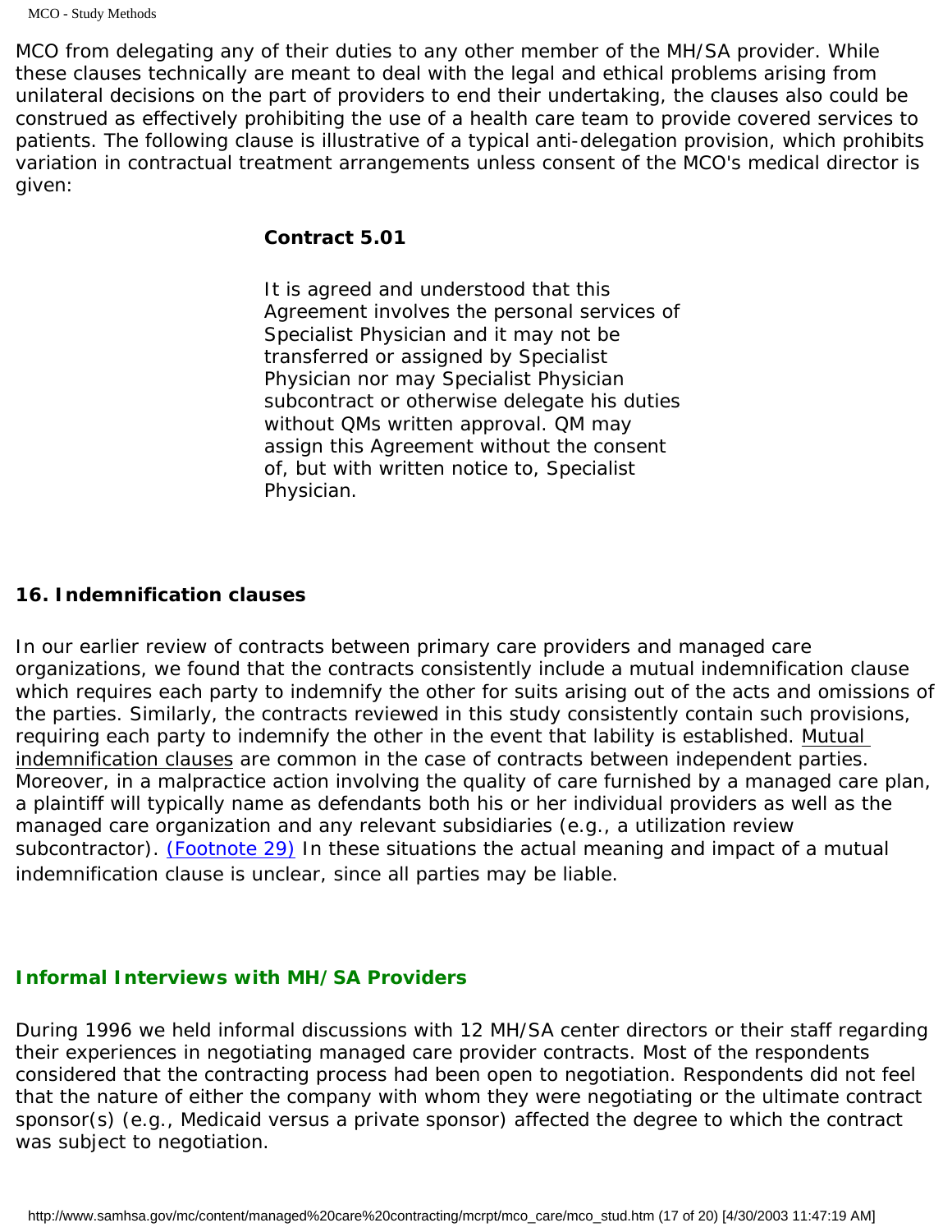MCO from delegating any of their duties to any other member of the MH/SA provider. While these clauses technically are meant to deal with the legal and ethical problems arising from unilateral decisions on the part of providers to end their undertaking, the clauses also could be construed as effectively prohibiting the use of a health care team to provide covered services to patients. The following clause is illustrative of a typical anti-delegation provision, which prohibits variation in contractual treatment arrangements unless consent of the MCO's medical director is given:

> **Contract 5.01**
>
> *It is agreed and understood that this Agreement involves the personal services of Specialist Physician and it may not be transferred or assigned by Specialist Physician nor may Specialist Physician subcontract or otherwise delegate his duties without QMs written approval. QM may assign this Agreement without the consent of, but with written notice to, Specialist Physician.*

**16. Indemnification clauses**

In our earlier review of contracts between primary care providers and managed care organizations, we found that the contracts consistently include a mutual indemnification clause which requires each party to indemnify the other for suits arising out of the acts and omissions of the parties. Similarly, the contracts reviewed in this study consistently contain such provisions, requiring each party to indemnify the other in the event that lability is established. Mutual indemnification clauses are common in the case of contracts between independent parties. Moreover, in a malpractice action involving the quality of care furnished by a managed care plan, a plaintiff will typically name as defendants both his or her individual providers as well as the managed care organization and any relevant subsidiaries (e.g., a utilization review subcontractor). (Footnote 29) In these situations the actual meaning and impact of a mutual indemnification clause is unclear, since all parties may be liable.

## Informal Interviews with MH/SA Providers

During 1996 we held informal discussions with 12 MH/SA center directors or their staff regarding their experiences in negotiating managed care provider contracts. Most of the respondents considered that the contracting process had been open to negotiation. Respondents did not feel that the nature of either the company with whom they were negotiating or the ultimate contract sponsor(s) (e.g., Medicaid versus a private sponsor) affected the degree to which the contract was subject to negotiation.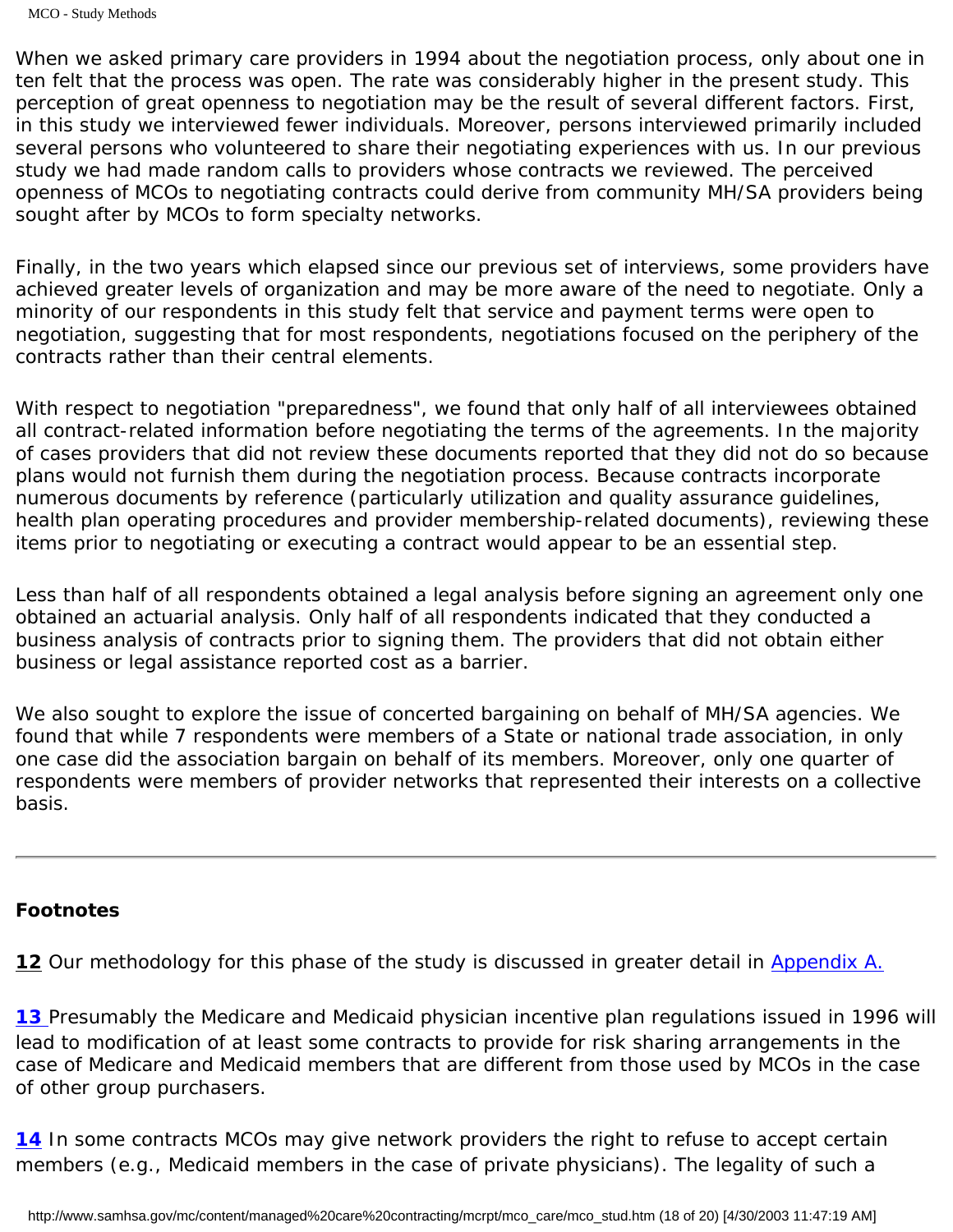When we asked primary care providers in 1994 about the negotiation process, only about one in ten felt that the process was open. The rate was considerably higher in the present study. This perception of great openness to negotiation may be the result of several different factors. First, in this study we interviewed fewer individuals. Moreover, persons interviewed primarily included several persons who volunteered to share their negotiating experiences with us. In our previous study we had made random calls to providers whose contracts we reviewed. The perceived openness of MCOs to negotiating contracts could derive from community MH/SA providers being sought after by MCOs to form specialty networks.

Finally, in the two years which elapsed since our previous set of interviews, some providers have achieved greater levels of organization and may be more aware of the need to negotiate. Only a minority of our respondents in this study felt that service and payment terms were open to negotiation, suggesting that for most respondents, negotiations focused on the periphery of the contracts rather than their central elements.

With respect to negotiation "preparedness", we found that only half of all interviewees obtained all contract-related information before negotiating the terms of the agreements. In the majority of cases providers that did not review these documents reported that they did not do so because plans would not furnish them during the negotiation process. Because contracts incorporate numerous documents by reference (particularly utilization and quality assurance guidelines, health plan operating procedures and provider membership-related documents), reviewing these items prior to negotiating or executing a contract would appear to be an essential step.

Less than half of all respondents obtained a legal analysis before signing an agreement only one obtained an actuarial analysis. Only half of all respondents indicated that they conducted a business analysis of contracts prior to signing them. The providers that did not obtain either business or legal assistance reported cost as a barrier.

We also sought to explore the issue of concerted bargaining on behalf of MH/SA agencies. We found that while 7 respondents were members of a State or national trade association, in only one case did the association bargain on behalf of its members. Moreover, only one quarter of respondents were members of provider networks that represented their interests on a collective basis.

---

**Footnotes**

**12** Our methodology for this phase of the study is discussed in greater detail in Appendix A.

**13** Presumably the Medicare and Medicaid physician incentive plan regulations issued in 1996 will lead to modification of at least some contracts to provide for risk sharing arrangements in the case of Medicare and Medicaid members that are different from those used by MCOs in the case of other group purchasers.

**14** In some contracts MCOs may give network providers the right to refuse to accept certain members (e.g., Medicaid members in the case of private physicians). The legality of such a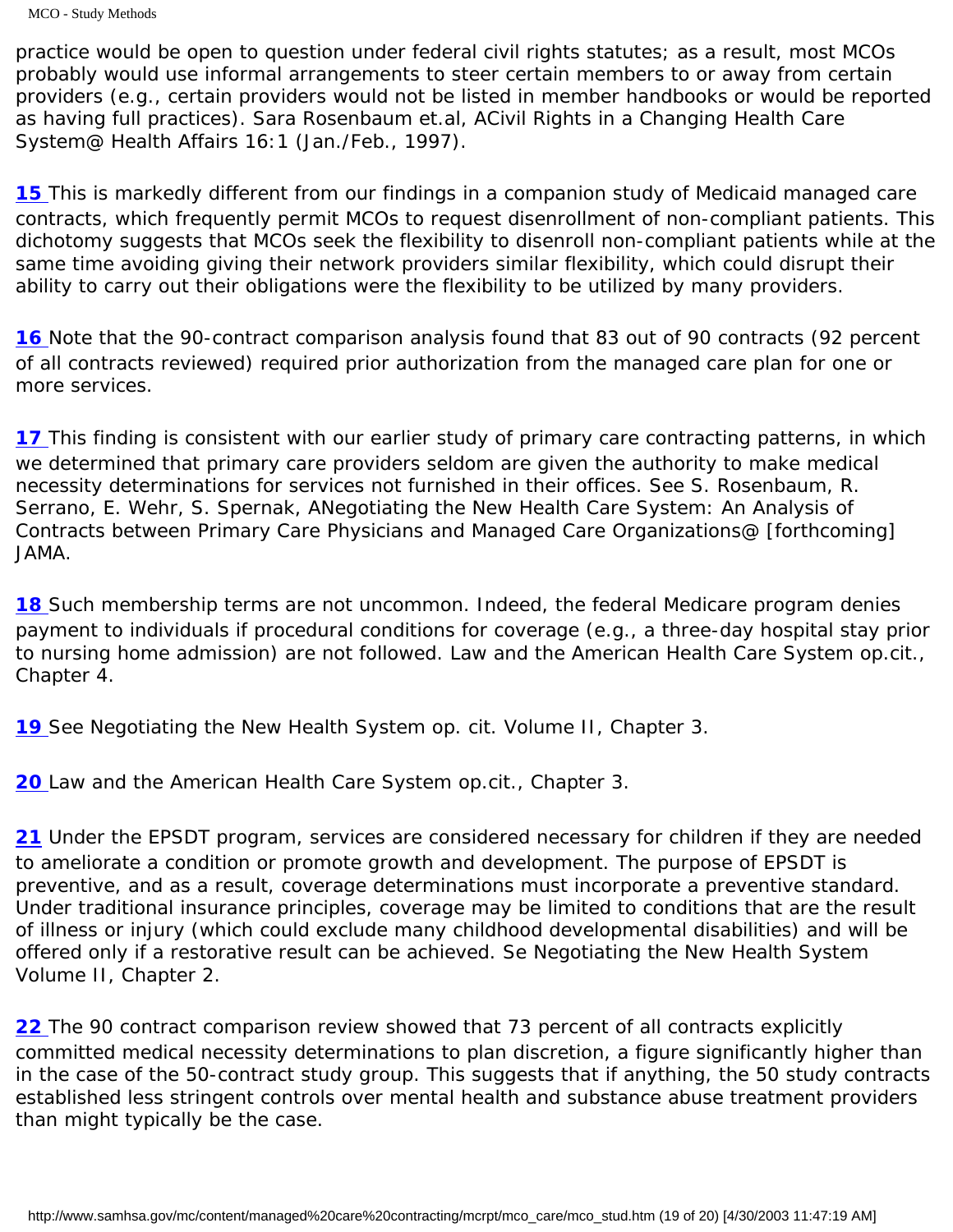practice would be open to question under federal civil rights statutes; as a result, most MCOs probably would use informal arrangements to steer certain members to or away from certain providers (e.g., certain providers would not be listed in member handbooks or would be reported as having full practices). Sara Rosenbaum et.al, ACivil Rights in a Changing Health Care System@ Health Affairs 16:1 (Jan./Feb., 1997).

**15** This is markedly different from our findings in a companion study of Medicaid managed care contracts, which frequently permit MCOs to request disenrollment of non-compliant patients. This dichotomy suggests that MCOs seek the flexibility to disenroll non-compliant patients while at the same time avoiding giving their network providers similar flexibility, which could disrupt their ability to carry out their obligations were the flexibility to be utilized by many providers.

**16** Note that the 90-contract comparison analysis found that 83 out of 90 contracts (92 percent of all contracts reviewed) required prior authorization from the managed care plan for one or more services.

**17** This finding is consistent with our earlier study of primary care contracting patterns, in which we determined that primary care providers seldom are given the authority to make medical necessity determinations for services not furnished in their offices. See S. Rosenbaum, R. Serrano, E. Wehr, S. Spernak, ANegotiating the New Health Care System: An Analysis of Contracts between Primary Care Physicians and Managed Care Organizations@ [forthcoming] JAMA.

**18** Such membership terms are not uncommon. Indeed, the federal Medicare program denies payment to individuals if procedural conditions for coverage (e.g., a three-day hospital stay prior to nursing home admission) are not followed. Law and the American Health Care System op.cit., Chapter 4.

**19** See Negotiating the New Health System op. cit. Volume II, Chapter 3.

**20** Law and the American Health Care System op.cit., Chapter 3.

**21** Under the EPSDT program, services are considered necessary for children if they are needed to ameliorate a condition or promote growth and development. The purpose of EPSDT is preventive, and as a result, coverage determinations must incorporate a preventive standard. Under traditional insurance principles, coverage may be limited to conditions that are the result of illness or injury (which could exclude many childhood developmental disabilities) and will be offered only if a restorative result can be achieved. Se Negotiating the New Health System Volume II, Chapter 2.

**22** The 90 contract comparison review showed that 73 percent of all contracts explicitly committed medical necessity determinations to plan discretion, a figure significantly higher than in the case of the 50-contract study group. This suggests that if anything, the 50 study contracts established less stringent controls over mental health and substance abuse treatment providers than might typically be the case.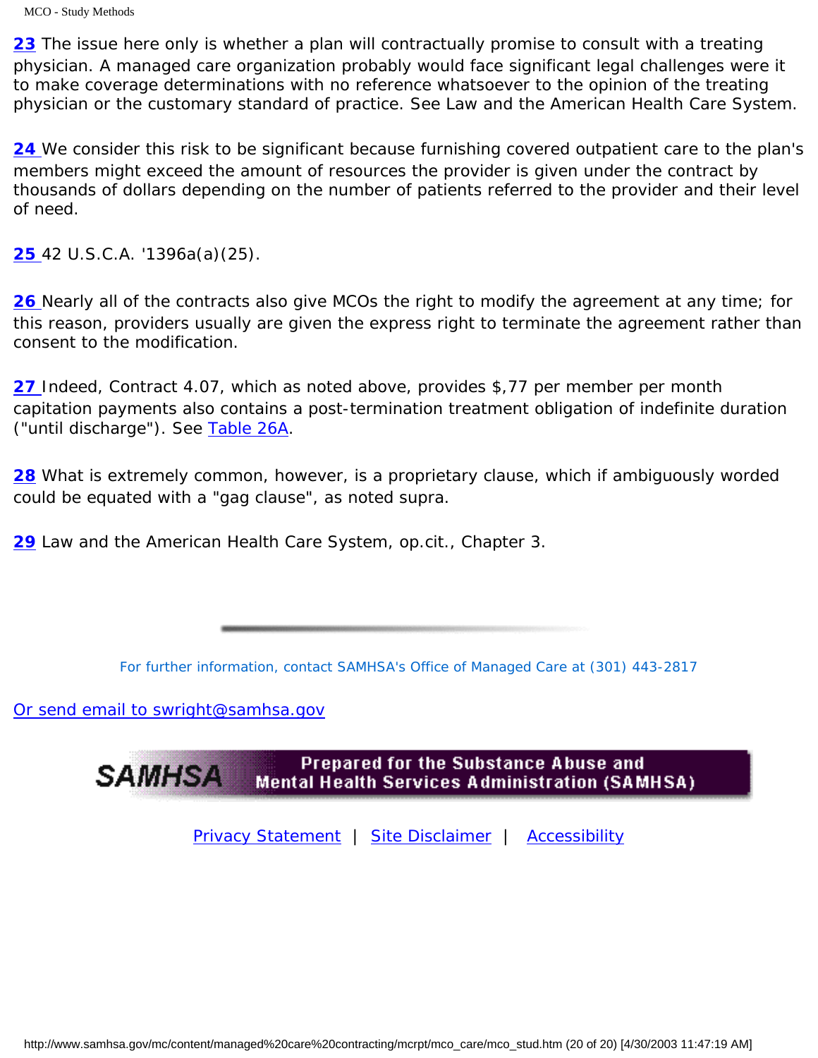**23** The issue here only is whether a plan will contractually promise to consult with a treating physician. A managed care organization probably would face significant legal challenges were it to make coverage determinations with no reference whatsoever to the opinion of the treating physician or the customary standard of practice. See Law and the American Health Care System.

**24** We consider this risk to be significant because furnishing covered outpatient care to the plan's members might exceed the amount of resources the provider is given under the contract by thousands of dollars depending on the number of patients referred to the provider and their level of need.

**25** 42 U.S.C.A. '1396a(a)(25).

**26** Nearly all of the contracts also give MCOs the right to modify the agreement at any time; for this reason, providers usually are given the express right to terminate the agreement rather than consent to the modification.

**27** Indeed, Contract 4.07, which as noted above, provides $,77 per member per month capitation payments also contains a post-termination treatment obligation of indefinite duration ("until discharge"). See Table 26A.

**28** What is extremely common, however, is a proprietary clause, which if ambiguously worded could be equated with a "gag clause", as noted supra.

**29** Law and the American Health Care System, op.cit., Chapter 3.

---

For further information, contact SAMHSA's Office of Managed Care at (301) 443-2817

Or send email to swright@samhsa.gov

SAMHSA Prepared for the Substance Abuse and Mental Health Services Administration (SAMHSA)

Privacy Statement | Site Disclaimer | Accessibility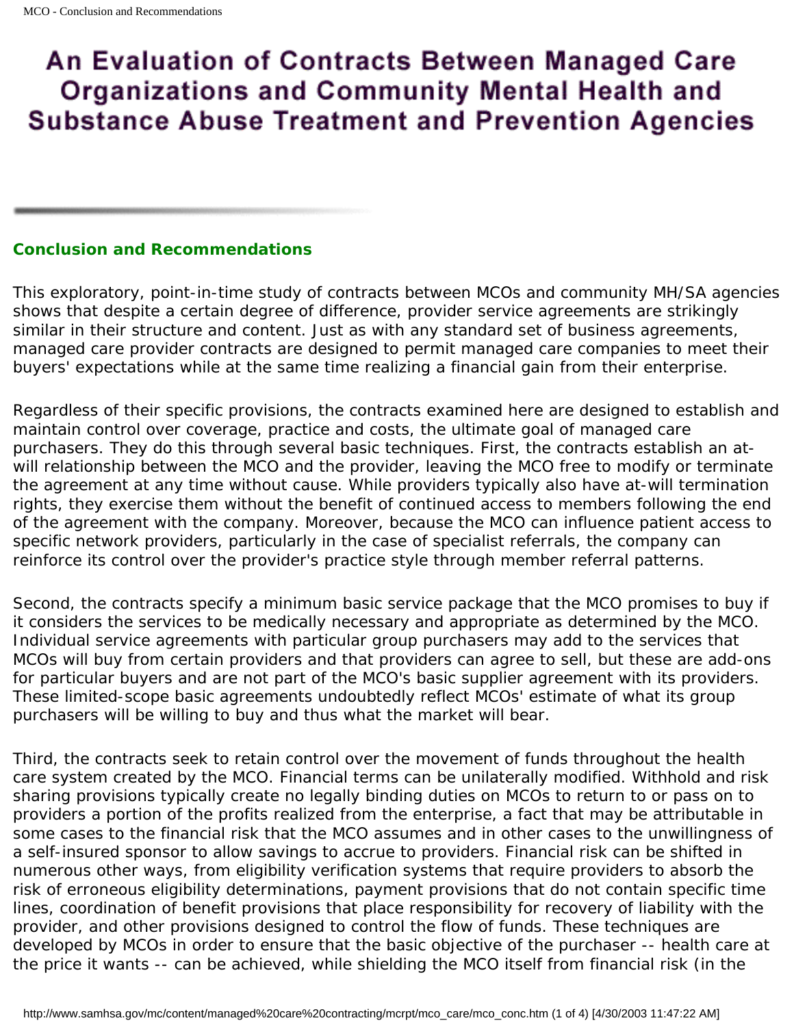# An Evaluation of Contracts Between Managed Care Organizations and Community Mental Health and Substance Abuse Treatment and Prevention Agencies

## Conclusion and Recommendations

This exploratory, point-in-time study of contracts between MCOs and community MH/SA agencies shows that despite a certain degree of difference, provider service agreements are strikingly similar in their structure and content. Just as with any standard set of business agreements, managed care provider contracts are designed to permit managed care companies to meet their buyers' expectations while at the same time realizing a financial gain from their enterprise.

Regardless of their specific provisions, the contracts examined here are designed to establish and maintain control over coverage, practice and costs, the ultimate goal of managed care purchasers. They do this through several basic techniques. First, the contracts establish an at-will relationship between the MCO and the provider, leaving the MCO free to modify or terminate the agreement at any time without cause. While providers typically also have at-will termination rights, they exercise them without the benefit of continued access to members following the end of the agreement with the company. Moreover, because the MCO can influence patient access to specific network providers, particularly in the case of specialist referrals, the company can reinforce its control over the provider's practice style through member referral patterns.

Second, the contracts specify a minimum basic service package that the MCO promises to buy if it considers the services to be medically necessary and appropriate as determined by the MCO. Individual service agreements with particular group purchasers may add to the services that MCOs will buy from certain providers and that providers can agree to sell, but these are add-ons for particular buyers and are not part of the MCO's basic supplier agreement with its providers. These limited-scope basic agreements undoubtedly reflect MCOs' estimate of what its group purchasers will be willing to buy and thus what the market will bear.

Third, the contracts seek to retain control over the movement of funds throughout the health care system created by the MCO. Financial terms can be unilaterally modified. Withhold and risk sharing provisions typically create no legally binding duties on MCOs to return to or pass on to providers a portion of the profits realized from the enterprise, a fact that may be attributable in some cases to the financial risk that the MCO assumes and in other cases to the unwillingness of a self-insured sponsor to allow savings to accrue to providers. Financial risk can be shifted in numerous other ways, from eligibility verification systems that require providers to absorb the risk of erroneous eligibility determinations, payment provisions that do not contain specific time lines, coordination of benefit provisions that place responsibility for recovery of liability with the provider, and other provisions designed to control the flow of funds. These techniques are developed by MCOs in order to ensure that the basic objective of the purchaser -- health care at the price it wants -- can be achieved, while shielding the MCO itself from financial risk (in the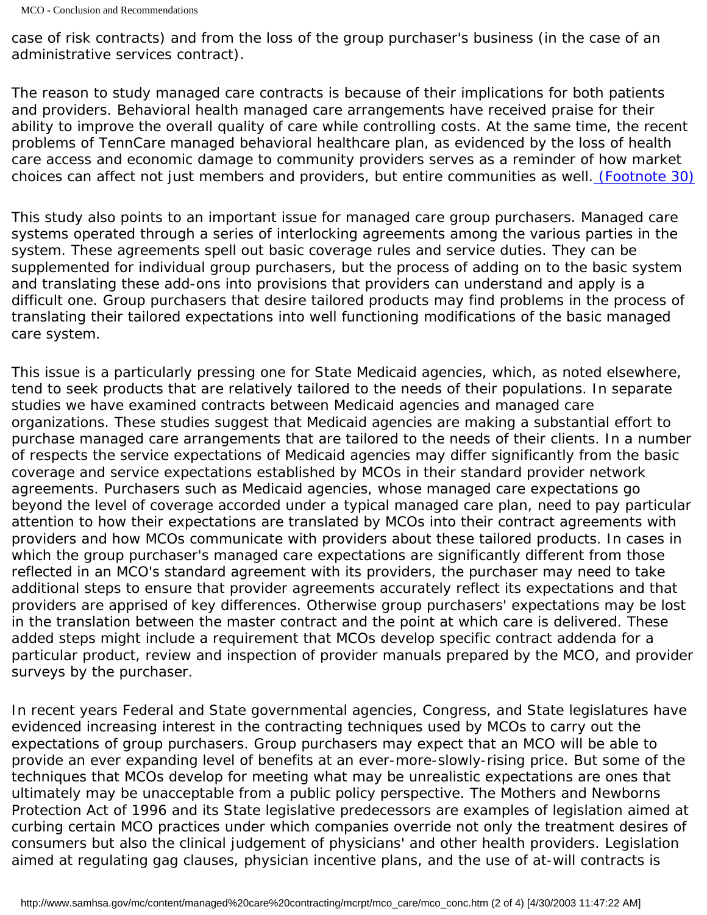case of risk contracts) and from the loss of the group purchaser's business (in the case of an administrative services contract).

The reason to study managed care contracts is because of their implications for both patients and providers. Behavioral health managed care arrangements have received praise for their ability to improve the overall quality of care while controlling costs. At the same time, the recent problems of TennCare managed behavioral healthcare plan, as evidenced by the loss of health care access and economic damage to community providers serves as a reminder of how market choices can affect not just members and providers, but entire communities as well. (Footnote 30)

This study also points to an important issue for managed care group purchasers. Managed care systems operated through a series of interlocking agreements among the various parties in the system. These agreements spell out basic coverage rules and service duties. They can be supplemented for individual group purchasers, but the process of adding on to the basic system and translating these add-ons into provisions that providers can understand and apply is a difficult one. Group purchasers that desire tailored products may find problems in the process of translating their tailored expectations into well functioning modifications of the basic managed care system.

This issue is a particularly pressing one for State Medicaid agencies, which, as noted elsewhere, tend to seek products that are relatively tailored to the needs of their populations. In separate studies we have examined contracts between Medicaid agencies and managed care organizations. These studies suggest that Medicaid agencies are making a substantial effort to purchase managed care arrangements that are tailored to the needs of their clients. In a number of respects the service expectations of Medicaid agencies may differ significantly from the basic coverage and service expectations established by MCOs in their standard provider network agreements. Purchasers such as Medicaid agencies, whose managed care expectations go beyond the level of coverage accorded under a typical managed care plan, need to pay particular attention to how their expectations are translated by MCOs into their contract agreements with providers and how MCOs communicate with providers about these tailored products. In cases in which the group purchaser's managed care expectations are significantly different from those reflected in an MCO's standard agreement with its providers, the purchaser may need to take additional steps to ensure that provider agreements accurately reflect its expectations and that providers are apprised of key differences. Otherwise group purchasers' expectations may be lost in the translation between the master contract and the point at which care is delivered. These added steps might include a requirement that MCOs develop specific contract addenda for a particular product, review and inspection of provider manuals prepared by the MCO, and provider surveys by the purchaser.

In recent years Federal and State governmental agencies, Congress, and State legislatures have evidenced increasing interest in the contracting techniques used by MCOs to carry out the expectations of group purchasers. Group purchasers may expect that an MCO will be able to provide an ever expanding level of benefits at an ever-more-slowly-rising price. But some of the techniques that MCOs develop for meeting what may be unrealistic expectations are ones that ultimately may be unacceptable from a public policy perspective. The Mothers and Newborns Protection Act of 1996 and its State legislative predecessors are examples of legislation aimed at curbing certain MCO practices under which companies override not only the treatment desires of consumers but also the clinical judgement of physicians' and other health providers. Legislation aimed at regulating gag clauses, physician incentive plans, and the use of at-will contracts is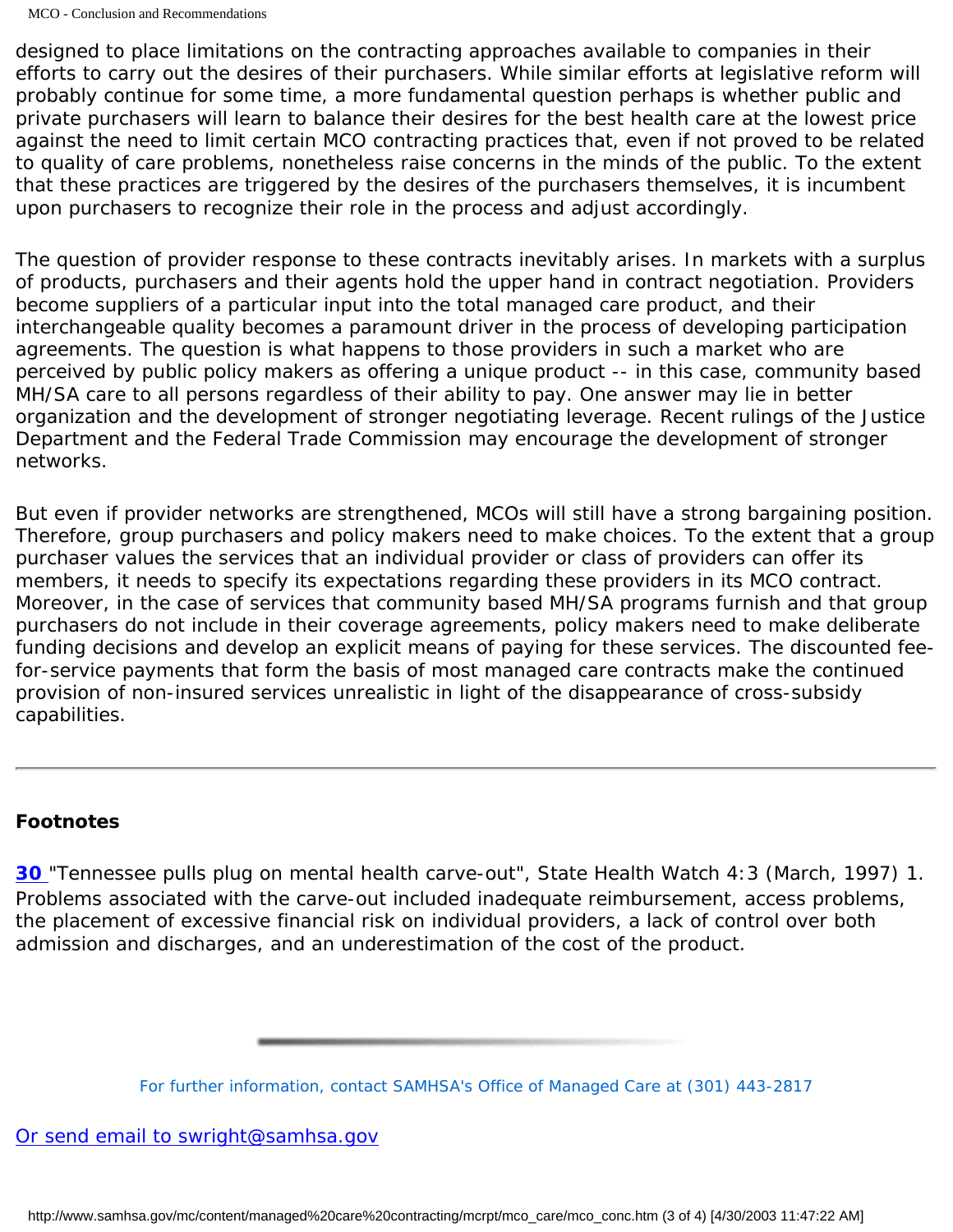designed to place limitations on the contracting approaches available to companies in their efforts to carry out the desires of their purchasers. While similar efforts at legislative reform will probably continue for some time, a more fundamental question perhaps is whether public and private purchasers will learn to balance their desires for the best health care at the lowest price against the need to limit certain MCO contracting practices that, even if not proved to be related to quality of care problems, nonetheless raise concerns in the minds of the public. To the extent that these practices are triggered by the desires of the purchasers themselves, it is incumbent upon purchasers to recognize their role in the process and adjust accordingly.

The question of provider response to these contracts inevitably arises. In markets with a surplus of products, purchasers and their agents hold the upper hand in contract negotiation. Providers become suppliers of a particular input into the total managed care product, and their interchangeable quality becomes a paramount driver in the process of developing participation agreements. The question is what happens to those providers in such a market who are perceived by public policy makers as offering a unique product -- in this case, community based MH/SA care to all persons regardless of their ability to pay. One answer may lie in better organization and the development of stronger negotiating leverage. Recent rulings of the Justice Department and the Federal Trade Commission may encourage the development of stronger networks.

But even if provider networks are strengthened, MCOs will still have a strong bargaining position. Therefore, group purchasers and policy makers need to make choices. To the extent that a group purchaser values the services that an individual provider or class of providers can offer its members, it needs to specify its expectations regarding these providers in its MCO contract. Moreover, in the case of services that community based MH/SA programs furnish and that group purchasers do not include in their coverage agreements, policy makers need to make deliberate funding decisions and develop an explicit means of paying for these services. The discounted fee-for-service payments that form the basis of most managed care contracts make the continued provision of non-insured services unrealistic in light of the disappearance of cross-subsidy capabilities.

---

**Footnotes**

**30** "Tennessee pulls plug on mental health carve-out", State Health Watch 4:3 (March, 1997) 1. Problems associated with the carve-out included inadequate reimbursement, access problems, the placement of excessive financial risk on individual providers, a lack of control over both admission and discharges, and an underestimation of the cost of the product.

---

For further information, contact SAMHSA's Office of Managed Care at (301) 443-2817

Or send email to swright@samhsa.gov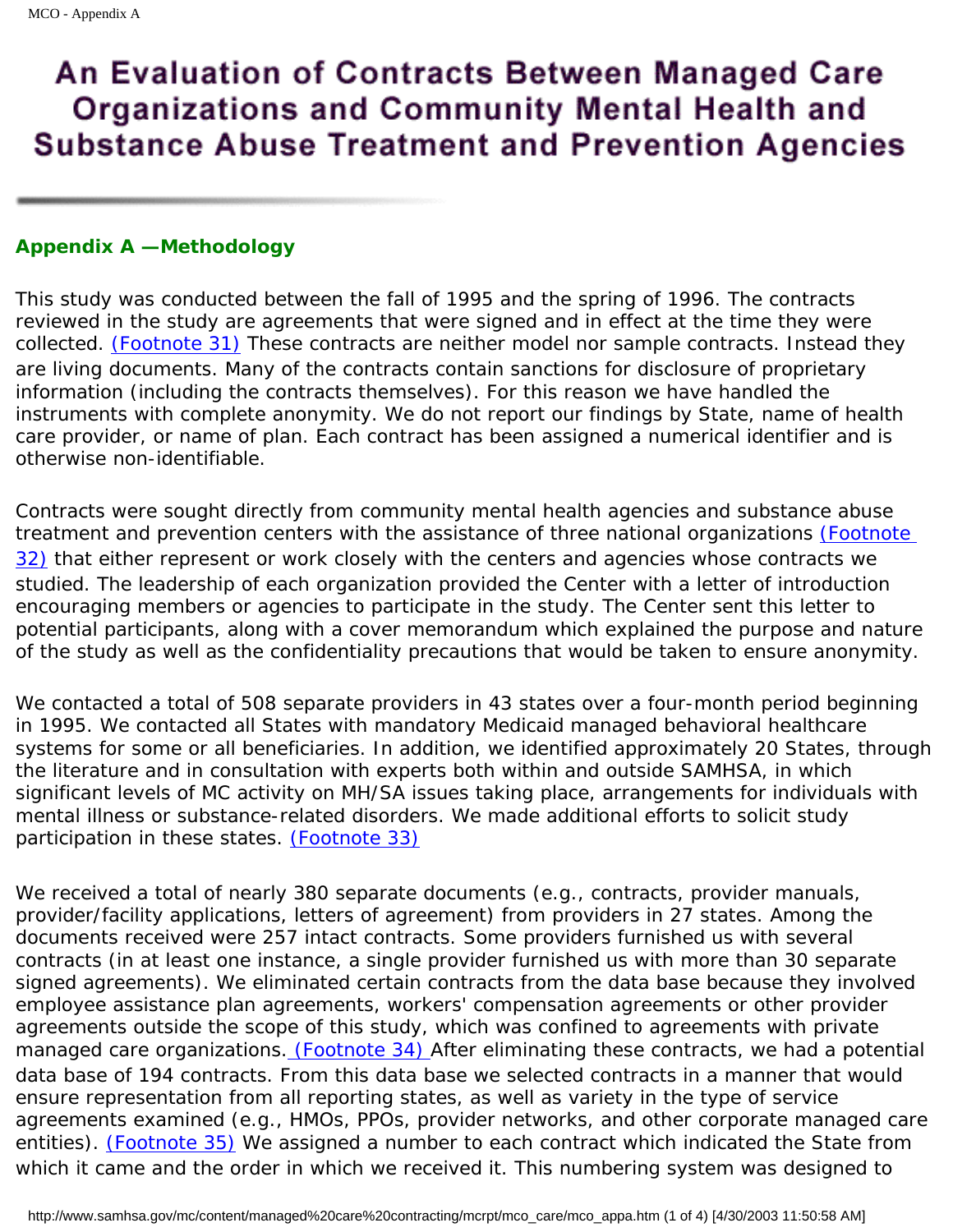# An Evaluation of Contracts Between Managed Care Organizations and Community Mental Health and Substance Abuse Treatment and Prevention Agencies

## Appendix A —Methodology

This study was conducted between the fall of 1995 and the spring of 1996. The contracts reviewed in the study are agreements that were signed and in effect at the time they were collected. (Footnote 31) These contracts are neither model nor sample contracts. Instead they are living documents. Many of the contracts contain sanctions for disclosure of proprietary information (including the contracts themselves). For this reason we have handled the instruments with complete anonymity. We do not report our findings by State, name of health care provider, or name of plan. Each contract has been assigned a numerical identifier and is otherwise non-identifiable.

Contracts were sought directly from community mental health agencies and substance abuse treatment and prevention centers with the assistance of three national organizations (Footnote 32) that either represent or work closely with the centers and agencies whose contracts we studied. The leadership of each organization provided the Center with a letter of introduction encouraging members or agencies to participate in the study. The Center sent this letter to potential participants, along with a cover memorandum which explained the purpose and nature of the study as well as the confidentiality precautions that would be taken to ensure anonymity.

We contacted a total of 508 separate providers in 43 states over a four-month period beginning in 1995. We contacted all States with mandatory Medicaid managed behavioral healthcare systems for some or all beneficiaries. In addition, we identified approximately 20 States, through the literature and in consultation with experts both within and outside SAMHSA, in which significant levels of MC activity on MH/SA issues taking place, arrangements for individuals with mental illness or substance-related disorders. We made additional efforts to solicit study participation in these states. (Footnote 33)

We received a total of nearly 380 separate documents (e.g., contracts, provider manuals, provider/facility applications, letters of agreement) from providers in 27 states. Among the documents received were 257 intact contracts. Some providers furnished us with several contracts (in at least one instance, a single provider furnished us with more than 30 separate signed agreements). We eliminated certain contracts from the data base because they involved employee assistance plan agreements, workers' compensation agreements or other provider agreements outside the scope of this study, which was confined to agreements with private managed care organizations. (Footnote 34) After eliminating these contracts, we had a potential data base of 194 contracts. From this data base we selected contracts in a manner that would ensure representation from all reporting states, as well as variety in the type of service agreements examined (e.g., HMOs, PPOs, provider networks, and other corporate managed care entities). (Footnote 35) We assigned a number to each contract which indicated the State from which it came and the order in which we received it. This numbering system was designed to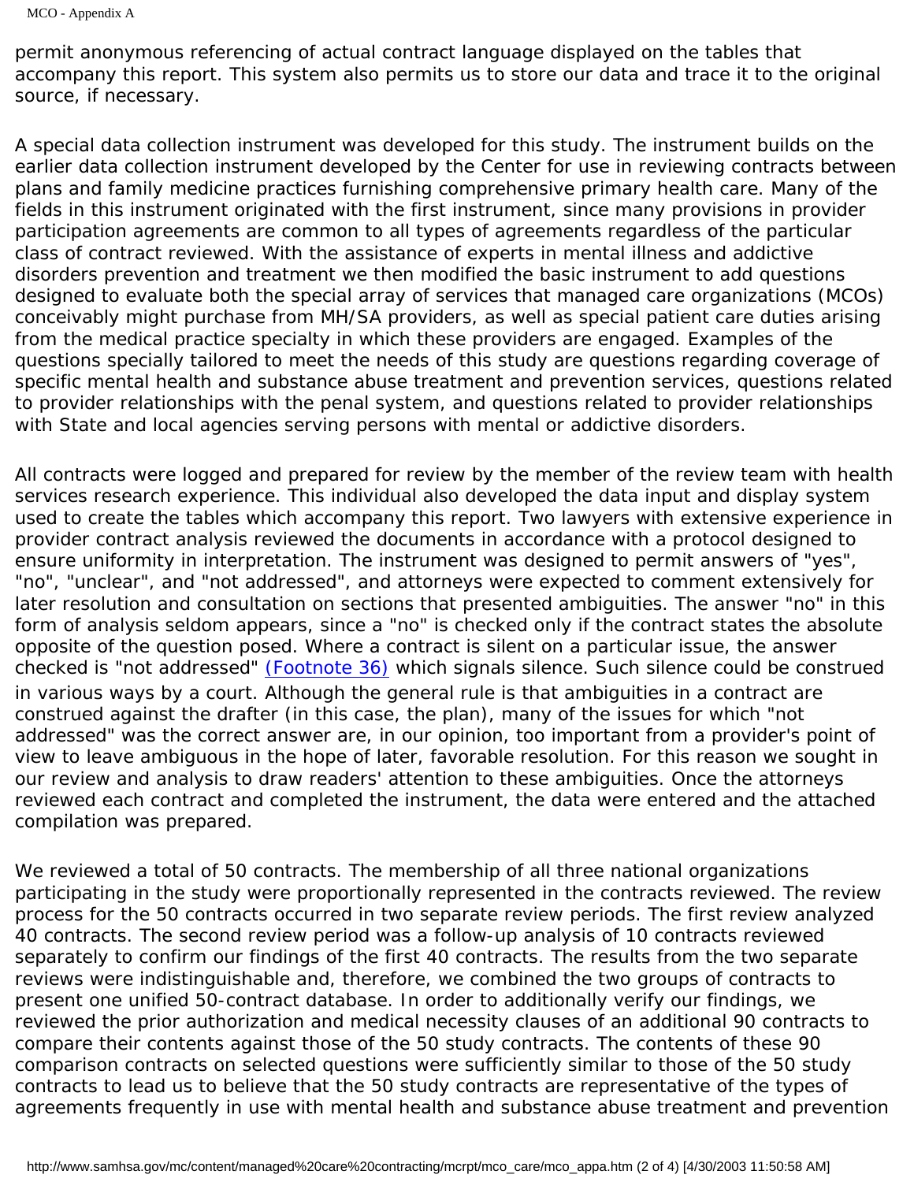permit anonymous referencing of actual contract language displayed on the tables that accompany this report. This system also permits us to store our data and trace it to the original source, if necessary.

A special data collection instrument was developed for this study. The instrument builds on the earlier data collection instrument developed by the Center for use in reviewing contracts between plans and family medicine practices furnishing comprehensive primary health care. Many of the fields in this instrument originated with the first instrument, since many provisions in provider participation agreements are common to all types of agreements regardless of the particular class of contract reviewed. With the assistance of experts in mental illness and addictive disorders prevention and treatment we then modified the basic instrument to add questions designed to evaluate both the special array of services that managed care organizations (MCOs) conceivably might purchase from MH/SA providers, as well as special patient care duties arising from the medical practice specialty in which these providers are engaged. Examples of the questions specially tailored to meet the needs of this study are questions regarding coverage of specific mental health and substance abuse treatment and prevention services, questions related to provider relationships with the penal system, and questions related to provider relationships with State and local agencies serving persons with mental or addictive disorders.

All contracts were logged and prepared for review by the member of the review team with health services research experience. This individual also developed the data input and display system used to create the tables which accompany this report. Two lawyers with extensive experience in provider contract analysis reviewed the documents in accordance with a protocol designed to ensure uniformity in interpretation. The instrument was designed to permit answers of "yes", "no", "unclear", and "not addressed", and attorneys were expected to comment extensively for later resolution and consultation on sections that presented ambiguities. The answer "no" in this form of analysis seldom appears, since a "no" is checked only if the contract states the absolute opposite of the question posed. Where a contract is silent on a particular issue, the answer checked is "not addressed" (Footnote 36) which signals silence. Such silence could be construed in various ways by a court. Although the general rule is that ambiguities in a contract are construed against the drafter (in this case, the plan), many of the issues for which "not addressed" was the correct answer are, in our opinion, too important from a provider's point of view to leave ambiguous in the hope of later, favorable resolution. For this reason we sought in our review and analysis to draw readers' attention to these ambiguities. Once the attorneys reviewed each contract and completed the instrument, the data were entered and the attached compilation was prepared.

We reviewed a total of 50 contracts. The membership of all three national organizations participating in the study were proportionally represented in the contracts reviewed. The review process for the 50 contracts occurred in two separate review periods. The first review analyzed 40 contracts. The second review period was a follow-up analysis of 10 contracts reviewed separately to confirm our findings of the first 40 contracts. The results from the two separate reviews were indistinguishable and, therefore, we combined the two groups of contracts to present one unified 50-contract database. In order to additionally verify our findings, we reviewed the prior authorization and medical necessity clauses of an additional 90 contracts to compare their contents against those of the 50 study contracts. The contents of these 90 comparison contracts on selected questions were sufficiently similar to those of the 50 study contracts to lead us to believe that the 50 study contracts are representative of the types of agreements frequently in use with mental health and substance abuse treatment and prevention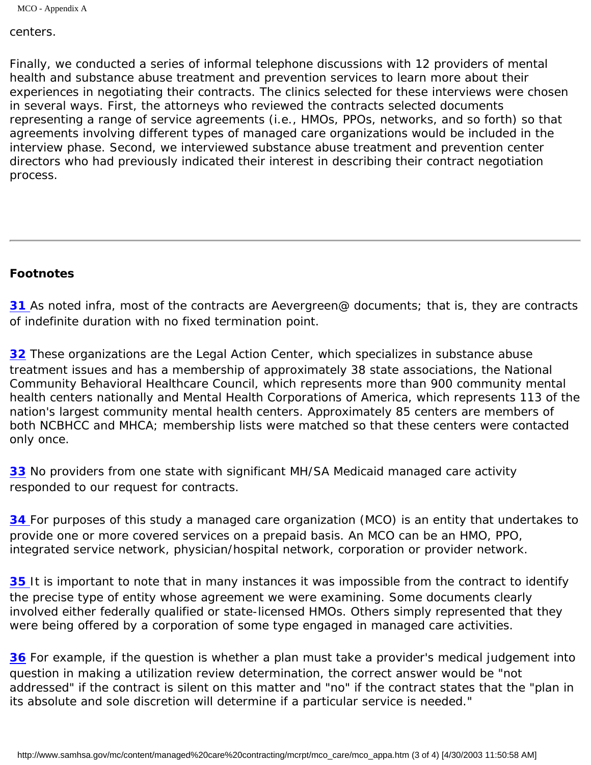centers.

Finally, we conducted a series of informal telephone discussions with 12 providers of mental health and substance abuse treatment and prevention services to learn more about their experiences in negotiating their contracts. The clinics selected for these interviews were chosen in several ways. First, the attorneys who reviewed the contracts selected documents representing a range of service agreements (i.e., HMOs, PPOs, networks, and so forth) so that agreements involving different types of managed care organizations would be included in the interview phase. Second, we interviewed substance abuse treatment and prevention center directors who had previously indicated their interest in describing their contract negotiation process.

---

**Footnotes**

**31** As noted infra, most of the contracts are Aevergreen@ documents; that is, they are contracts of indefinite duration with no fixed termination point.

**32** These organizations are the Legal Action Center, which specializes in substance abuse treatment issues and has a membership of approximately 38 state associations, the National Community Behavioral Healthcare Council, which represents more than 900 community mental health centers nationally and Mental Health Corporations of America, which represents 113 of the nation's largest community mental health centers. Approximately 85 centers are members of both NCBHCC and MHCA; membership lists were matched so that these centers were contacted only once.

**33** No providers from one state with significant MH/SA Medicaid managed care activity responded to our request for contracts.

**34** For purposes of this study a managed care organization (MCO) is an entity that undertakes to provide one or more covered services on a prepaid basis. An MCO can be an HMO, PPO, integrated service network, physician/hospital network, corporation or provider network.

**35** It is important to note that in many instances it was impossible from the contract to identify the precise type of entity whose agreement we were examining. Some documents clearly involved either federally qualified or state-licensed HMOs. Others simply represented that they were being offered by a corporation of some type engaged in managed care activities.

**36** For example, if the question is whether a plan must take a provider's medical judgement into question in making a utilization review determination, the correct answer would be "not addressed" if the contract is silent on this matter and "no" if the contract states that the "plan in its absolute and sole discretion will determine if a particular service is needed."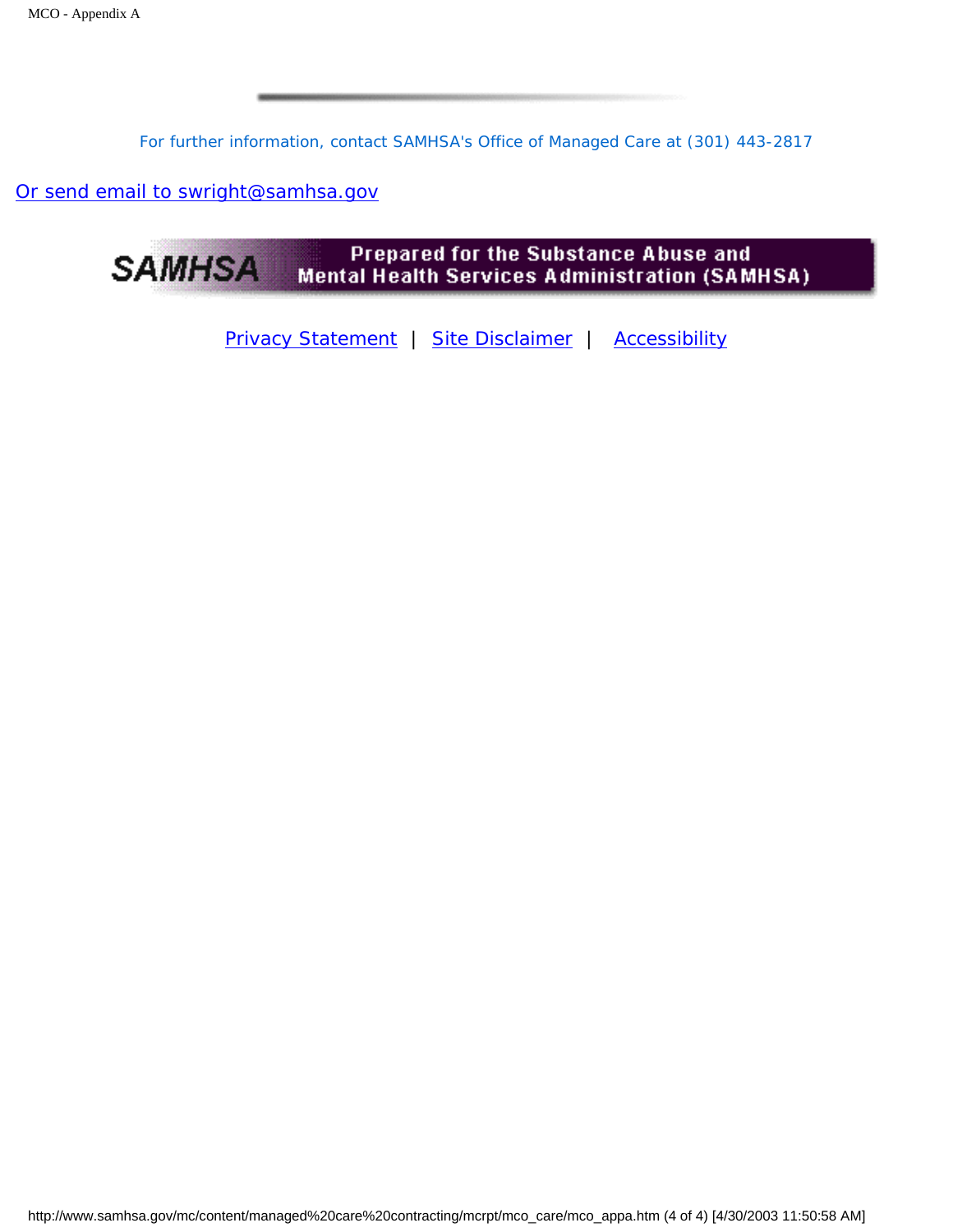For further information, contact SAMHSA's Office of Managed Care at (301) 443-2817

Or send email to swright@samhsa.gov

Prepared for the Substance Abuse and Mental Health Services Administration (SAMHSA)

Privacy Statement | Site Disclaimer | Accessibility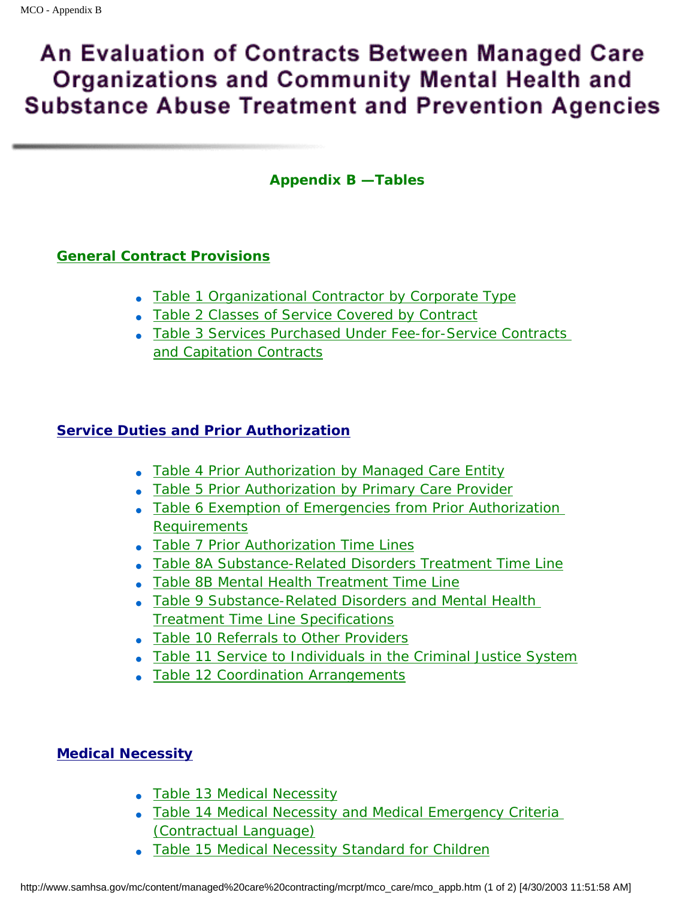# An Evaluation of Contracts Between Managed Care Organizations and Community Mental Health and Substance Abuse Treatment and Prevention Agencies

## Appendix B —Tables

### General Contract Provisions

- Table 1 Organizational Contractor by Corporate Type
- Table 2 Classes of Service Covered by Contract
- Table 3 Services Purchased Under Fee-for-Service Contracts and Capitation Contracts

### Service Duties and Prior Authorization

- Table 4 Prior Authorization by Managed Care Entity
- Table 5 Prior Authorization by Primary Care Provider
- Table 6 Exemption of Emergencies from Prior Authorization Requirements
- Table 7 Prior Authorization Time Lines
- Table 8A Substance-Related Disorders Treatment Time Line
- Table 8B Mental Health Treatment Time Line
- Table 9 Substance-Related Disorders and Mental Health Treatment Time Line Specifications
- Table 10 Referrals to Other Providers
- Table 11 Service to Individuals in the Criminal Justice System
- Table 12 Coordination Arrangements

### Medical Necessity

- Table 13 Medical Necessity
- Table 14 Medical Necessity and Medical Emergency Criteria (Contractual Language)
- Table 15 Medical Necessity Standard for Children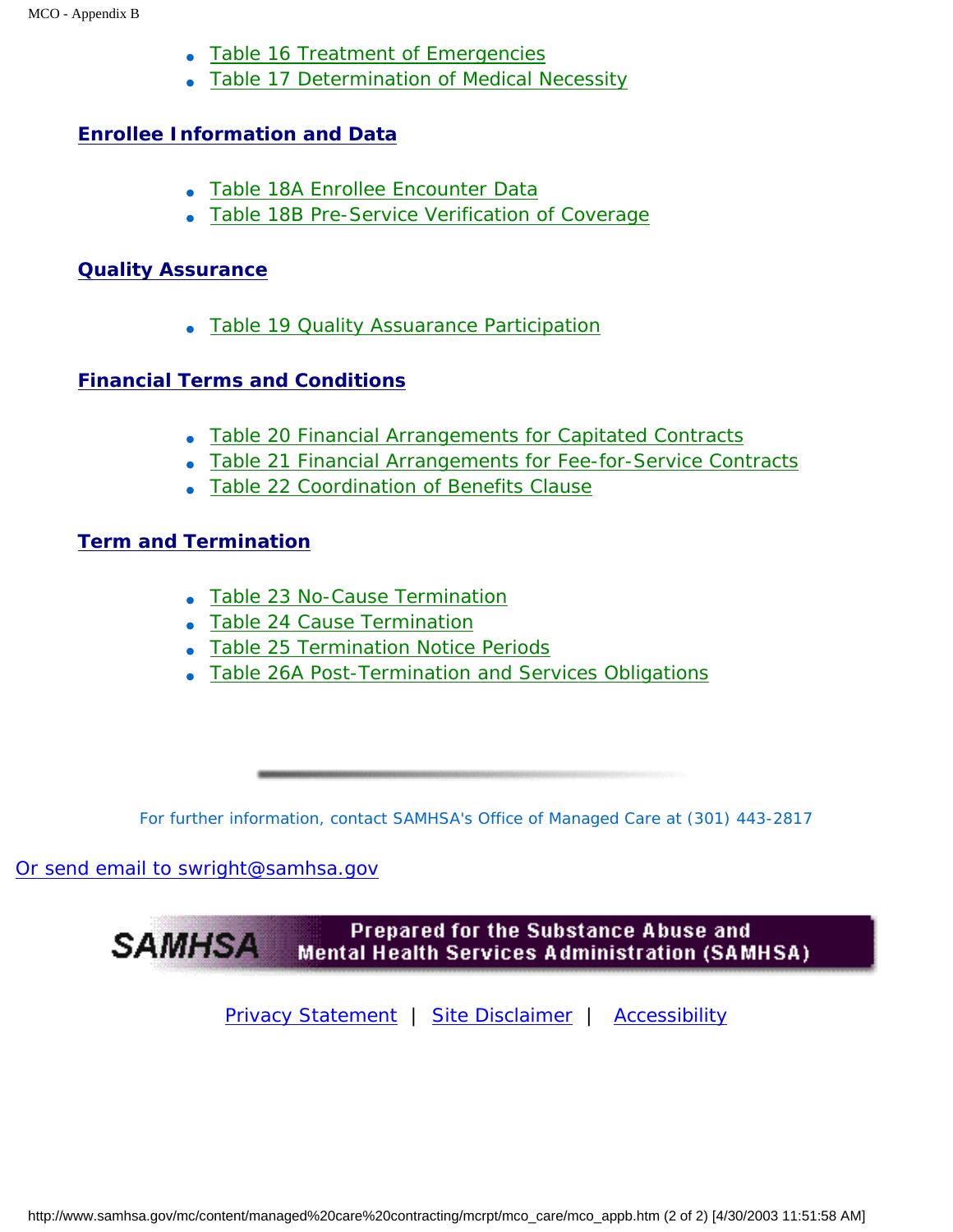- Table 16 Treatment of Emergencies
- Table 17 Determination of Medical Necessity

**Enrollee Information and Data**

- Table 18A Enrollee Encounter Data
- Table 18B Pre-Service Verification of Coverage

**Quality Assurance**

- Table 19 Quality Assuarance Participation

**Financial Terms and Conditions**

- Table 20 Financial Arrangements for Capitated Contracts
- Table 21 Financial Arrangements for Fee-for-Service Contracts
- Table 22 Coordination of Benefits Clause

**Term and Termination**

- Table 23 No-Cause Termination
- Table 24 Cause Termination
- Table 25 Termination Notice Periods
- Table 26A Post-Termination and Services Obligations

---

For further information, contact SAMHSA's Office of Managed Care at (301) 443-2817

Or send email to swright@samhsa.gov

SAMHSA Prepared for the Substance Abuse and Mental Health Services Administration (SAMHSA)

Privacy Statement | Site Disclaimer | Accessibility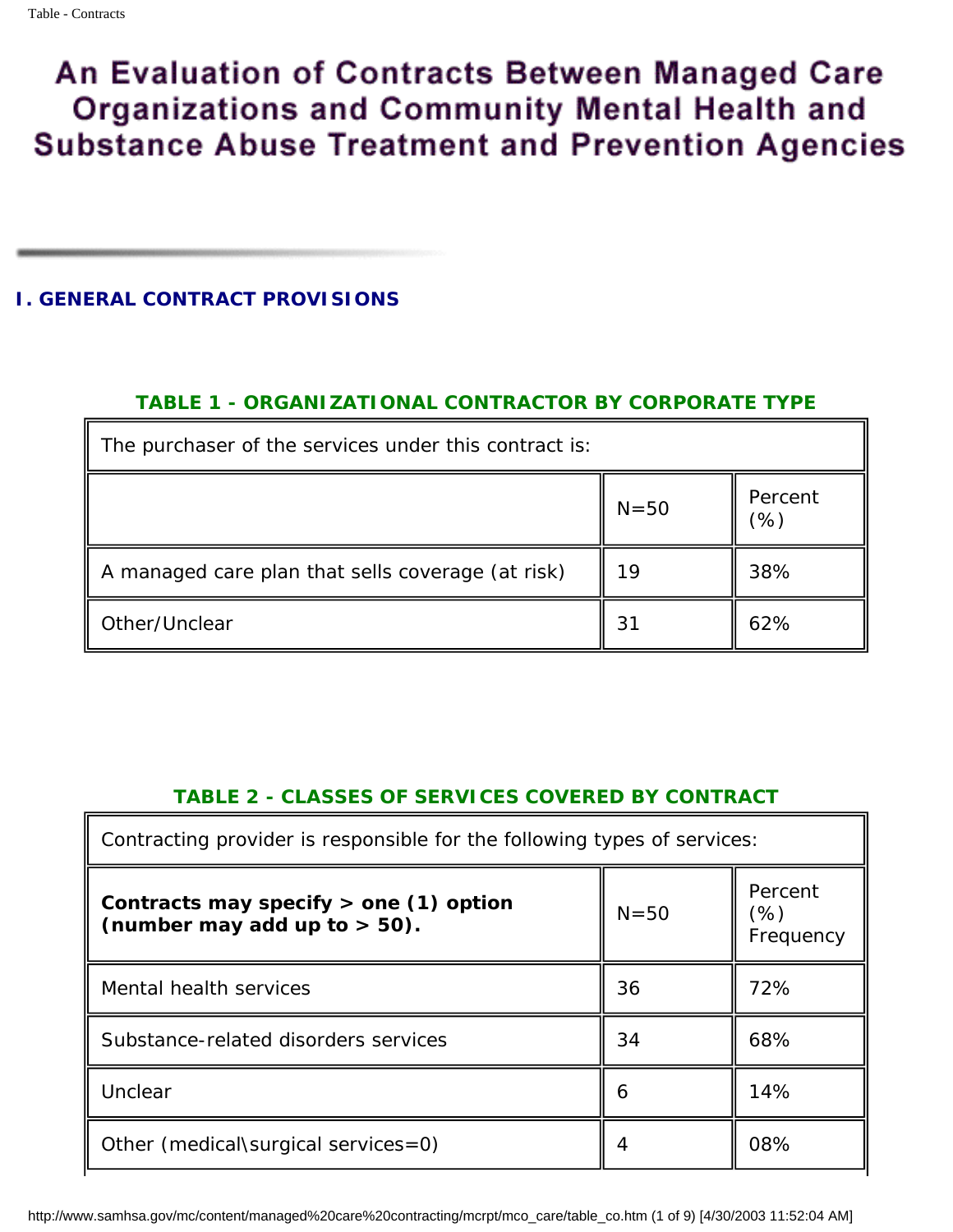# An Evaluation of Contracts Between Managed Care Organizations and Community Mental Health and Substance Abuse Treatment and Prevention Agencies

## I. GENERAL CONTRACT PROVISIONS

### TABLE 1 - ORGANIZATIONAL CONTRACTOR BY CORPORATE TYPE

| The purchaser of the services under this contract is: | | |
|---|---|---|
| | N=50 | Percent (%) |
| A managed care plan that sells coverage (at risk) | 19 | 38% |
| Other/Unclear | 31 | 62% |

### TABLE 2 - CLASSES OF SERVICES COVERED BY CONTRACT

| Contracting provider is responsible for the following types of services: | | |
|---|---|---|
| **Contracts may specify > one (1) option (number may add up to > 50).** | N=50 | Percent (%) Frequency |
| Mental health services | 36 | 72% |
| Substance-related disorders services | 34 | 68% |
| Unclear | 6 | 14% |
| Other (medical\surgical services=0) | 4 | 08% |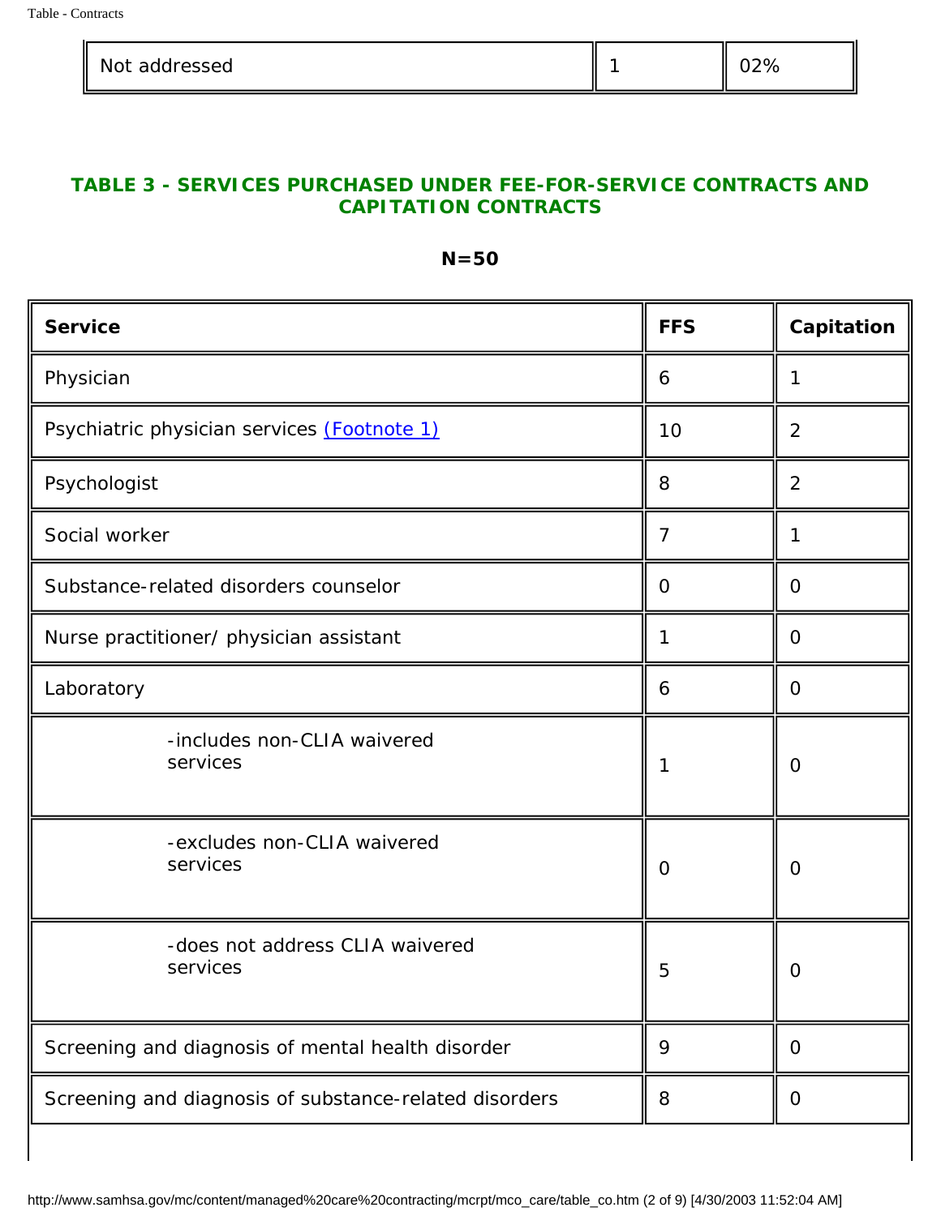| Not addressed | 1 | 02% |
|---|---|---|

**TABLE 3 - SERVICES PURCHASED UNDER FEE-FOR-SERVICE CONTRACTS AND CAPITATION CONTRACTS**

**N=50**

| Service | FFS | Capitation |
|---|---|---|
| Physician | 6 | 1 |
| Psychiatric physician services (Footnote 1) | 10 | 2 |
| Psychologist | 8 | 2 |
| Social worker | 7 | 1 |
| Substance-related disorders counselor | 0 | 0 |
| Nurse practitioner/ physician assistant | 1 | 0 |
| Laboratory | 6 | 0 |
| -includes non-CLIA waivered services | 1 | 0 |
| -excludes non-CLIA waivered services | 0 | 0 |
| -does not address CLIA waivered services | 5 | 0 |
| Screening and diagnosis of mental health disorder | 9 | 0 |
| Screening and diagnosis of substance-related disorders | 8 | 0 |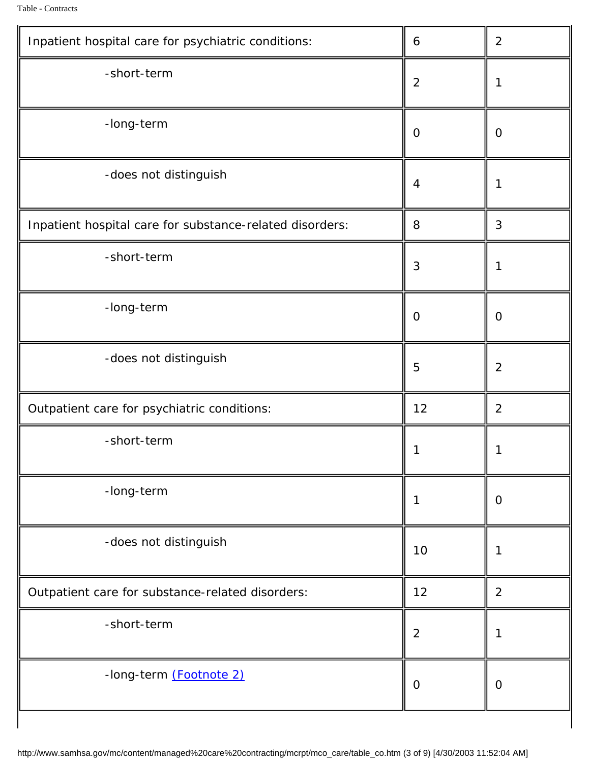| | | |
|---|---|---|
| Inpatient hospital care for psychiatric conditions: | 6 | 2 |
| -short-term | 2 | 1 |
| -long-term | 0 | 0 |
| -does not distinguish | 4 | 1 |
| Inpatient hospital care for substance-related disorders: | 8 | 3 |
| -short-term | 3 | 1 |
| -long-term | 0 | 0 |
| -does not distinguish | 5 | 2 |
| Outpatient care for psychiatric conditions: | 12 | 2 |
| -short-term | 1 | 1 |
| -long-term | 1 | 0 |
| -does not distinguish | 10 | 1 |
| Outpatient care for substance-related disorders: | 12 | 2 |
| -short-term | 2 | 1 |
| -long-term (Footnote 2) | 0 | 0 |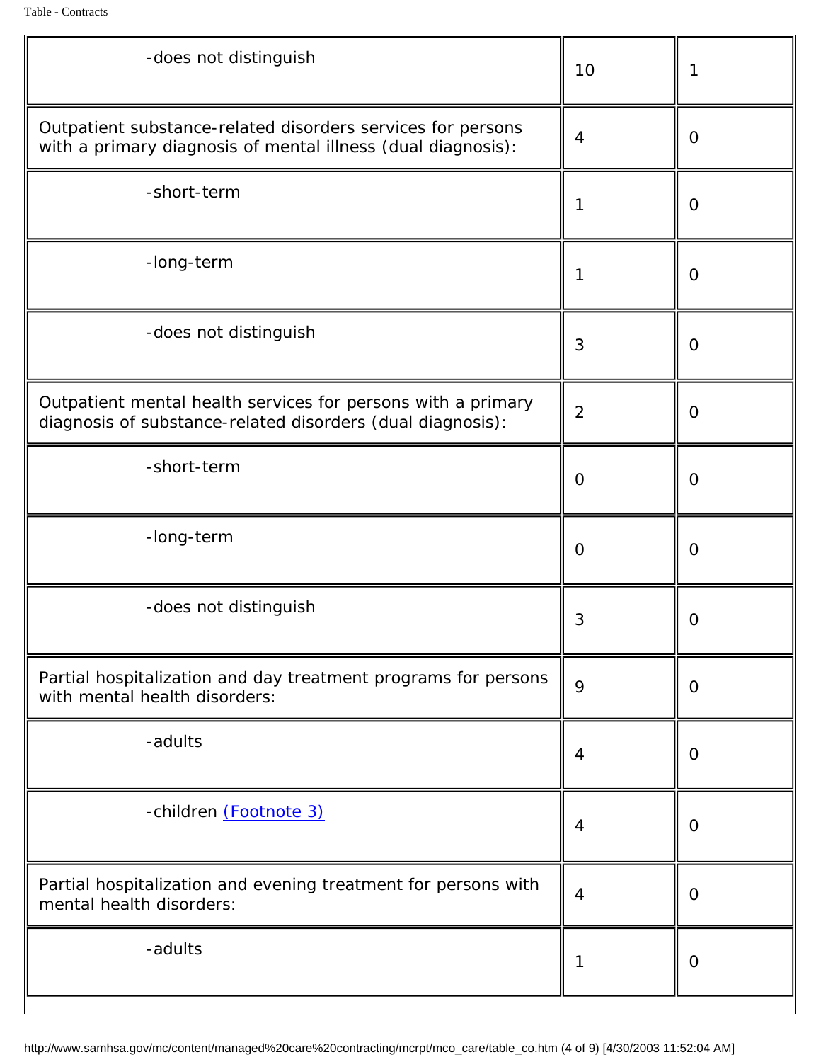| | | |
|---|---|---|
| -does not distinguish | 10 | 1 |
| Outpatient substance-related disorders services for persons with a primary diagnosis of mental illness (dual diagnosis): | 4 | 0 |
| -short-term | 1 | 0 |
| -long-term | 1 | 0 |
| -does not distinguish | 3 | 0 |
| Outpatient mental health services for persons with a primary diagnosis of substance-related disorders (dual diagnosis): | 2 | 0 |
| -short-term | 0 | 0 |
| -long-term | 0 | 0 |
| -does not distinguish | 3 | 0 |
| Partial hospitalization and day treatment programs for persons with mental health disorders: | 9 | 0 |
| -adults | 4 | 0 |
| -children (Footnote 3) | 4 | 0 |
| Partial hospitalization and evening treatment for persons with mental health disorders: | 4 | 0 |
| -adults | 1 | 0 |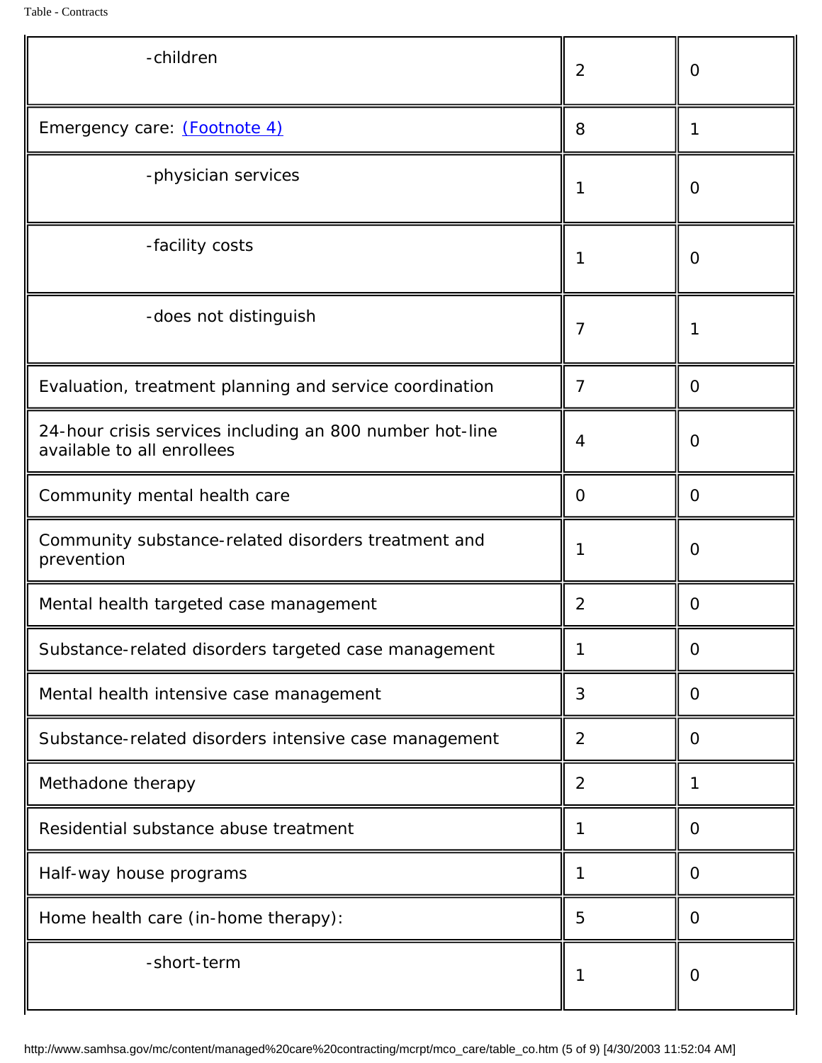| | | |
|---|---|---|
| -children | 2 | 0 |
| Emergency care: (Footnote 4) | 8 | 1 |
| -physician services | 1 | 0 |
| -facility costs | 1 | 0 |
| -does not distinguish | 7 | 1 |
| Evaluation, treatment planning and service coordination | 7 | 0 |
| 24-hour crisis services including an 800 number hot-line available to all enrollees | 4 | 0 |
| Community mental health care | 0 | 0 |
| Community substance-related disorders treatment and prevention | 1 | 0 |
| Mental health targeted case management | 2 | 0 |
| Substance-related disorders targeted case management | 1 | 0 |
| Mental health intensive case management | 3 | 0 |
| Substance-related disorders intensive case management | 2 | 0 |
| Methadone therapy | 2 | 1 |
| Residential substance abuse treatment | 1 | 0 |
| Half-way house programs | 1 | 0 |
| Home health care (in-home therapy): | 5 | 0 |
| -short-term | 1 | 0 |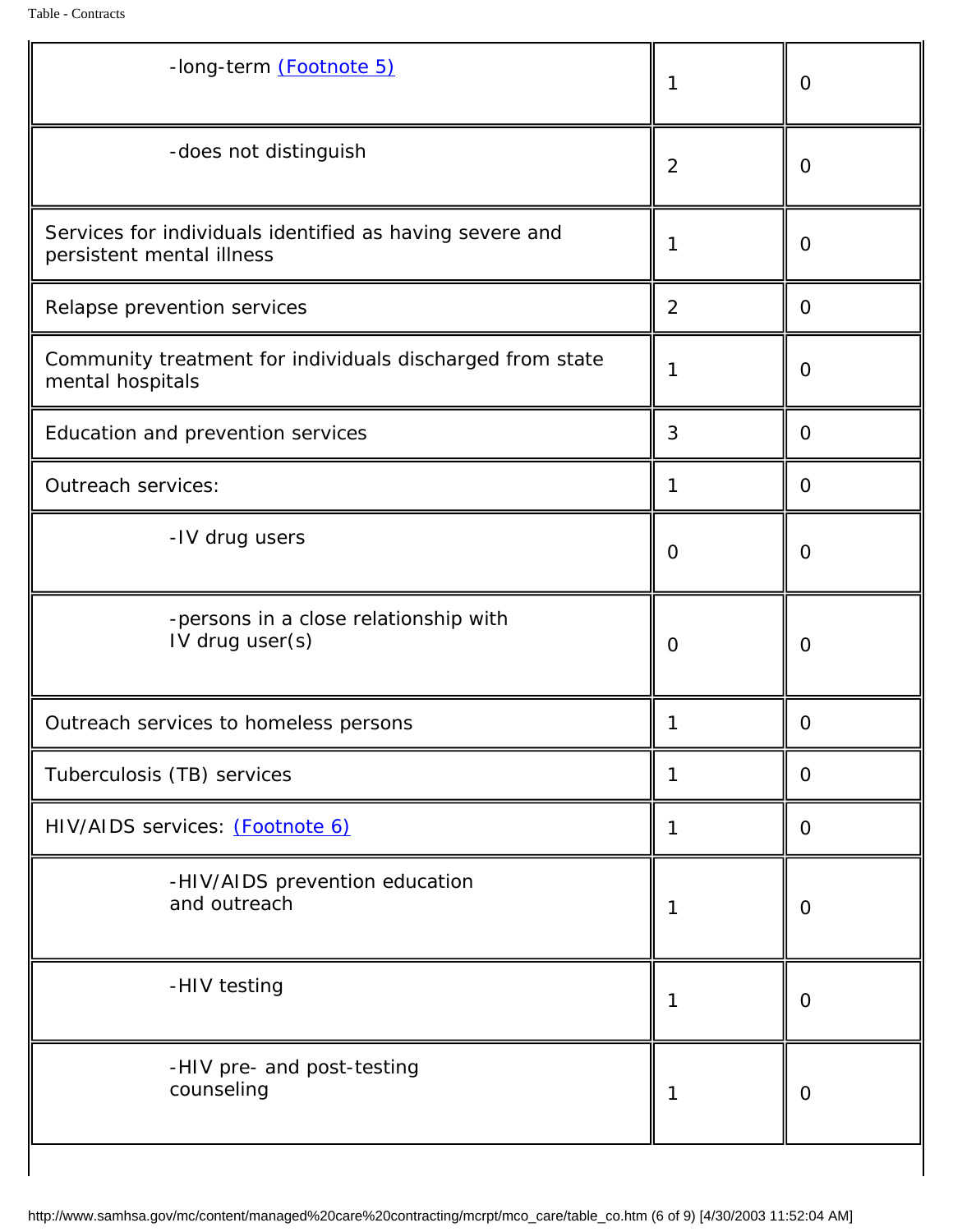| | | |
|---|---|---|
| -long-term (Footnote 5) | 1 | 0 |
| -does not distinguish | 2 | 0 |
| Services for individuals identified as having severe and persistent mental illness | 1 | 0 |
| Relapse prevention services | 2 | 0 |
| Community treatment for individuals discharged from state mental hospitals | 1 | 0 |
| Education and prevention services | 3 | 0 |
| Outreach services: | 1 | 0 |
| -IV drug users | 0 | 0 |
| -persons in a close relationship with IV drug user(s) | 0 | 0 |
| Outreach services to homeless persons | 1 | 0 |
| Tuberculosis (TB) services | 1 | 0 |
| HIV/AIDS services: (Footnote 6) | 1 | 0 |
| -HIV/AIDS prevention education and outreach | 1 | 0 |
| -HIV testing | 1 | 0 |
| -HIV pre- and post-testing counseling | 1 | 0 |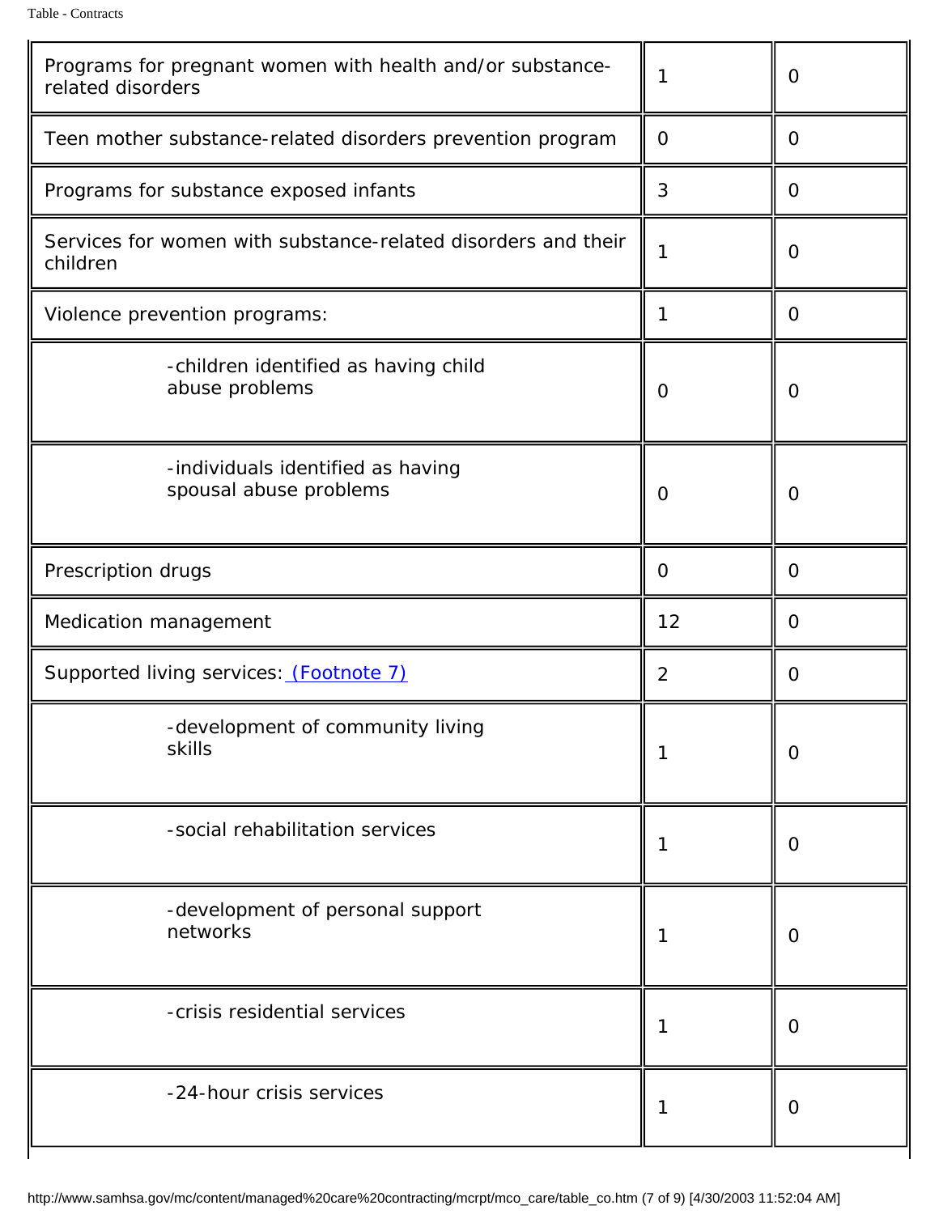| | | |
|---|---|---|
| Programs for pregnant women with health and/or substance-related disorders | 1 | 0 |
| Teen mother substance-related disorders prevention program | 0 | 0 |
| Programs for substance exposed infants | 3 | 0 |
| Services for women with substance-related disorders and their children | 1 | 0 |
| Violence prevention programs: | 1 | 0 |
| -children identified as having child abuse problems | 0 | 0 |
| -individuals identified as having spousal abuse problems | 0 | 0 |
| Prescription drugs | 0 | 0 |
| Medication management | 12 | 0 |
| Supported living services: (Footnote 7) | 2 | 0 |
| -development of community living skills | 1 | 0 |
| -social rehabilitation services | 1 | 0 |
| -development of personal support networks | 1 | 0 |
| -crisis residential services | 1 | 0 |
| -24-hour crisis services | 1 | 0 |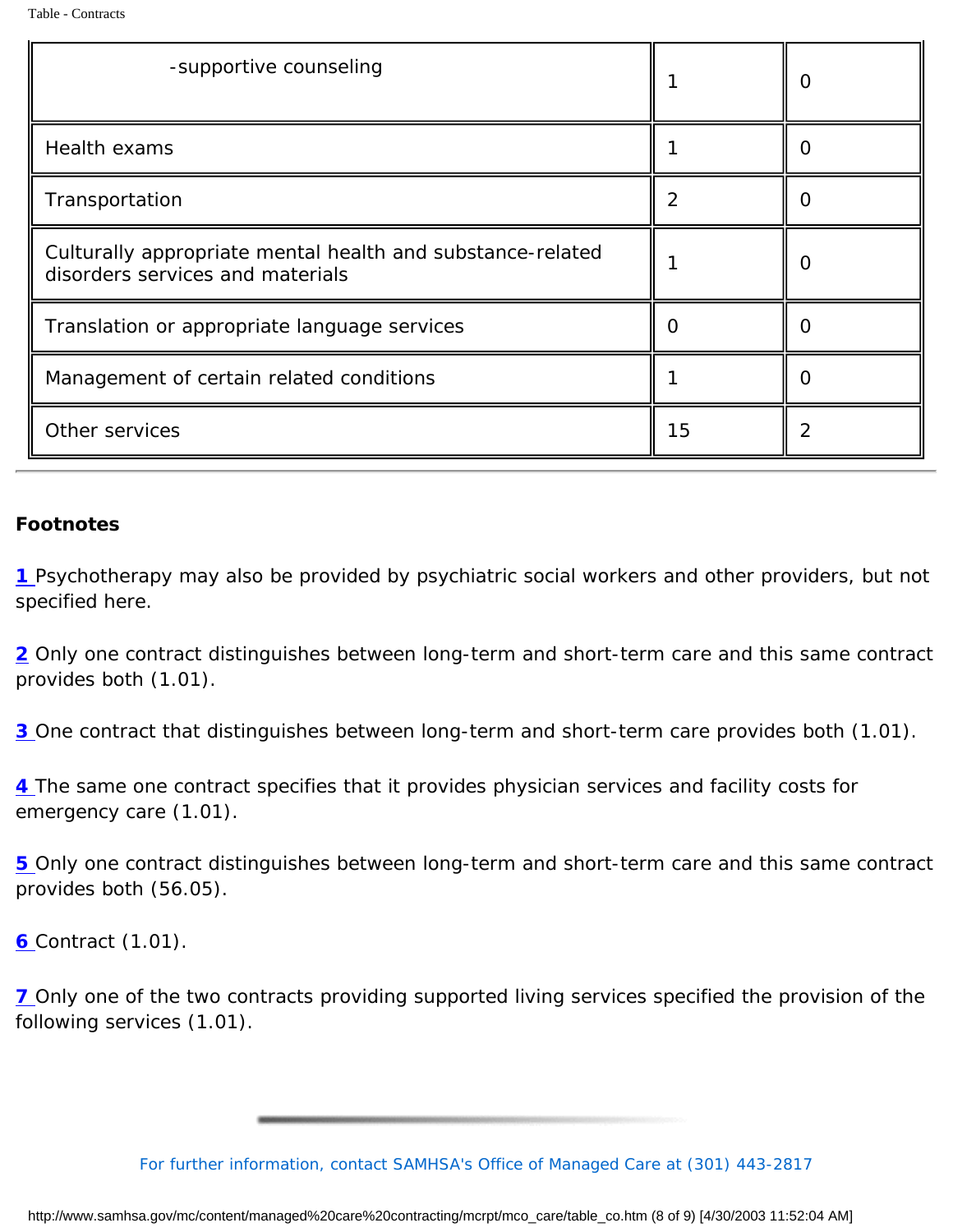| | | |
|---|---|---|
| -supportive counseling | 1 | 0 |
| Health exams | 1 | 0 |
| Transportation | 2 | 0 |
| Culturally appropriate mental health and substance-related disorders services and materials | 1 | 0 |
| Translation or appropriate language services | 0 | 0 |
| Management of certain related conditions | 1 | 0 |
| Other services | 15 | 2 |

---

**Footnotes**

1 Psychotherapy may also be provided by psychiatric social workers and other providers, but not specified here.

2 Only one contract distinguishes between long-term and short-term care and this same contract provides both (1.01).

3 One contract that distinguishes between long-term and short-term care provides both (1.01).

4 The same one contract specifies that it provides physician services and facility costs for emergency care (1.01).

5 Only one contract distinguishes between long-term and short-term care and this same contract provides both (56.05).

6 Contract (1.01).

7 Only one of the two contracts providing supported living services specified the provision of the following services (1.01).

For further information, contact SAMHSA's Office of Managed Care at (301) 443-2817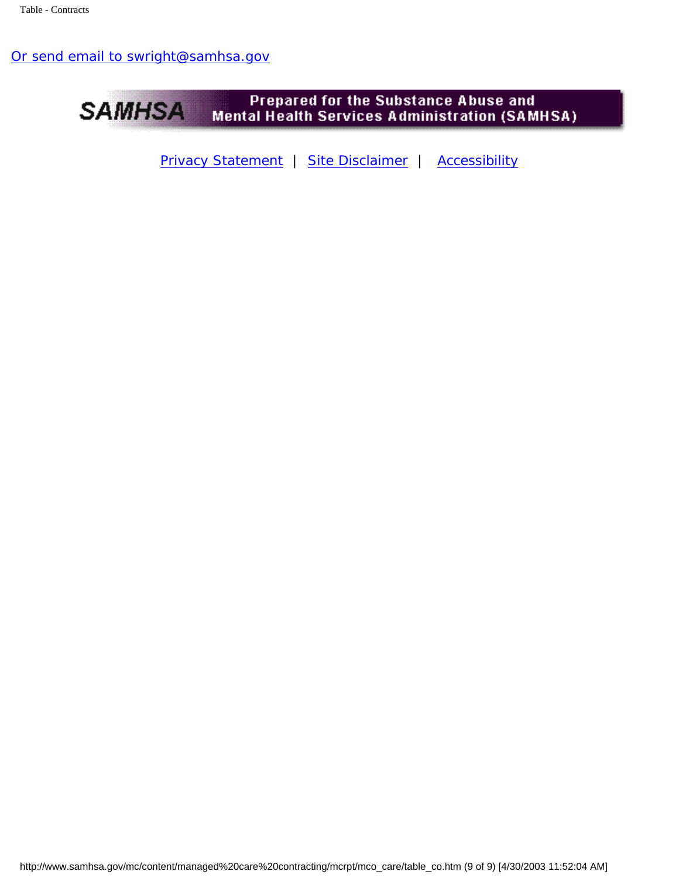Or send email to swright@samhsa.gov

**SAMHSA** Prepared for the Substance Abuse and Mental Health Services Administration (SAMHSA)

Privacy Statement | Site Disclaimer | Accessibility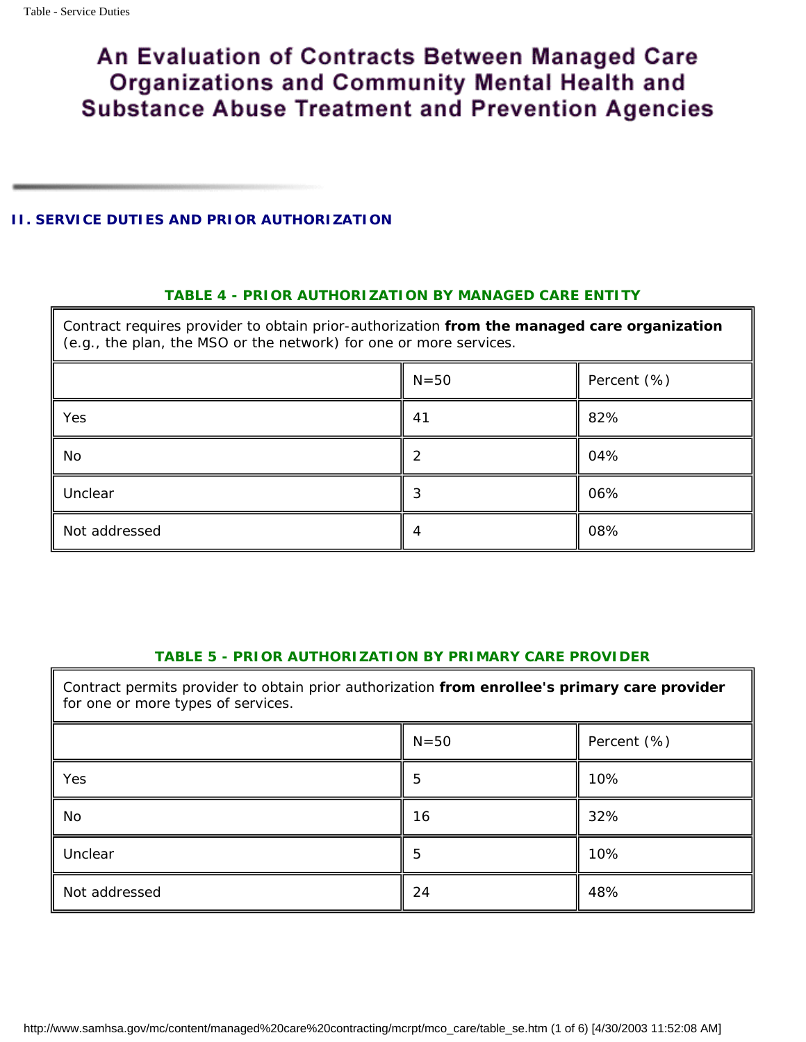# An Evaluation of Contracts Between Managed Care Organizations and Community Mental Health and Substance Abuse Treatment and Prevention Agencies

## II. SERVICE DUTIES AND PRIOR AUTHORIZATION

### TABLE 4 - PRIOR AUTHORIZATION BY MANAGED CARE ENTITY

| Contract requires provider to obtain prior-authorization **from the managed care organization** (e.g., the plan, the MSO or the network) for one or more services. | | |
|---|---|---|
| | N=50 | Percent (%) |
| Yes | 41 | 82% |
| No | 2 | 04% |
| Unclear | 3 | 06% |
| Not addressed | 4 | 08% |

### TABLE 5 - PRIOR AUTHORIZATION BY PRIMARY CARE PROVIDER

| Contract permits provider to obtain prior authorization **from enrollee's primary care provider** for one or more types of services. | | |
|---|---|---|
| | N=50 | Percent (%) |
| Yes | 5 | 10% |
| No | 16 | 32% |
| Unclear | 5 | 10% |
| Not addressed | 24 | 48% |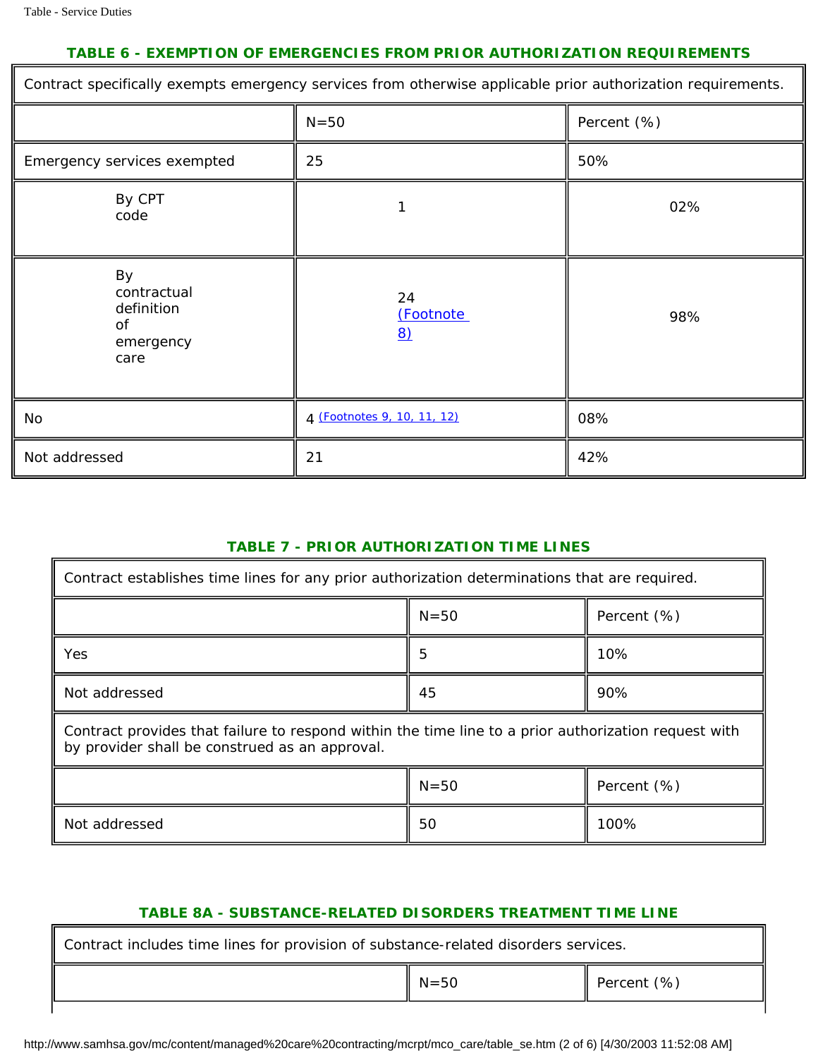### TABLE 6 - EXEMPTION OF EMERGENCIES FROM PRIOR AUTHORIZATION REQUIREMENTS

| Contract specifically exempts emergency services from otherwise applicable prior authorization requirements. | | |
|---|---|---|
| | N=50 | Percent (%) |
| Emergency services exempted | 25 | 50% |
| By CPT code | 1 | 02% |
| By contractual definition of emergency care | 24 (Footnote 8) | 98% |
| No | 4 (Footnotes 9, 10, 11, 12) | 08% |
| Not addressed | 21 | 42% |

### TABLE 7 - PRIOR AUTHORIZATION TIME LINES

| Contract establishes time lines for any prior authorization determinations that are required. | | |
|---|---|---|
| | N=50 | Percent (%) |
| Yes | 5 | 10% |
| Not addressed | 45 | 90% |
| Contract provides that failure to respond within the time line to a prior authorization request with by provider shall be construed as an approval. | | |
| | N=50 | Percent (%) |
| Not addressed | 50 | 100% |

### TABLE 8A - SUBSTANCE-RELATED DISORDERS TREATMENT TIME LINE

| Contract includes time lines for provision of substance-related disorders services. | | |
|---|---|---|
| | N=50 | Percent (%) |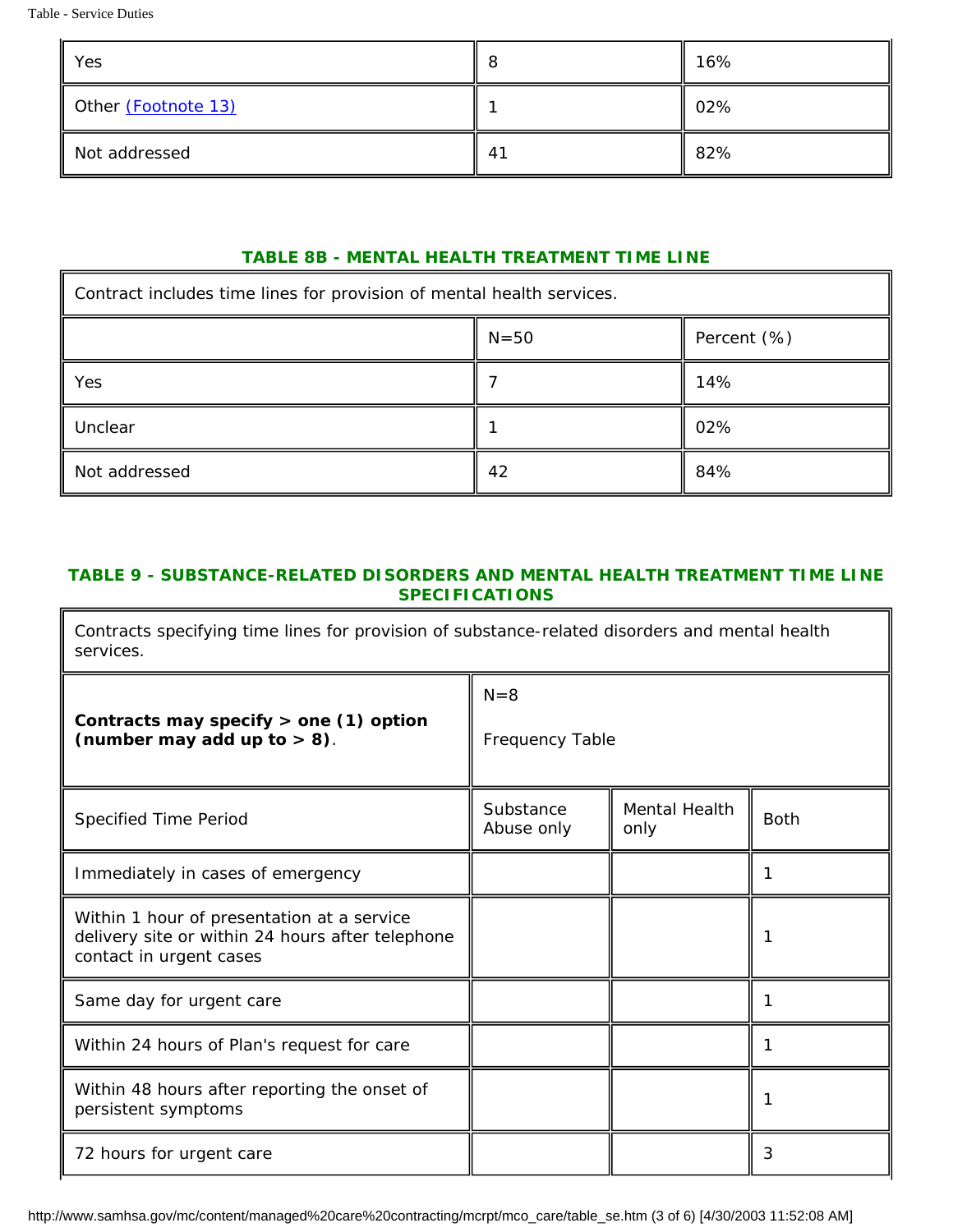| | | |
|---|---|---|
| Yes | 8 | 16% |
| Other (Footnote 13) | 1 | 02% |
| Not addressed | 41 | 82% |

**TABLE 8B - MENTAL HEALTH TREATMENT TIME LINE**

| Contract includes time lines for provision of mental health services. | | |
|---|---|---|
| | N=50 | Percent (%) |
| Yes | 7 | 14% |
| Unclear | 1 | 02% |
| Not addressed | 42 | 84% |

**TABLE 9 - SUBSTANCE-RELATED DISORDERS AND MENTAL HEALTH TREATMENT TIME LINE SPECIFICATIONS**

| Contracts specifying time lines for provision of substance-related disorders and mental health services. | | | |
|---|---|---|---|
| **Contracts may specify > one (1) option (number may add up to > 8)**. | N=8 Frequency Table | | |
| Specified Time Period | Substance Abuse only | Mental Health only | Both |
| Immediately in cases of emergency | | | 1 |
| Within 1 hour of presentation at a service delivery site or within 24 hours after telephone contact in urgent cases | | | 1 |
| Same day for urgent care | | | 1 |
| Within 24 hours of Plan's request for care | | | 1 |
| Within 48 hours after reporting the onset of persistent symptoms | | | 1 |
| 72 hours for urgent care | | | 3 |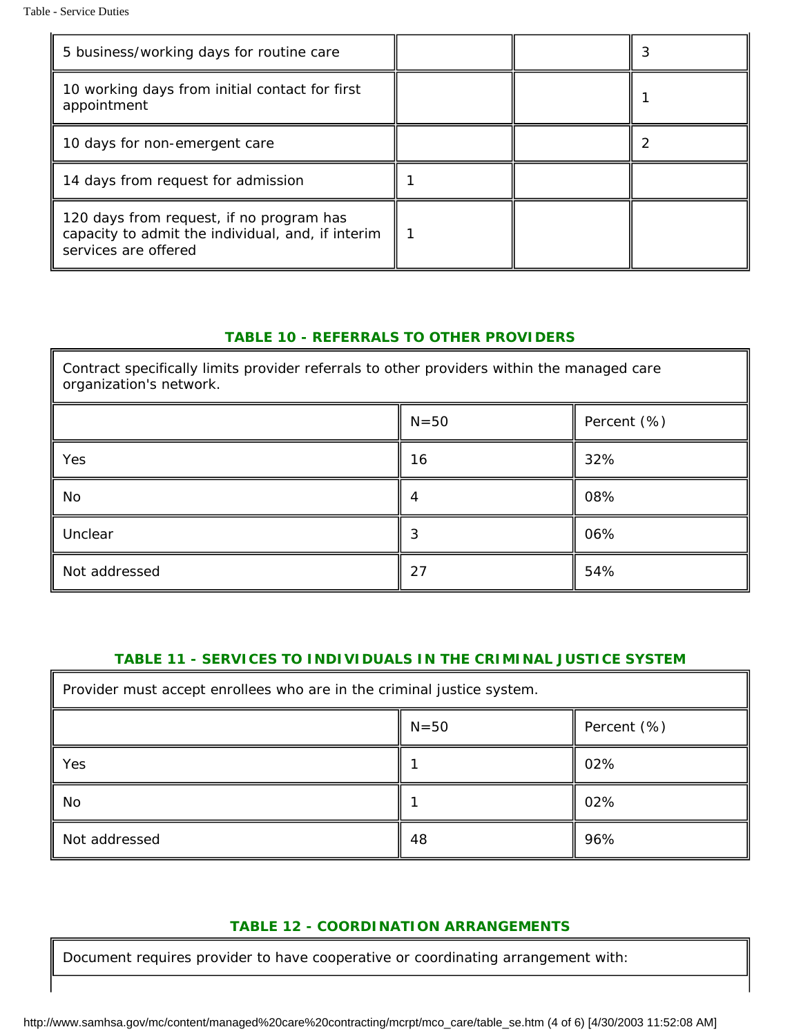| | | | |
|---|---|---|---|
| 5 business/working days for routine care | | | 3 |
| 10 working days from initial contact for first appointment | | | 1 |
| 10 days for non-emergent care | | | 2 |
| 14 days from request for admission | 1 | | |
| 120 days from request, if no program has capacity to admit the individual, and, if interim services are offered | 1 | | |

### TABLE 10 - REFERRALS TO OTHER PROVIDERS

| Contract specifically limits provider referrals to other providers within the managed care organization's network. | | |
|---|---|---|
| | N=50 | Percent (%) |
| Yes | 16 | 32% |
| No | 4 | 08% |
| Unclear | 3 | 06% |
| Not addressed | 27 | 54% |

### TABLE 11 - SERVICES TO INDIVIDUALS IN THE CRIMINAL JUSTICE SYSTEM

| Provider must accept enrollees who are in the criminal justice system. | | |
|---|---|---|
| | N=50 | Percent (%) |
| Yes | 1 | 02% |
| No | 1 | 02% |
| Not addressed | 48 | 96% |

### TABLE 12 - COORDINATION ARRANGEMENTS

| Document requires provider to have cooperative or coordinating arrangement with: |
|---|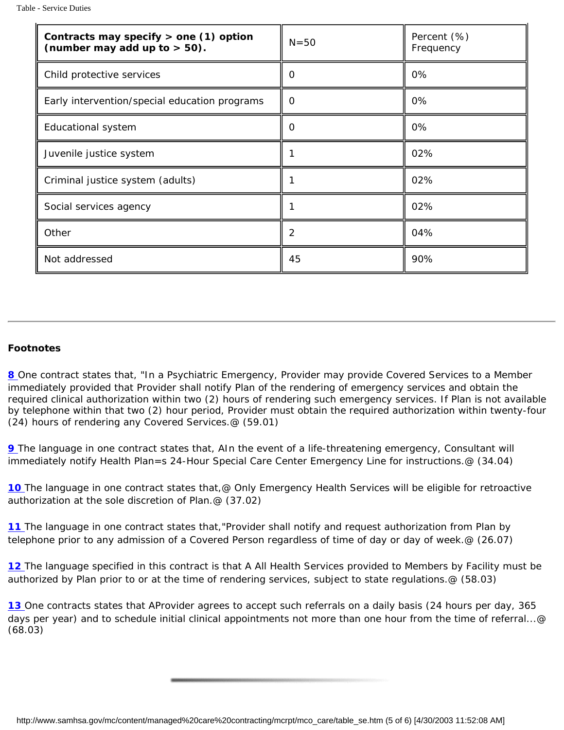| Contracts may specify > one (1) option (number may add up to > 50). | N=50 | Percent (%) Frequency |
|---|---|---|
| Child protective services | 0 | 0% |
| Early intervention/special education programs | 0 | 0% |
| Educational system | 0 | 0% |
| Juvenile justice system | 1 | 02% |
| Criminal justice system (adults) | 1 | 02% |
| Social services agency | 1 | 02% |
| Other | 2 | 04% |
| Not addressed | 45 | 90% |

---

**Footnotes**

8 One contract states that, "In a Psychiatric Emergency, Provider may provide Covered Services to a Member immediately provided that Provider shall notify Plan of the rendering of emergency services and obtain the required clinical authorization within two (2) hours of rendering such emergency services. If Plan is not available by telephone within that two (2) hour period, Provider must obtain the required authorization within twenty-four (24) hours of rendering any Covered Services.@ (59.01)

9 The language in one contract states that, AIn the event of a life-threatening emergency, Consultant will immediately notify Health Plan=s 24-Hour Special Care Center Emergency Line for instructions.@ (34.04)

10 The language in one contract states that,@ Only Emergency Health Services will be eligible for retroactive authorization at the sole discretion of Plan.@ (37.02)

11 The language in one contract states that,"Provider shall notify and request authorization from Plan by telephone prior to any admission of a Covered Person regardless of time of day or day of week.@ (26.07)

12 The language specified in this contract is that A All Health Services provided to Members by Facility must be authorized by Plan prior to or at the time of rendering services, subject to state regulations.@ (58.03)

13 One contracts states that AProvider agrees to accept such referrals on a daily basis (24 hours per day, 365 days per year) and to schedule initial clinical appointments not more than one hour from the time of referral...@ (68.03)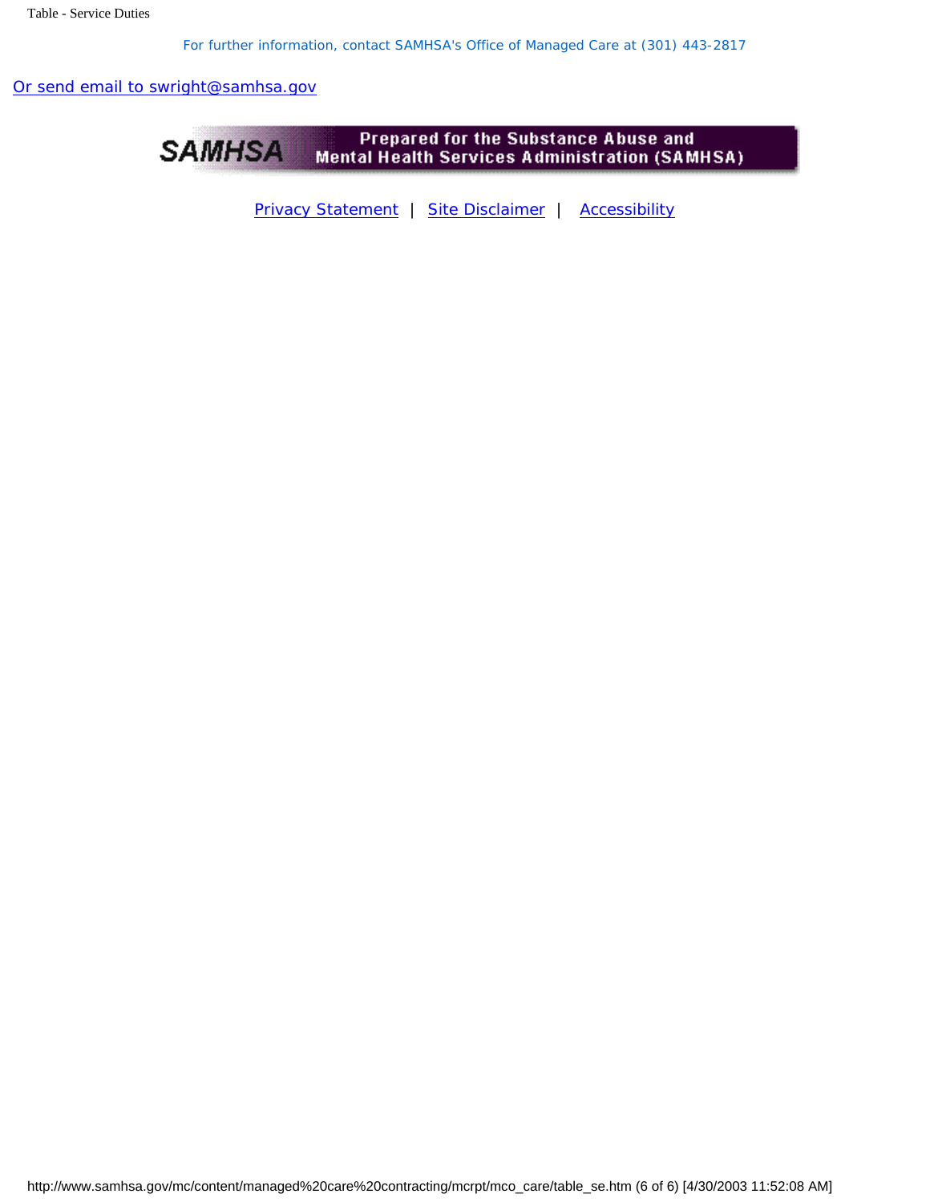For further information, contact SAMHSA's Office of Managed Care at (301) 443-2817

Or send email to swright@samhsa.gov

Prepared for the Substance Abuse and Mental Health Services Administration (SAMHSA)

Privacy Statement | Site Disclaimer | Accessibility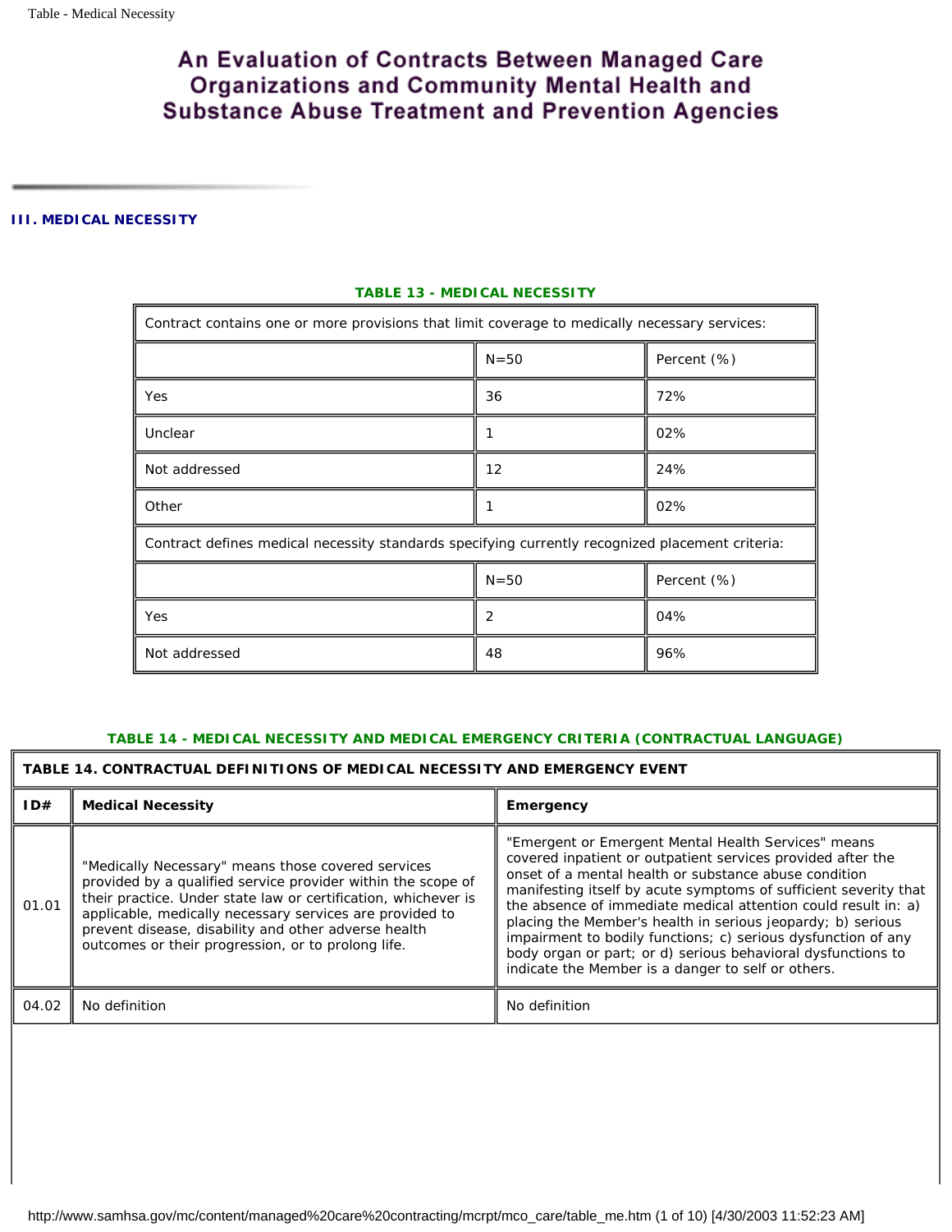# An Evaluation of Contracts Between Managed Care Organizations and Community Mental Health and Substance Abuse Treatment and Prevention Agencies

### III. MEDICAL NECESSITY

**TABLE 13 - MEDICAL NECESSITY**

| Contract contains one or more provisions that limit coverage to medically necessary services: | | |
|---|---|---|
| | N=50 | Percent (%) |
| Yes | 36 | 72% |
| Unclear | 1 | 02% |
| Not addressed | 12 | 24% |
| Other | 1 | 02% |
| **Contract defines medical necessity standards specifying currently recognized placement criteria:** | | |
| | N=50 | Percent (%) |
| Yes | 2 | 04% |
| Not addressed | 48 | 96% |

**TABLE 14 - MEDICAL NECESSITY AND MEDICAL EMERGENCY CRITERIA (CONTRACTUAL LANGUAGE)**

| TABLE 14. CONTRACTUAL DEFINITIONS OF MEDICAL NECESSITY AND EMERGENCY EVENT | | |
|---|---|---|
| **ID#** | **Medical Necessity** | **Emergency** |
| 01.01 | "Medically Necessary" means those covered services provided by a qualified service provider within the scope of their practice. Under state law or certification, whichever is applicable, medically necessary services are provided to prevent disease, disability and other adverse health outcomes or their progression, or to prolong life. | "Emergent or Emergent Mental Health Services" means covered inpatient or outpatient services provided after the onset of a mental health or substance abuse condition manifesting itself by acute symptoms of sufficient severity that the absence of immediate medical attention could result in: a) placing the Member's health in serious jeopardy; b) serious impairment to bodily functions; c) serious dysfunction of any body organ or part; or d) serious behavioral dysfunctions to indicate the Member is a danger to self or others. |
| 04.02 | No definition | No definition |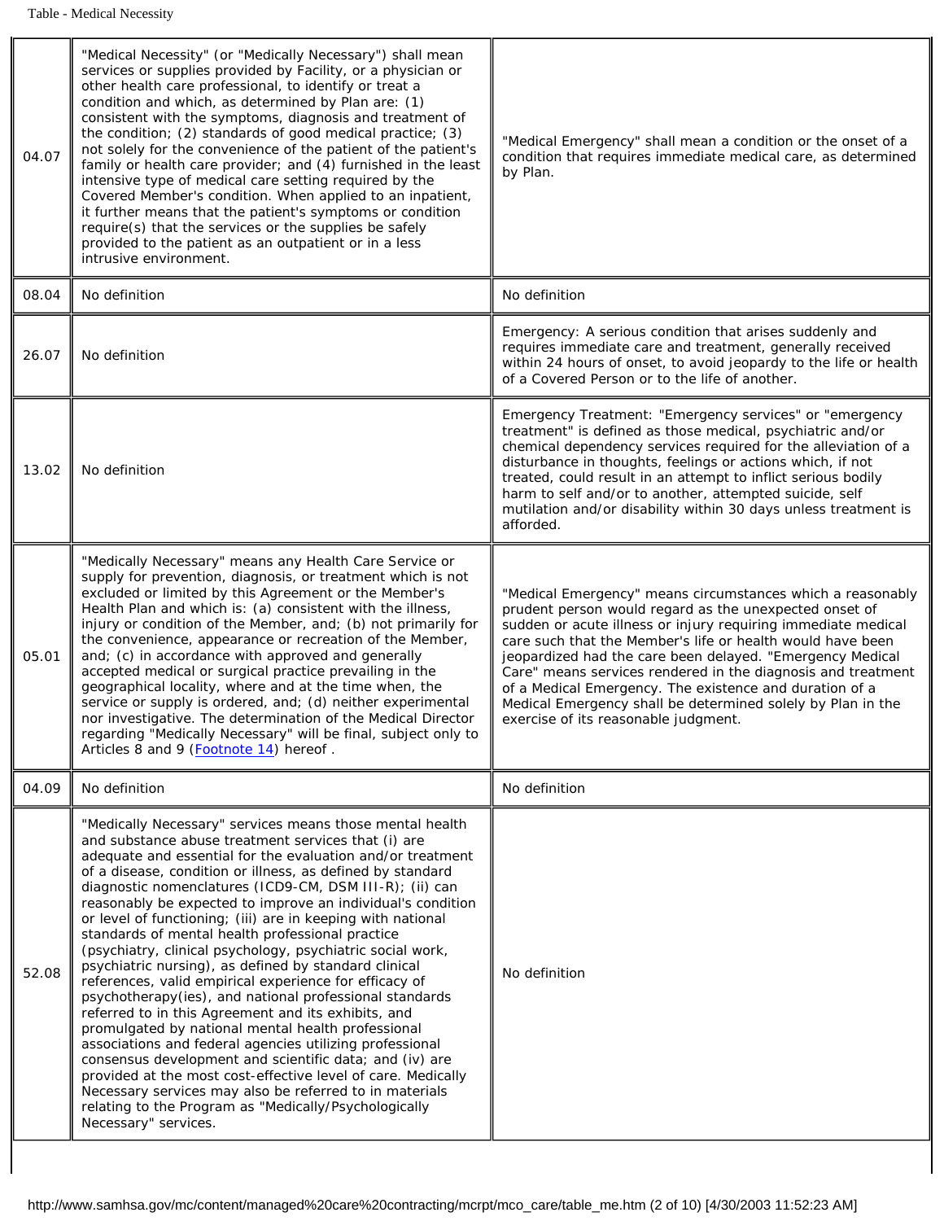| | | |
|---|---|---|
| 04.07 | "Medical Necessity" (or "Medically Necessary") shall mean services or supplies provided by Facility, or a physician or other health care professional, to identify or treat a condition and which, as determined by Plan are: (1) consistent with the symptoms, diagnosis and treatment of the condition; (2) standards of good medical practice; (3) not solely for the convenience of the patient of the patient's family or health care provider; and (4) furnished in the least intensive type of medical care setting required by the Covered Member's condition. When applied to an inpatient, it further means that the patient's symptoms or condition require(s) that the services or the supplies be safely provided to the patient as an outpatient or in a less intrusive environment. | "Medical Emergency" shall mean a condition or the onset of a condition that requires immediate medical care, as determined by Plan. |
| 08.04 | No definition | No definition |
| 26.07 | No definition | Emergency: A serious condition that arises suddenly and requires immediate care and treatment, generally received within 24 hours of onset, to avoid jeopardy to the life or health of a Covered Person or to the life of another. |
| 13.02 | No definition | Emergency Treatment: "Emergency services" or "emergency treatment" is defined as those medical, psychiatric and/or chemical dependency services required for the alleviation of a disturbance in thoughts, feelings or actions which, if not treated, could result in an attempt to inflict serious bodily harm to self and/or to another, attempted suicide, self mutilation and/or disability within 30 days unless treatment is afforded. |
| 05.01 | "Medically Necessary" means any Health Care Service or supply for prevention, diagnosis, or treatment which is not excluded or limited by this Agreement or the Member's Health Plan and which is: (a) consistent with the illness, injury or condition of the Member, and; (b) not primarily for the convenience, appearance or recreation of the Member, and; (c) in accordance with approved and generally accepted medical or surgical practice prevailing in the geographical locality, where and at the time when, the service or supply is ordered, and; (d) neither experimental nor investigative. The determination of the Medical Director regarding "Medically Necessary" will be final, subject only to Articles 8 and 9 (Footnote 14) hereof . | "Medical Emergency" means circumstances which a reasonably prudent person would regard as the unexpected onset of sudden or acute illness or injury requiring immediate medical care such that the Member's life or health would have been jeopardized had the care been delayed. "Emergency Medical Care" means services rendered in the diagnosis and treatment of a Medical Emergency. The existence and duration of a Medical Emergency shall be determined solely by Plan in the exercise of its reasonable judgment. |
| 04.09 | No definition | No definition |
| 52.08 | "Medically Necessary" services means those mental health and substance abuse treatment services that (i) are adequate and essential for the evaluation and/or treatment of a disease, condition or illness, as defined by standard diagnostic nomenclatures (ICD9-CM, DSM III-R); (ii) can reasonably be expected to improve an individual's condition or level of functioning; (iii) are in keeping with national standards of mental health professional practice (psychiatry, clinical psychology, psychiatric social work, psychiatric nursing), as defined by standard clinical references, valid empirical experience for efficacy of psychotherapy(ies), and national professional standards referred to in this Agreement and its exhibits, and promulgated by national mental health professional associations and federal agencies utilizing professional consensus development and scientific data; and (iv) are provided at the most cost-effective level of care. Medically Necessary services may also be referred to in materials relating to the Program as "Medically/Psychologically Necessary" services. | No definition |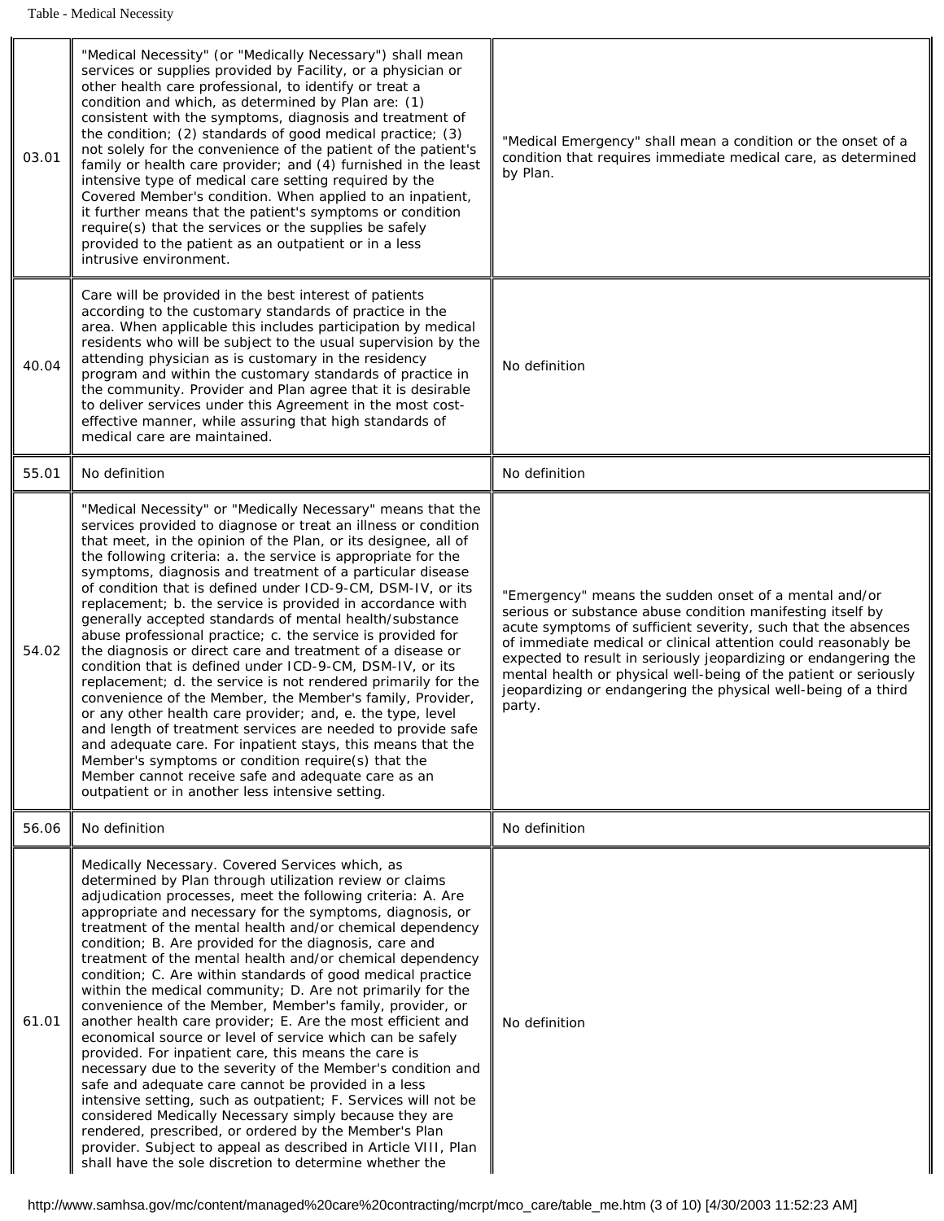| | | |
|---|---|---|
| 03.01 | "Medical Necessity" (or "Medically Necessary") shall mean services or supplies provided by Facility, or a physician or other health care professional, to identify or treat a condition and which, as determined by Plan are: (1) consistent with the symptoms, diagnosis and treatment of the condition; (2) standards of good medical practice; (3) not solely for the convenience of the patient of the patient's family or health care provider; and (4) furnished in the least intensive type of medical care setting required by the Covered Member's condition. When applied to an inpatient, it further means that the patient's symptoms or condition require(s) that the services or the supplies be safely provided to the patient as an outpatient or in a less intrusive environment. | "Medical Emergency" shall mean a condition or the onset of a condition that requires immediate medical care, as determined by Plan. |
| 40.04 | Care will be provided in the best interest of patients according to the customary standards of practice in the area. When applicable this includes participation by medical residents who will be subject to the usual supervision by the attending physician as is customary in the residency program and within the customary standards of practice in the community. Provider and Plan agree that it is desirable to deliver services under this Agreement in the most cost-effective manner, while assuring that high standards of medical care are maintained. | No definition |
| 55.01 | No definition | No definition |
| 54.02 | "Medical Necessity" or "Medically Necessary" means that the services provided to diagnose or treat an illness or condition that meet, in the opinion of the Plan, or its designee, all of the following criteria: a. the service is appropriate for the symptoms, diagnosis and treatment of a particular disease of condition that is defined under ICD-9-CM, DSM-IV, or its replacement; b. the service is provided in accordance with generally accepted standards of mental health/substance abuse professional practice; c. the service is provided for the diagnosis or direct care and treatment of a disease or condition that is defined under ICD-9-CM, DSM-IV, or its replacement; d. the service is not rendered primarily for the convenience of the Member, the Member's family, Provider, or any other health care provider; and, e. the type, level and length of treatment services are needed to provide safe and adequate care. For inpatient stays, this means that the Member's symptoms or condition require(s) that the Member cannot receive safe and adequate care as an outpatient or in another less intensive setting. | "Emergency" means the sudden onset of a mental and/or serious or substance abuse condition manifesting itself by acute symptoms of sufficient severity, such that the absences of immediate medical or clinical attention could reasonably be expected to result in seriously jeopardizing or endangering the mental health or physical well-being of the patient or seriously jeopardizing or endangering the physical well-being of a third party. |
| 56.06 | No definition | No definition |
| 61.01 | Medically Necessary. Covered Services which, as determined by Plan through utilization review or claims adjudication processes, meet the following criteria: A. Are appropriate and necessary for the symptoms, diagnosis, or treatment of the mental health and/or chemical dependency condition; B. Are provided for the diagnosis, care and treatment of the mental health and/or chemical dependency condition; C. Are within standards of good medical practice within the medical community; D. Are not primarily for the convenience of the Member, Member's family, provider, or another health care provider; E. Are the most efficient and economical source or level of service which can be safely provided. For inpatient care, this means the care is necessary due to the severity of the Member's condition and safe and adequate care cannot be provided in a less intensive setting, such as outpatient; F. Services will not be considered Medically Necessary simply because they are rendered, prescribed, or ordered by the Member's Plan provider. Subject to appeal as described in Article VIII, Plan shall have the sole discretion to determine whether the | No definition |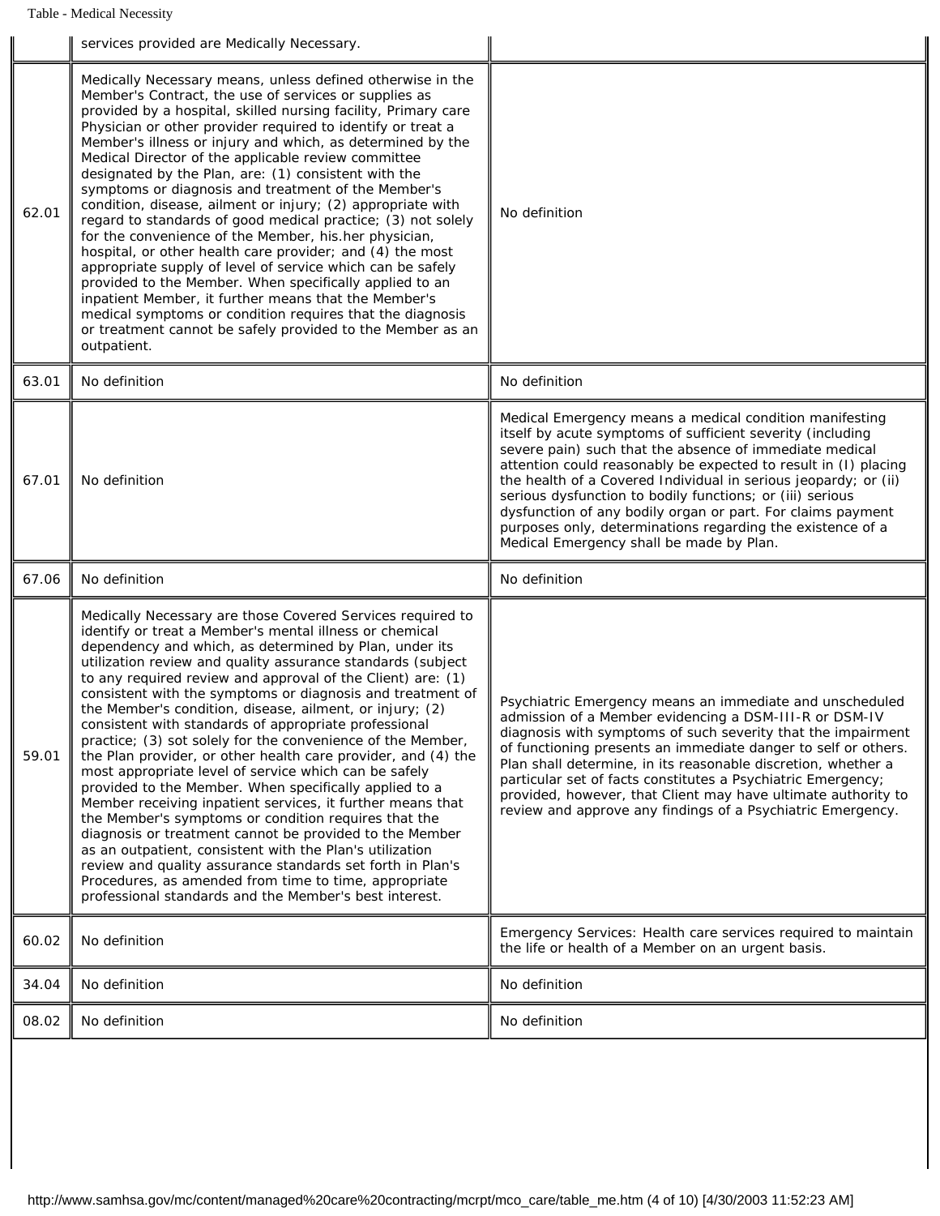| | | |
|---|---|---|
| | services provided are Medically Necessary. | |
| 62.01 | Medically Necessary means, unless defined otherwise in the Member's Contract, the use of services or supplies as provided by a hospital, skilled nursing facility, Primary care Physician or other provider required to identify or treat a Member's illness or injury and which, as determined by the Medical Director of the applicable review committee designated by the Plan, are: (1) consistent with the symptoms or diagnosis and treatment of the Member's condition, disease, ailment or injury; (2) appropriate with regard to standards of good medical practice; (3) not solely for the convenience of the Member, his.her physician, hospital, or other health care provider; and (4) the most appropriate supply of level of service which can be safely provided to the Member. When specifically applied to an inpatient Member, it further means that the Member's medical symptoms or condition requires that the diagnosis or treatment cannot be safely provided to the Member as an outpatient. | No definition |
| 63.01 | No definition | No definition |
| 67.01 | No definition | Medical Emergency means a medical condition manifesting itself by acute symptoms of sufficient severity (including severe pain) such that the absence of immediate medical attention could reasonably be expected to result in (I) placing the health of a Covered Individual in serious jeopardy; or (ii) serious dysfunction to bodily functions; or (iii) serious dysfunction of any bodily organ or part. For claims payment purposes only, determinations regarding the existence of a Medical Emergency shall be made by Plan. |
| 67.06 | No definition | No definition |
| 59.01 | Medically Necessary are those Covered Services required to identify or treat a Member's mental illness or chemical dependency and which, as determined by Plan, under its utilization review and quality assurance standards (subject to any required review and approval of the Client) are: (1) consistent with the symptoms or diagnosis and treatment of the Member's condition, disease, ailment, or injury; (2) consistent with standards of appropriate professional practice; (3) sot solely for the convenience of the Member, the Plan provider, or other health care provider, and (4) the most appropriate level of service which can be safely provided to the Member. When specifically applied to a Member receiving inpatient services, it further means that the Member's symptoms or condition requires that the diagnosis or treatment cannot be provided to the Member as an outpatient, consistent with the Plan's utilization review and quality assurance standards set forth in Plan's Procedures, as amended from time to time, appropriate professional standards and the Member's best interest. | Psychiatric Emergency means an immediate and unscheduled admission of a Member evidencing a DSM-III-R or DSM-IV diagnosis with symptoms of such severity that the impairment of functioning presents an immediate danger to self or others. Plan shall determine, in its reasonable discretion, whether a particular set of facts constitutes a Psychiatric Emergency; provided, however, that Client may have ultimate authority to review and approve any findings of a Psychiatric Emergency. |
| 60.02 | No definition | Emergency Services: Health care services required to maintain the life or health of a Member on an urgent basis. |
| 34.04 | No definition | No definition |
| 08.02 | No definition | No definition |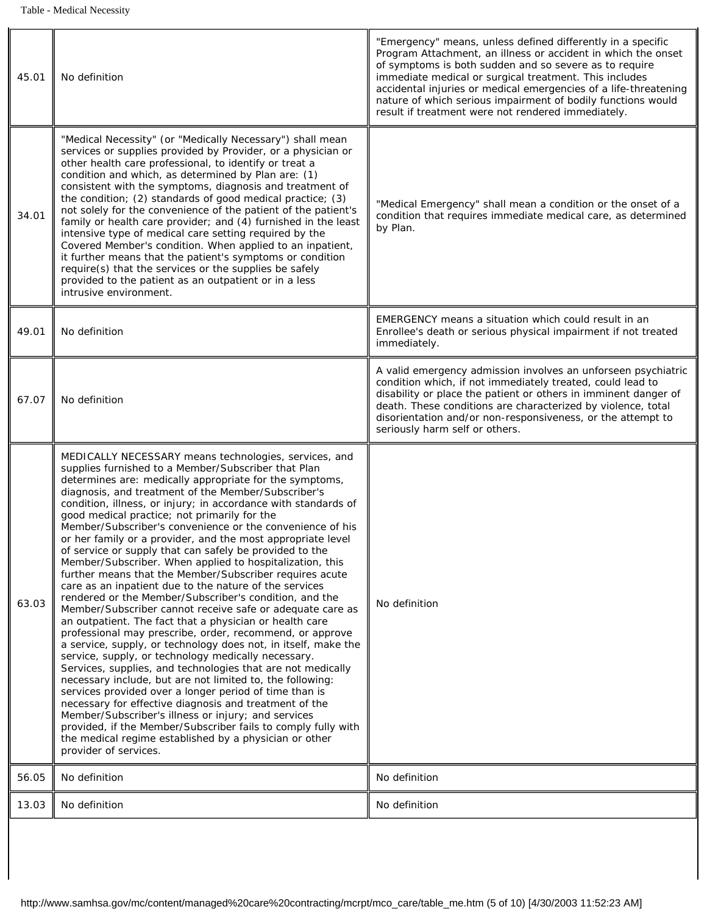| | | |
|---|---|---|
| 45.01 | No definition | "Emergency" means, unless defined differently in a specific Program Attachment, an illness or accident in which the onset of symptoms is both sudden and so severe as to require immediate medical or surgical treatment. This includes accidental injuries or medical emergencies of a life-threatening nature of which serious impairment of bodily functions would result if treatment were not rendered immediately. |
| 34.01 | "Medical Necessity" (or "Medically Necessary") shall mean services or supplies provided by Provider, or a physician or other health care professional, to identify or treat a condition and which, as determined by Plan are: (1) consistent with the symptoms, diagnosis and treatment of the condition; (2) standards of good medical practice; (3) not solely for the convenience of the patient of the patient's family or health care provider; and (4) furnished in the least intensive type of medical care setting required by the Covered Member's condition. When applied to an inpatient, it further means that the patient's symptoms or condition require(s) that the services or the supplies be safely provided to the patient as an outpatient or in a less intrusive environment. | "Medical Emergency" shall mean a condition or the onset of a condition that requires immediate medical care, as determined by Plan. |
| 49.01 | No definition | EMERGENCY means a situation which could result in an Enrollee's death or serious physical impairment if not treated immediately. |
| 67.07 | No definition | A valid emergency admission involves an unforseen psychiatric condition which, if not immediately treated, could lead to disability or place the patient or others in imminent danger of death. These conditions are characterized by violence, total disorientation and/or non-responsiveness, or the attempt to seriously harm self or others. |
| 63.03 | MEDICALLY NECESSARY means technologies, services, and supplies furnished to a Member/Subscriber that Plan determines are: medically appropriate for the symptoms, diagnosis, and treatment of the Member/Subscriber's condition, illness, or injury; in accordance with standards of good medical practice; not primarily for the Member/Subscriber's convenience or the convenience of his or her family or a provider, and the most appropriate level of service or supply that can safely be provided to the Member/Subscriber. When applied to hospitalization, this further means that the Member/Subscriber requires acute care as an inpatient due to the nature of the services rendered or the Member/Subscriber's condition, and the Member/Subscriber cannot receive safe or adequate care as an outpatient. The fact that a physician or health care professional may prescribe, order, recommend, or approve a service, supply, or technology does not, in itself, make the service, supply, or technology medically necessary. Services, supplies, and technologies that are not medically necessary include, but are not limited to, the following: services provided over a longer period of time than is necessary for effective diagnosis and treatment of the Member/Subscriber's illness or injury; and services provided, if the Member/Subscriber fails to comply fully with the medical regime established by a physician or other provider of services. | No definition |
| 56.05 | No definition | No definition |
| 13.03 | No definition | No definition |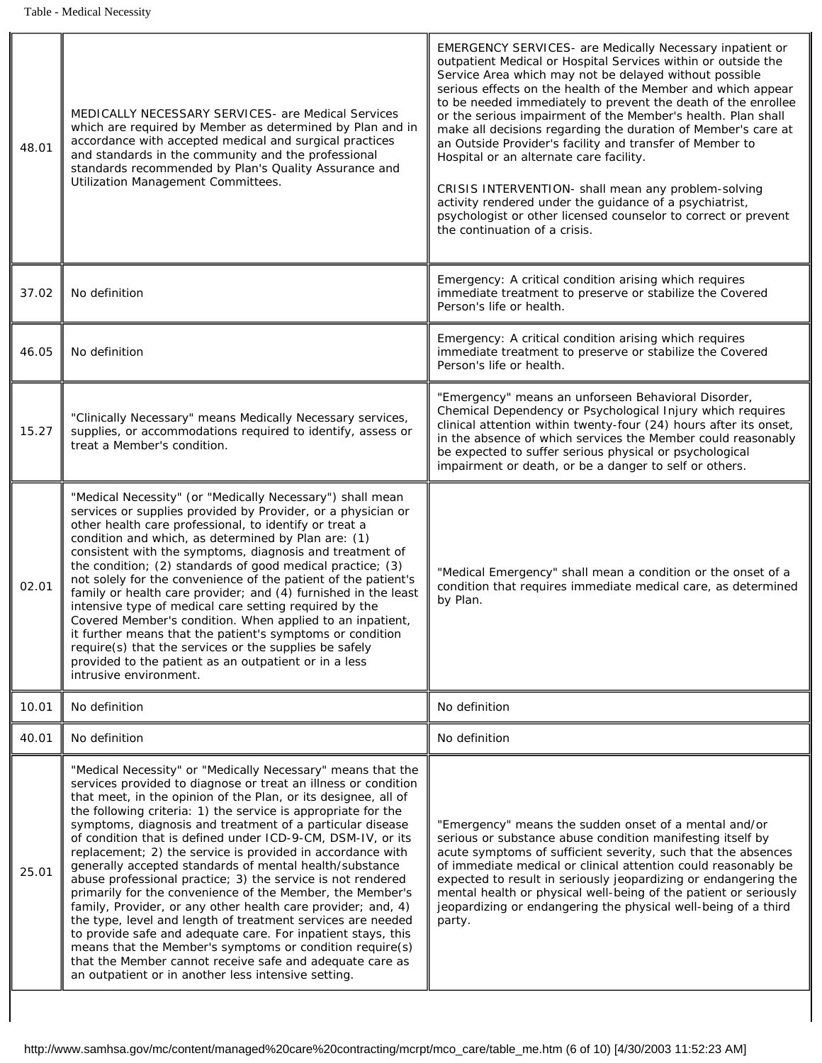| | | |
|---|---|---|
| 48.01 | MEDICALLY NECESSARY SERVICES- are Medical Services which are required by Member as determined by Plan and in accordance with accepted medical and surgical practices and standards in the community and the professional standards recommended by Plan's Quality Assurance and Utilization Management Committees. | EMERGENCY SERVICES- are Medically Necessary inpatient or outpatient Medical or Hospital Services within or outside the Service Area which may not be delayed without possible serious effects on the health of the Member and which appear to be needed immediately to prevent the death of the enrollee or the serious impairment of the Member's health. Plan shall make all decisions regarding the duration of Member's care at an Outside Provider's facility and transfer of Member to Hospital or an alternate care facility.<br><br>CRISIS INTERVENTION- shall mean any problem-solving activity rendered under the guidance of a psychiatrist, psychologist or other licensed counselor to correct or prevent the continuation of a crisis. |
| 37.02 | No definition | Emergency: A critical condition arising which requires immediate treatment to preserve or stabilize the Covered Person's life or health. |
| 46.05 | No definition | Emergency: A critical condition arising which requires immediate treatment to preserve or stabilize the Covered Person's life or health. |
| 15.27 | "Clinically Necessary" means Medically Necessary services, supplies, or accommodations required to identify, assess or treat a Member's condition. | "Emergency" means an unforseen Behavioral Disorder, Chemical Dependency or Psychological Injury which requires clinical attention within twenty-four (24) hours after its onset, in the absence of which services the Member could reasonably be expected to suffer serious physical or psychological impairment or death, or be a danger to self or others. |
| 02.01 | "Medical Necessity" (or "Medically Necessary") shall mean services or supplies provided by Provider, or a physician or other health care professional, to identify or treat a condition and which, as determined by Plan are: (1) consistent with the symptoms, diagnosis and treatment of the condition; (2) standards of good medical practice; (3) not solely for the convenience of the patient of the patient's family or health care provider; and (4) furnished in the least intensive type of medical care setting required by the Covered Member's condition. When applied to an inpatient, it further means that the patient's symptoms or condition require(s) that the services or the supplies be safely provided to the patient as an outpatient or in a less intrusive environment. | "Medical Emergency" shall mean a condition or the onset of a condition that requires immediate medical care, as determined by Plan. |
| 10.01 | No definition | No definition |
| 40.01 | No definition | No definition |
| 25.01 | "Medical Necessity" or "Medically Necessary" means that the services provided to diagnose or treat an illness or condition that meet, in the opinion of the Plan, or its designee, all of the following criteria: 1) the service is appropriate for the symptoms, diagnosis and treatment of a particular disease of condition that is defined under ICD-9-CM, DSM-IV, or its replacement; 2) the service is provided in accordance with generally accepted standards of mental health/substance abuse professional practice; 3) the service is not rendered primarily for the convenience of the Member, the Member's family, Provider, or any other health care provider; and, 4) the type, level and length of treatment services are needed to provide safe and adequate care. For inpatient stays, this means that the Member's symptoms or condition require(s) that the Member cannot receive safe and adequate care as an outpatient or in another less intensive setting. | "Emergency" means the sudden onset of a mental and/or serious or substance abuse condition manifesting itself by acute symptoms of sufficient severity, such that the absences of immediate medical or clinical attention could reasonably be expected to result in seriously jeopardizing or endangering the mental health or physical well-being of the patient or seriously jeopardizing or endangering the physical well-being of a third party. |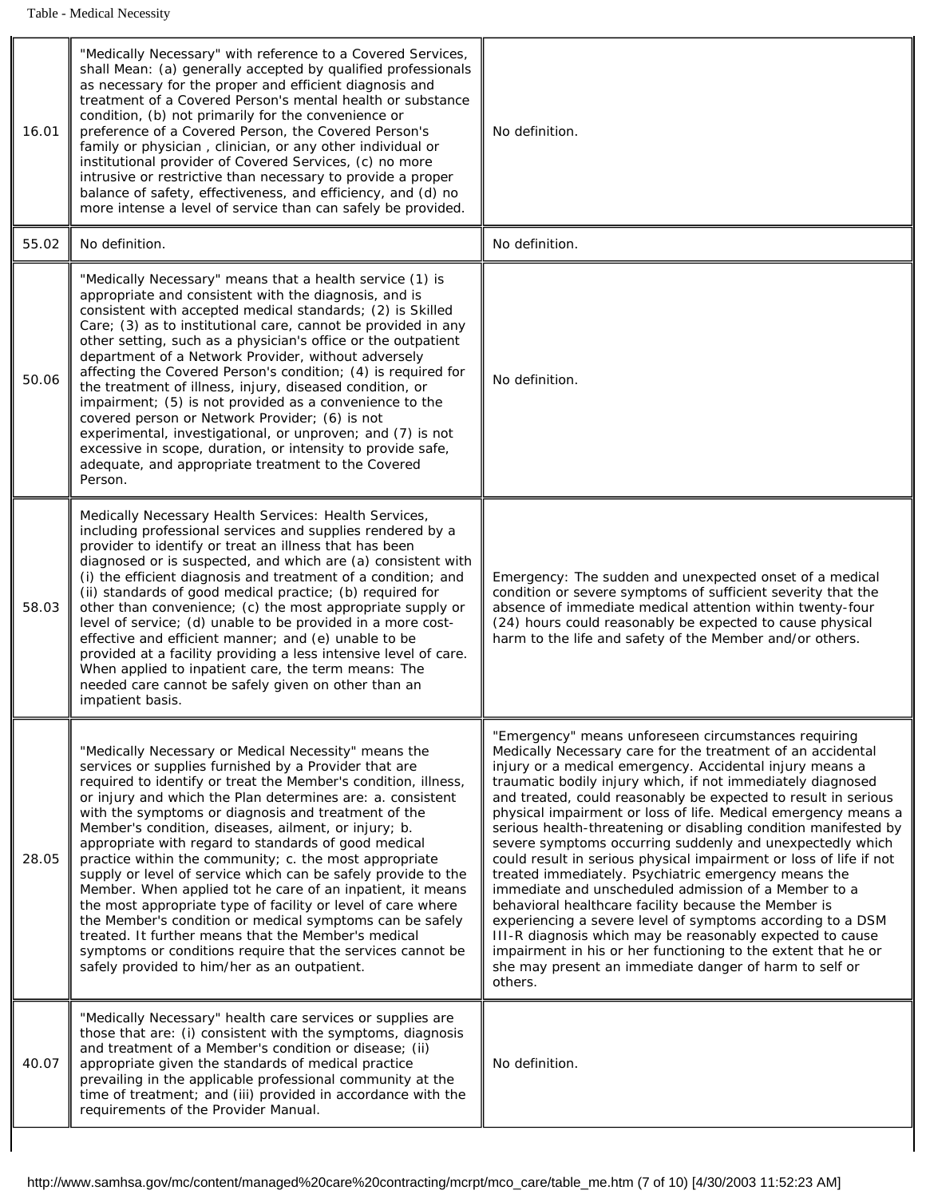| | | |
|---|---|---|
| 16.01 | "Medically Necessary" with reference to a Covered Services, shall Mean: (a) generally accepted by qualified professionals as necessary for the proper and efficient diagnosis and treatment of a Covered Person's mental health or substance condition, (b) not primarily for the convenience or preference of a Covered Person, the Covered Person's family or physician , clinician, or any other individual or institutional provider of Covered Services, (c) no more intrusive or restrictive than necessary to provide a proper balance of safety, effectiveness, and efficiency, and (d) no more intense a level of service than can safely be provided. | No definition. |
| 55.02 | No definition. | No definition. |
| 50.06 | "Medically Necessary" means that a health service (1) is appropriate and consistent with the diagnosis, and is consistent with accepted medical standards; (2) is Skilled Care; (3) as to institutional care, cannot be provided in any other setting, such as a physician's office or the outpatient department of a Network Provider, without adversely affecting the Covered Person's condition; (4) is required for the treatment of illness, injury, diseased condition, or impairment; (5) is not provided as a convenience to the covered person or Network Provider; (6) is not experimental, investigational, or unproven; and (7) is not excessive in scope, duration, or intensity to provide safe, adequate, and appropriate treatment to the Covered Person. | No definition. |
| 58.03 | Medically Necessary Health Services: Health Services, including professional services and supplies rendered by a provider to identify or treat an illness that has been diagnosed or is suspected, and which are (a) consistent with (i) the efficient diagnosis and treatment of a condition; and (ii) standards of good medical practice; (b) required for other than convenience; (c) the most appropriate supply or level of service; (d) unable to be provided in a more cost-effective and efficient manner; and (e) unable to be provided at a facility providing a less intensive level of care. When applied to inpatient care, the term means: The needed care cannot be safely given on other than an impatient basis. | Emergency: The sudden and unexpected onset of a medical condition or severe symptoms of sufficient severity that the absence of immediate medical attention within twenty-four (24) hours could reasonably be expected to cause physical harm to the life and safety of the Member and/or others. |
| 28.05 | "Medically Necessary or Medical Necessity" means the services or supplies furnished by a Provider that are required to identify or treat the Member's condition, illness, or injury and which the Plan determines are: a. consistent with the symptoms or diagnosis and treatment of the Member's condition, diseases, ailment, or injury; b. appropriate with regard to standards of good medical practice within the community; c. the most appropriate supply or level of service which can be safely provide to the Member. When applied tot he care of an inpatient, it means the most appropriate type of facility or level of care where the Member's condition or medical symptoms can be safely treated. It further means that the Member's medical symptoms or conditions require that the services cannot be safely provided to him/her as an outpatient. | "Emergency" means unforeseen circumstances requiring Medically Necessary care for the treatment of an accidental injury or a medical emergency. Accidental injury means a traumatic bodily injury which, if not immediately diagnosed and treated, could reasonably be expected to result in serious physical impairment or loss of life. Medical emergency means a serious health-threatening or disabling condition manifested by severe symptoms occurring suddenly and unexpectedly which could result in serious physical impairment or loss of life if not treated immediately. Psychiatric emergency means the immediate and unscheduled admission of a Member to a behavioral healthcare facility because the Member is experiencing a severe level of symptoms according to a DSM III-R diagnosis which may be reasonably expected to cause impairment in his or her functioning to the extent that he or she may present an immediate danger of harm to self or others. |
| 40.07 | "Medically Necessary" health care services or supplies are those that are: (i) consistent with the symptoms, diagnosis and treatment of a Member's condition or disease; (ii) appropriate given the standards of medical practice prevailing in the applicable professional community at the time of treatment; and (iii) provided in accordance with the requirements of the Provider Manual. | No definition. |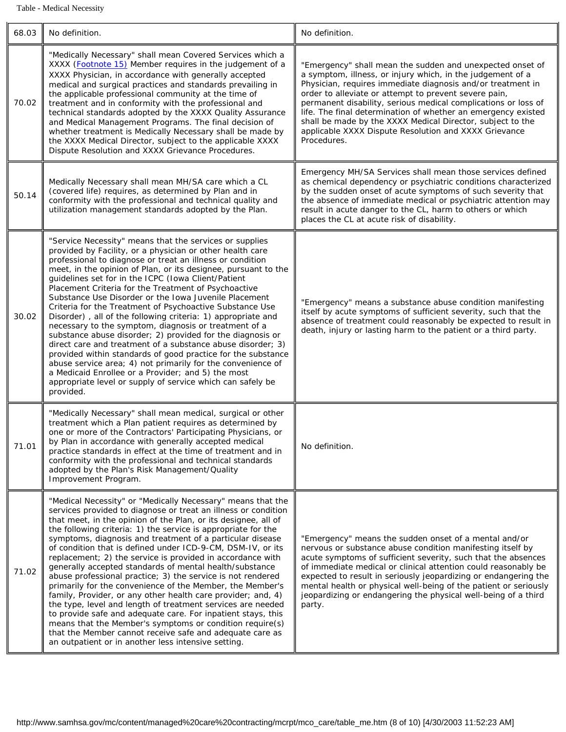| 68.03 | No definition. | No definition. |
|---|---|---|
| 70.02 | "Medically Necessary" shall mean Covered Services which a XXXX (Footnote 15) Member requires in the judgement of a XXXX Physician, in accordance with generally accepted medical and surgical practices and standards prevailing in the applicable professional community at the time of treatment and in conformity with the professional and technical standards adopted by the XXXX Quality Assurance and Medical Management Programs. The final decision of whether treatment is Medically Necessary shall be made by the XXXX Medical Director, subject to the applicable XXXX Dispute Resolution and XXXX Grievance Procedures. | "Emergency" shall mean the sudden and unexpected onset of a symptom, illness, or injury which, in the judgement of a Physician, requires immediate diagnosis and/or treatment in order to alleviate or attempt to prevent severe pain, permanent disability, serious medical complications or loss of life. The final determination of whether an emergency existed shall be made by the XXXX Medical Director, subject to the applicable XXXX Dispute Resolution and XXXX Grievance Procedures. |
| 50.14 | Medically Necessary shall mean MH/SA care which a CL (covered life) requires, as determined by Plan and in conformity with the professional and technical quality and utilization management standards adopted by the Plan. | Emergency MH/SA Services shall mean those services defined as chemical dependency or psychiatric conditions characterized by the sudden onset of acute symptoms of such severity that the absence of immediate medical or psychiatric attention may result in acute danger to the CL, harm to others or which places the CL at acute risk of disability. |
| 30.02 | "Service Necessity" means that the services or supplies provided by Facility, or a physician or other health care professional to diagnose or treat an illness or condition meet, in the opinion of Plan, or its designee, pursuant to the guidelines set for in the ICPC (Iowa Client/Patient Placement Criteria for the Treatment of Psychoactive Substance Use Disorder or the Iowa Juvenile Placement Criteria for the Treatment of Psychoactive Substance Use Disorder) , all of the following criteria: 1) appropriate and necessary to the symptom, diagnosis or treatment of a substance abuse disorder; 2) provided for the diagnosis or direct care and treatment of a substance abuse disorder; 3) provided within standards of good practice for the substance abuse service area; 4) not primarily for the convenience of a Medicaid Enrollee or a Provider; and 5) the most appropriate level or supply of service which can safely be provided. | "Emergency" means a substance abuse condition manifesting itself by acute symptoms of sufficient severity, such that the absence of treatment could reasonably be expected to result in death, injury or lasting harm to the patient or a third party. |
| 71.01 | "Medically Necessary" shall mean medical, surgical or other treatment which a Plan patient requires as determined by one or more of the Contractors' Participating Physicians, or by Plan in accordance with generally accepted medical practice standards in effect at the time of treatment and in conformity with the professional and technical standards adopted by the Plan's Risk Management/Quality Improvement Program. | No definition. |
| 71.02 | "Medical Necessity" or "Medically Necessary" means that the services provided to diagnose or treat an illness or condition that meet, in the opinion of the Plan, or its designee, all of the following criteria: 1) the service is appropriate for the symptoms, diagnosis and treatment of a particular disease of condition that is defined under ICD-9-CM, DSM-IV, or its replacement; 2) the service is provided in accordance with generally accepted standards of mental health/substance abuse professional practice; 3) the service is not rendered primarily for the convenience of the Member, the Member's family, Provider, or any other health care provider; and, 4) the type, level and length of treatment services are needed to provide safe and adequate care. For inpatient stays, this means that the Member's symptoms or condition require(s) that the Member cannot receive safe and adequate care as an outpatient or in another less intensive setting. | "Emergency" means the sudden onset of a mental and/or nervous or substance abuse condition manifesting itself by acute symptoms of sufficient severity, such that the absences of immediate medical or clinical attention could reasonably be expected to result in seriously jeopardizing or endangering the mental health or physical well-being of the patient or seriously jeopardizing or endangering the physical well-being of a third party. |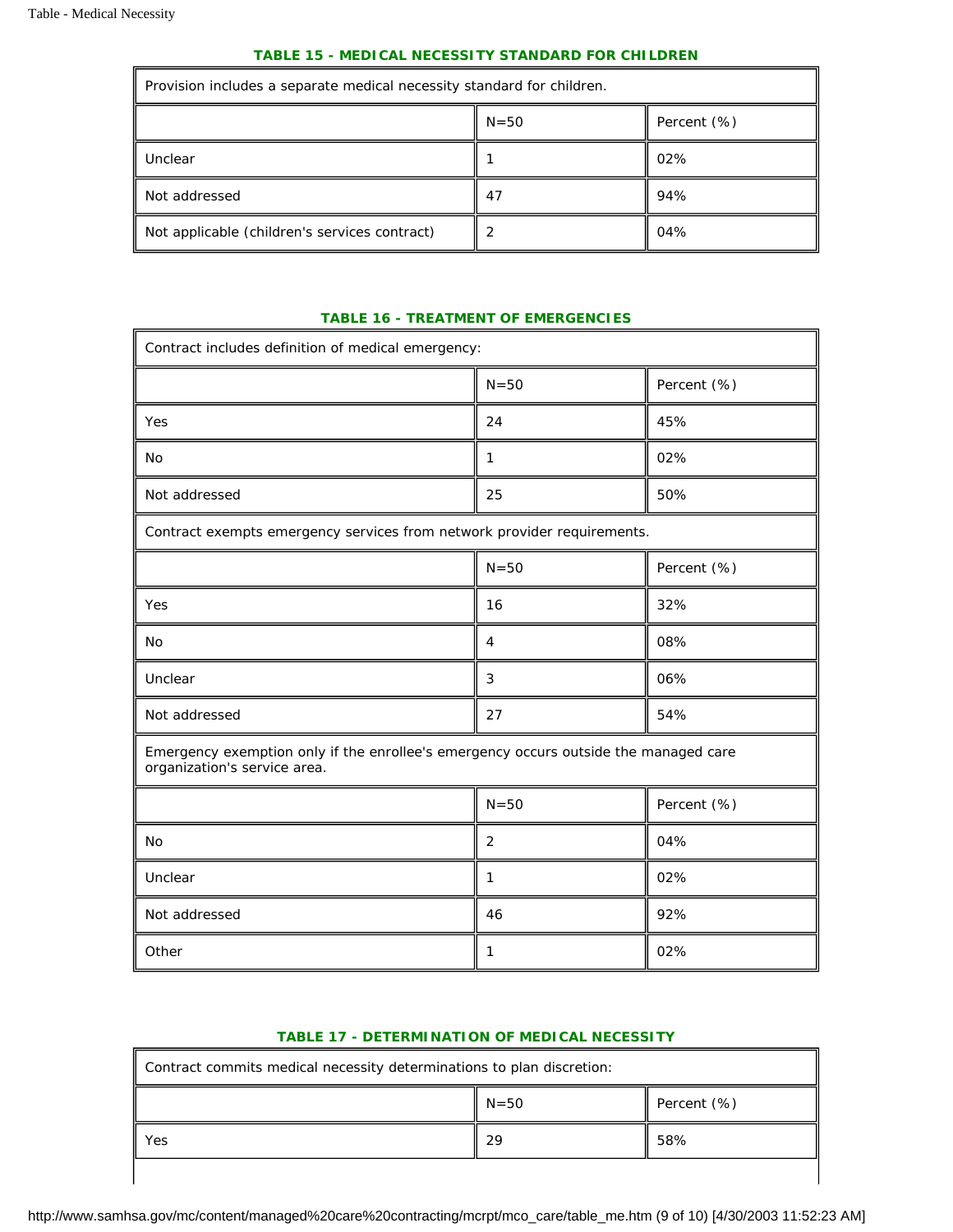### TABLE 15 - MEDICAL NECESSITY STANDARD FOR CHILDREN

| Provision includes a separate medical necessity standard for children. | | |
|---|---|---|
| | N=50 | Percent (%) |
| Unclear | 1 | 02% |
| Not addressed | 47 | 94% |
| Not applicable (children's services contract) | 2 | 04% |

### TABLE 16 - TREATMENT OF EMERGENCIES

| Contract includes definition of medical emergency: | | |
|---|---|---|
| | N=50 | Percent (%) |
| Yes | 24 | 45% |
| No | 1 | 02% |
| Not addressed | 25 | 50% |
| Contract exempts emergency services from network provider requirements. | | |
| | N=50 | Percent (%) |
| Yes | 16 | 32% |
| No | 4 | 08% |
| Unclear | 3 | 06% |
| Not addressed | 27 | 54% |
| Emergency exemption only if the enrollee's emergency occurs outside the managed care organization's service area. | | |
| | N=50 | Percent (%) |
| No | 2 | 04% |
| Unclear | 1 | 02% |
| Not addressed | 46 | 92% |
| Other | 1 | 02% |

### TABLE 17 - DETERMINATION OF MEDICAL NECESSITY

| Contract commits medical necessity determinations to plan discretion: | | |
|---|---|---|
| | N=50 | Percent (%) |
| Yes | 29 | 58% |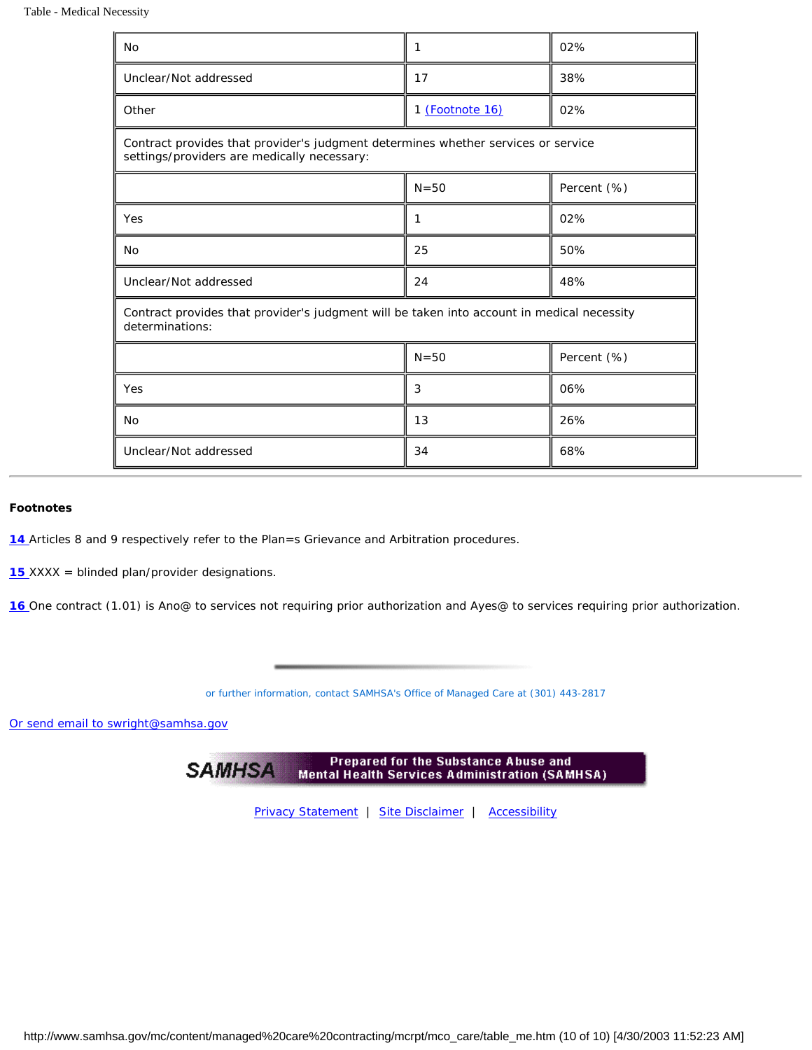| | | |
|---|---|---|
| No | 1 | 02% |
| Unclear/Not addressed | 17 | 38% |
| Other | 1 (Footnote 16) | 02% |
| Contract provides that provider's judgment determines whether services or service settings/providers are medically necessary: | | |
| | N=50 | Percent (%) |
| Yes | 1 | 02% |
| No | 25 | 50% |
| Unclear/Not addressed | 24 | 48% |
| Contract provides that provider's judgment will be taken into account in medical necessity determinations: | | |
| | N=50 | Percent (%) |
| Yes | 3 | 06% |
| No | 13 | 26% |
| Unclear/Not addressed | 34 | 68% |

**Footnotes**

14 Articles 8 and 9 respectively refer to the Plan=s Grievance and Arbitration procedures.

15 XXXX = blinded plan/provider designations.

16 One contract (1.01) is Ano@ to services not requiring prior authorization and Ayes@ to services requiring prior authorization.

or further information, contact SAMHSA's Office of Managed Care at (301) 443-2817

Or send email to swright@samhsa.gov

SAMHSA Prepared for the Substance Abuse and Mental Health Services Administration (SAMHSA)

Privacy Statement | Site Disclaimer | Accessibility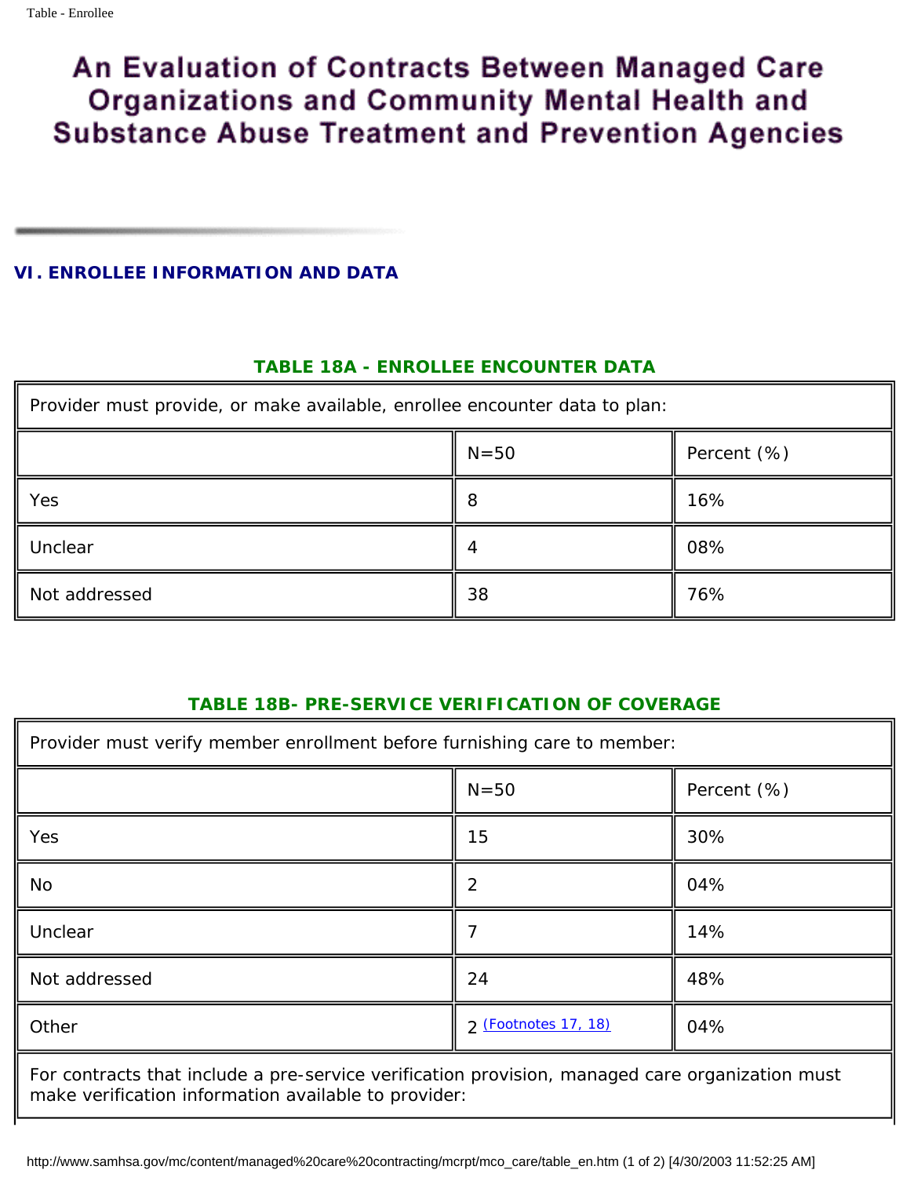# An Evaluation of Contracts Between Managed Care Organizations and Community Mental Health and Substance Abuse Treatment and Prevention Agencies

## VI. ENROLLEE INFORMATION AND DATA

### TABLE 18A - ENROLLEE ENCOUNTER DATA

| Provider must provide, or make available, enrollee encounter data to plan: | | |
|---|---|---|
| | N=50 | Percent (%) |
| Yes | 8 | 16% |
| Unclear | 4 | 08% |
| Not addressed | 38 | 76% |

### TABLE 18B- PRE-SERVICE VERIFICATION OF COVERAGE

| Provider must verify member enrollment before furnishing care to member: | | |
|---|---|---|
| | N=50 | Percent (%) |
| Yes | 15 | 30% |
| No | 2 | 04% |
| Unclear | 7 | 14% |
| Not addressed | 24 | 48% |
| Other | 2 (Footnotes 17, 18) | 04% |
| For contracts that include a pre-service verification provision, managed care organization must make verification information available to provider: | | |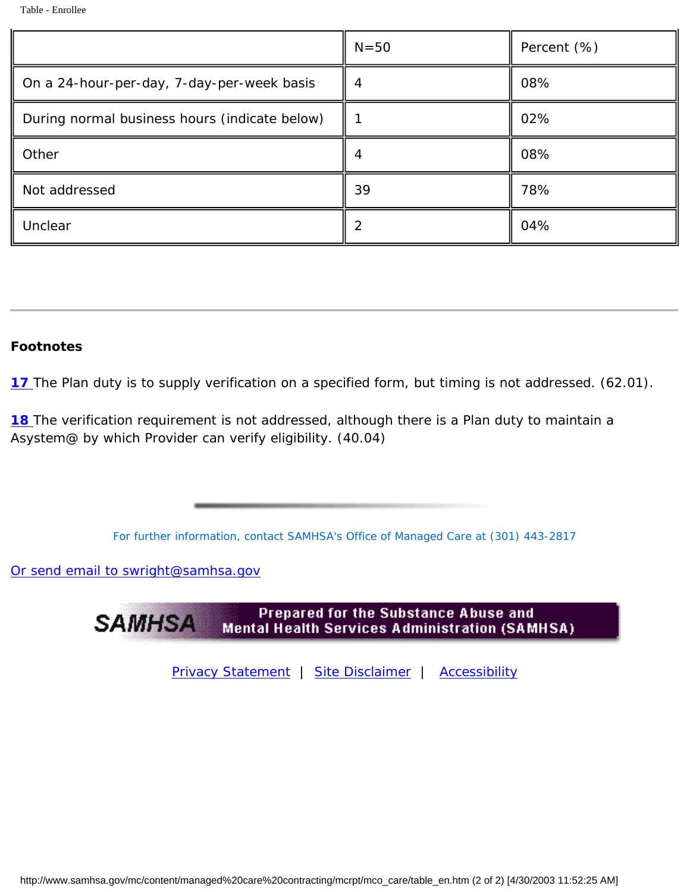| | N=50 | Percent (%) |
|---|---|---|
| On a 24-hour-per-day, 7-day-per-week basis | 4 | 08% |
| During normal business hours (indicate below) | 1 | 02% |
| Other | 4 | 08% |
| Not addressed | 39 | 78% |
| Unclear | 2 | 04% |

---

**Footnotes**

17 The Plan duty is to supply verification on a specified form, but timing is not addressed. (62.01).

18 The verification requirement is not addressed, although there is a Plan duty to maintain a Asystem@ by which Provider can verify eligibility. (40.04)

For further information, contact SAMHSA's Office of Managed Care at (301) 443-2817

Or send email to swright@samhsa.gov

SAMHSA Prepared for the Substance Abuse and Mental Health Services Administration (SAMHSA)

Privacy Statement | Site Disclaimer | Accessibility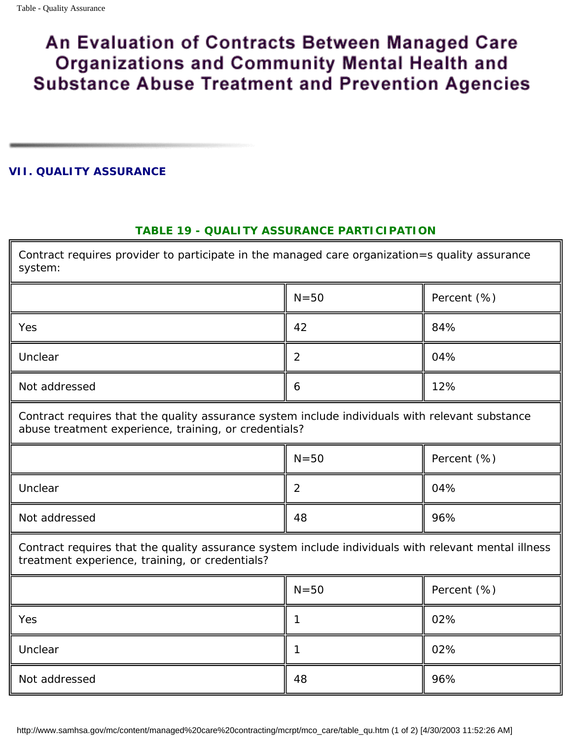# An Evaluation of Contracts Between Managed Care Organizations and Community Mental Health and Substance Abuse Treatment and Prevention Agencies

## VII. QUALITY ASSURANCE

### TABLE 19 - QUALITY ASSURANCE PARTICIPATION

| Contract requires provider to participate in the managed care organization=s quality assurance system: | | |
|---|---|---|
| | N=50 | Percent (%) |
| Yes | 42 | 84% |
| Unclear | 2 | 04% |
| Not addressed | 6 | 12% |
| **Contract requires that the quality assurance system include individuals with relevant substance abuse treatment experience, training, or credentials?** | | |
| | N=50 | Percent (%) |
| Unclear | 2 | 04% |
| Not addressed | 48 | 96% |
| **Contract requires that the quality assurance system include individuals with relevant mental illness treatment experience, training, or credentials?** | | |
| | N=50 | Percent (%) |
| Yes | 1 | 02% |
| Unclear | 1 | 02% |
| Not addressed | 48 | 96% |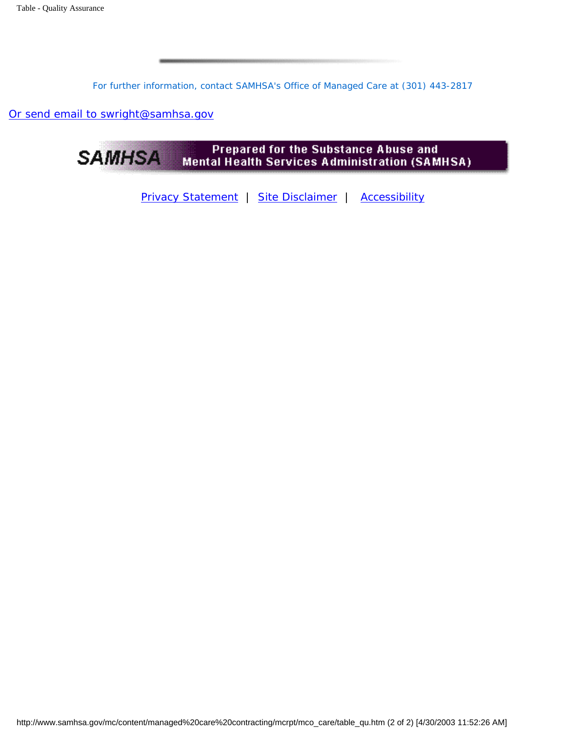For further information, contact SAMHSA's Office of Managed Care at (301) 443-2817

Or send email to swright@samhsa.gov

Prepared for the Substance Abuse and Mental Health Services Administration (SAMHSA)

Privacy Statement | Site Disclaimer | Accessibility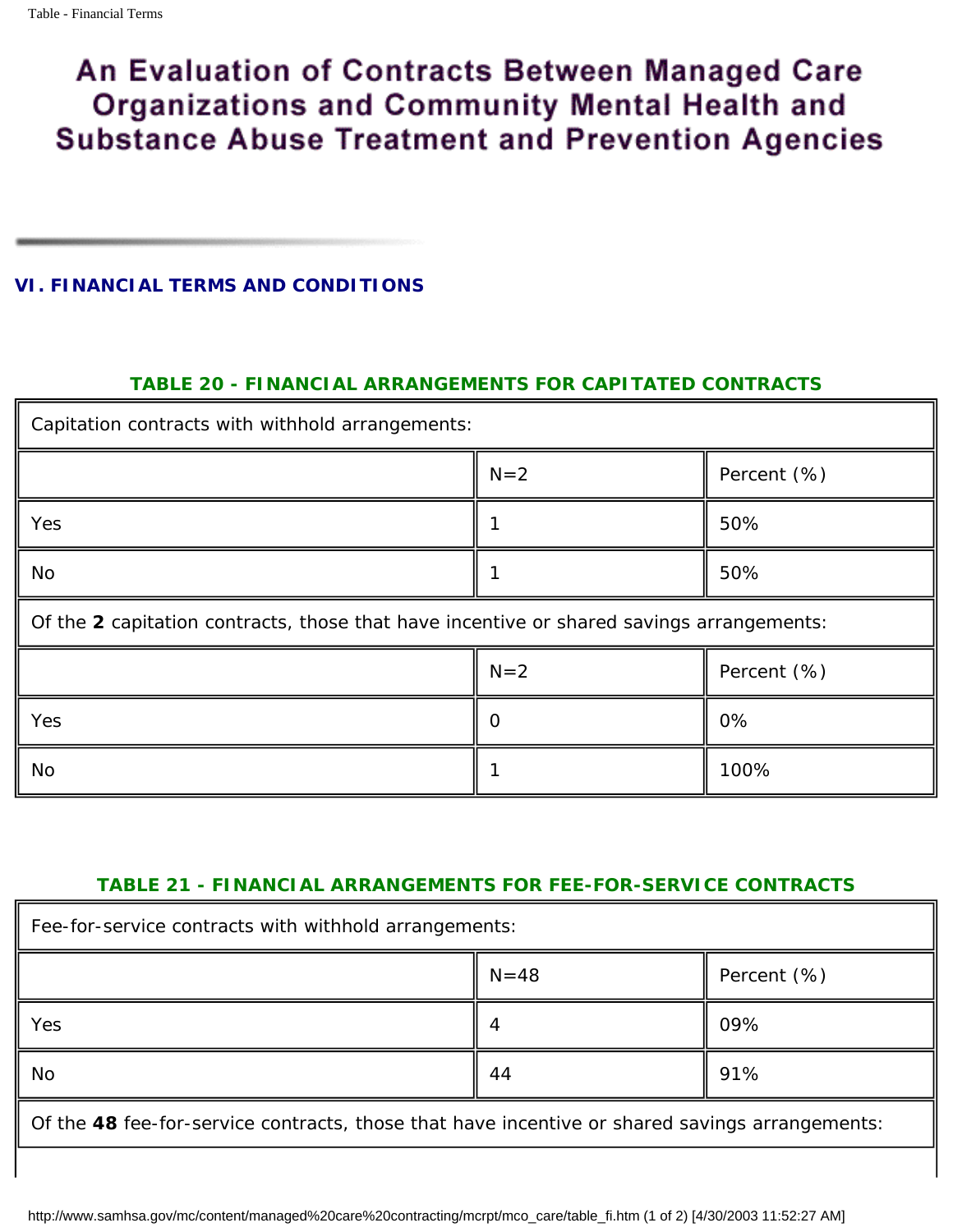# An Evaluation of Contracts Between Managed Care Organizations and Community Mental Health and Substance Abuse Treatment and Prevention Agencies

## VI. FINANCIAL TERMS AND CONDITIONS

### TABLE 20 - FINANCIAL ARRANGEMENTS FOR CAPITATED CONTRACTS

| Capitation contracts with withhold arrangements: | | |
|---|---|---|
| | N=2 | Percent (%) |
| Yes | 1 | 50% |
| No | 1 | 50% |
| Of the **2** capitation contracts, those that have incentive or shared savings arrangements: | | |
| | N=2 | Percent (%) |
| Yes | 0 | 0% |
| No | 1 | 100% |

### TABLE 21 - FINANCIAL ARRANGEMENTS FOR FEE-FOR-SERVICE CONTRACTS

| Fee-for-service contracts with withhold arrangements: | | |
|---|---|---|
| | N=48 | Percent (%) |
| Yes | 4 | 09% |
| No | 44 | 91% |
| Of the **48** fee-for-service contracts, those that have incentive or shared savings arrangements: | | |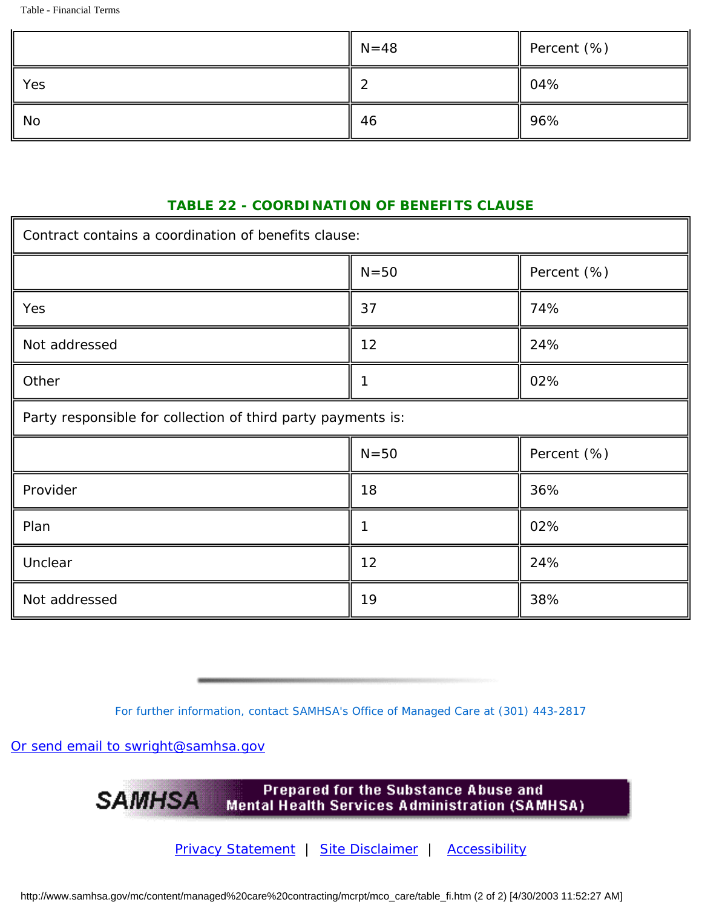| | N=48 | Percent (%) |
|---|---|---|
| Yes | 2 | 04% |
| No | 46 | 96% |

### TABLE 22 - COORDINATION OF BENEFITS CLAUSE

| Contract contains a coordination of benefits clause: | | |
|---|---|---|
| | N=50 | Percent (%) |
| Yes | 37 | 74% |
| Not addressed | 12 | 24% |
| Other | 1 | 02% |
| **Party responsible for collection of third party payments is:** | | |
| | N=50 | Percent (%) |
| Provider | 18 | 36% |
| Plan | 1 | 02% |
| Unclear | 12 | 24% |
| Not addressed | 19 | 38% |

For further information, contact SAMHSA's Office of Managed Care at (301) 443-2817

Or send email to swright@samhsa.gov

Prepared for the Substance Abuse and Mental Health Services Administration (SAMHSA)

Privacy Statement | Site Disclaimer | Accessibility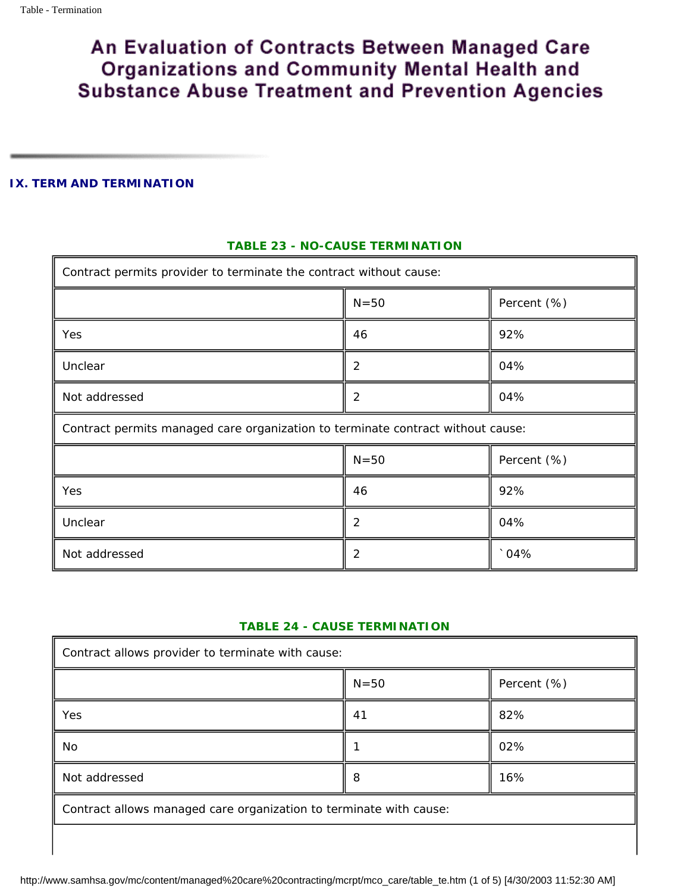# An Evaluation of Contracts Between Managed Care Organizations and Community Mental Health and Substance Abuse Treatment and Prevention Agencies

## IX. TERM AND TERMINATION

### TABLE 23 - NO-CAUSE TERMINATION

| Contract permits provider to terminate the contract without cause: | | |
|---|---|---|
| | N=50 | Percent (%) |
| Yes | 46 | 92% |
| Unclear | 2 | 04% |
| Not addressed | 2 | 04% |
| **Contract permits managed care organization to terminate contract without cause:** | | |
| | N=50 | Percent (%) |
| Yes | 46 | 92% |
| Unclear | 2 | 04% |
| Not addressed | 2 | `04% |

### TABLE 24 - CAUSE TERMINATION

| Contract allows provider to terminate with cause: | | |
|---|---|---|
| | N=50 | Percent (%) |
| Yes | 41 | 82% |
| No | 1 | 02% |
| Not addressed | 8 | 16% |
| **Contract allows managed care organization to terminate with cause:** | | |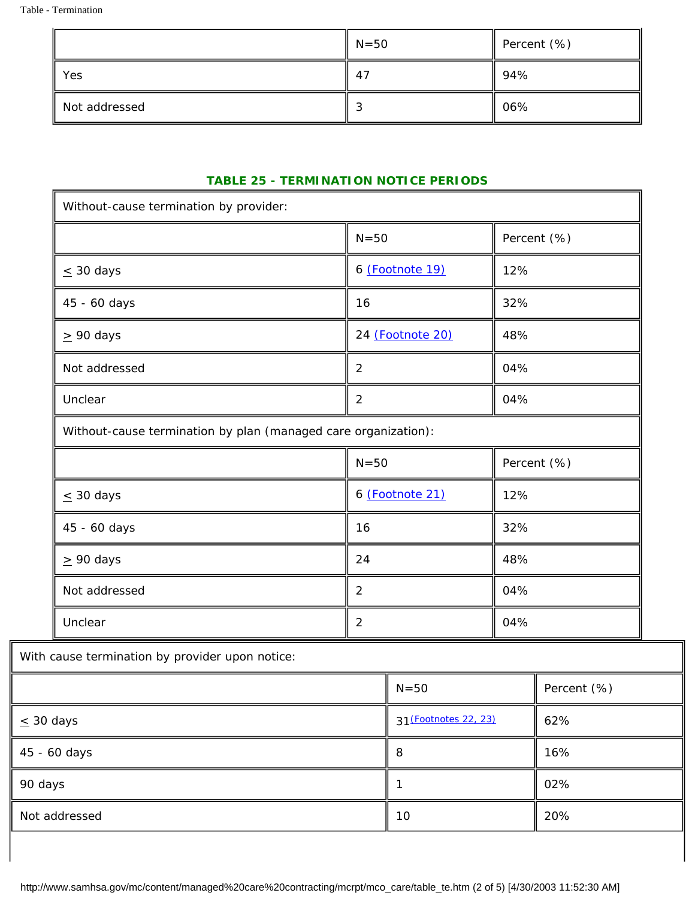| | N=50 | Percent (%) |
|---|---|---|
| Yes | 47 | 94% |
| Not addressed | 3 | 06% |

**TABLE 25 - TERMINATION NOTICE PERIODS**

| Without-cause termination by provider: | | |
|---|---|---|
| | N=50 | Percent (%) |
| ≤ 30 days | 6 (Footnote 19) | 12% |
| 45 - 60 days | 16 | 32% |
| ≥ 90 days | 24 (Footnote 20) | 48% |
| Not addressed | 2 | 04% |
| Unclear | 2 | 04% |
| Without-cause termination by plan (managed care organization): | | |
| | N=50 | Percent (%) |
| ≤ 30 days | 6 (Footnote 21) | 12% |
| 45 - 60 days | 16 | 32% |
| ≥ 90 days | 24 | 48% |
| Not addressed | 2 | 04% |
| Unclear | 2 | 04% |
| With cause termination by provider upon notice: | | |
| | N=50 | Percent (%) |
| ≤ 30 days | 31 (Footnotes 22, 23) | 62% |
| 45 - 60 days | 8 | 16% |
| 90 days | 1 | 02% |
| Not addressed | 10 | 20% |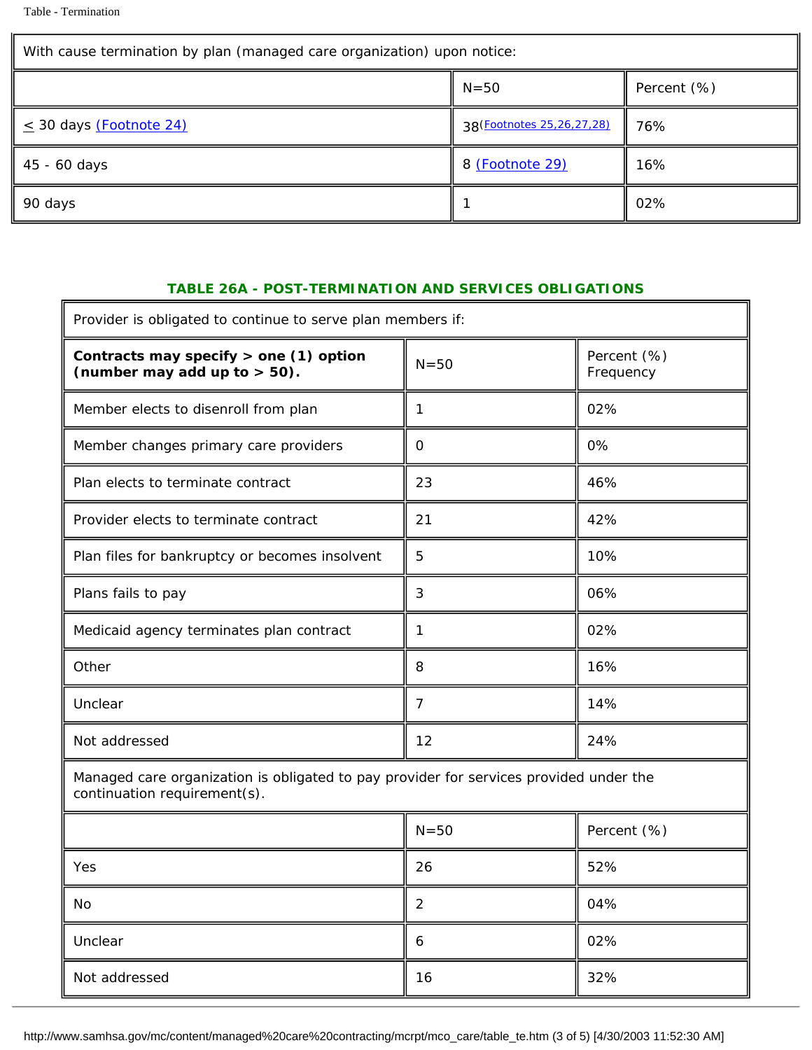| With cause termination by plan (managed care organization) upon notice: | | |
|---|---|---|
| | N=50 | Percent (%) |
| ≤ 30 days (Footnote 24) | 38(Footnotes 25,26,27,28) | 76% |
| 45 - 60 days | 8 (Footnote 29) | 16% |
| 90 days | 1 | 02% |

### TABLE 26A - POST-TERMINATION AND SERVICES OBLIGATIONS

| Provider is obligated to continue to serve plan members if: | | |
|---|---|---|
| **Contracts may specify > one (1) option (number may add up to > 50).** | N=50 | Percent (%) Frequency |
| Member elects to disenroll from plan | 1 | 02% |
| Member changes primary care providers | 0 | 0% |
| Plan elects to terminate contract | 23 | 46% |
| Provider elects to terminate contract | 21 | 42% |
| Plan files for bankruptcy or becomes insolvent | 5 | 10% |
| Plans fails to pay | 3 | 06% |
| Medicaid agency terminates plan contract | 1 | 02% |
| Other | 8 | 16% |
| Unclear | 7 | 14% |
| Not addressed | 12 | 24% |
| Managed care organization is obligated to pay provider for services provided under the continuation requirement(s). | | |
| | N=50 | Percent (%) |
| Yes | 26 | 52% |
| No | 2 | 04% |
| Unclear | 6 | 02% |
| Not addressed | 16 | 32% |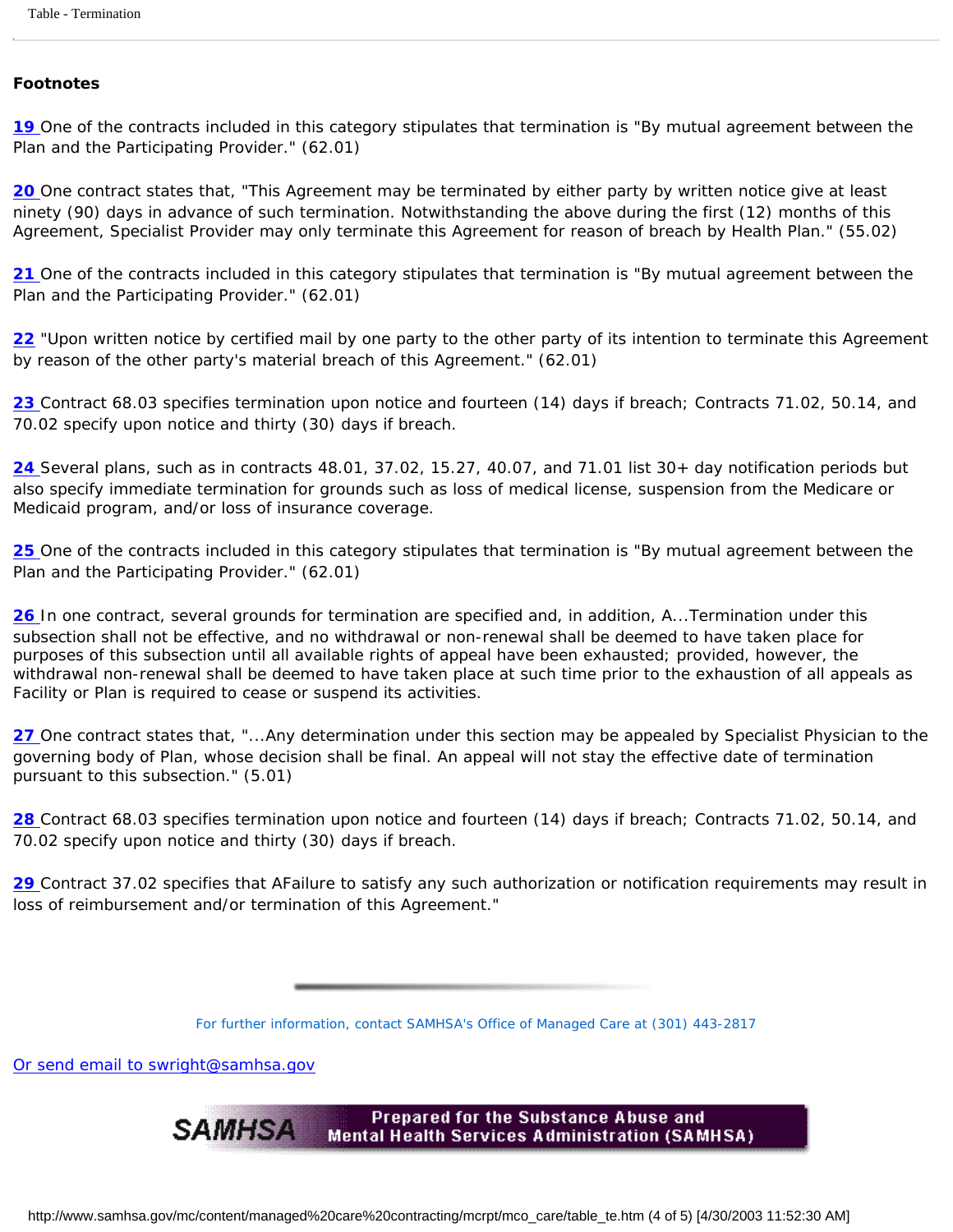**Footnotes**

19 One of the contracts included in this category stipulates that termination is "By mutual agreement between the Plan and the Participating Provider." (62.01)

20 One contract states that, "This Agreement may be terminated by either party by written notice give at least ninety (90) days in advance of such termination. Notwithstanding the above during the first (12) months of this Agreement, Specialist Provider may only terminate this Agreement for reason of breach by Health Plan." (55.02)

21 One of the contracts included in this category stipulates that termination is "By mutual agreement between the Plan and the Participating Provider." (62.01)

22 "Upon written notice by certified mail by one party to the other party of its intention to terminate this Agreement by reason of the other party's material breach of this Agreement." (62.01)

23 Contract 68.03 specifies termination upon notice and fourteen (14) days if breach; Contracts 71.02, 50.14, and 70.02 specify upon notice and thirty (30) days if breach.

24 Several plans, such as in contracts 48.01, 37.02, 15.27, 40.07, and 71.01 list 30+ day notification periods but also specify immediate termination for grounds such as loss of medical license, suspension from the Medicare or Medicaid program, and/or loss of insurance coverage.

25 One of the contracts included in this category stipulates that termination is "By mutual agreement between the Plan and the Participating Provider." (62.01)

26 In one contract, several grounds for termination are specified and, in addition, A...Termination under this subsection shall not be effective, and no withdrawal or non-renewal shall be deemed to have taken place for purposes of this subsection until all available rights of appeal have been exhausted; provided, however, the withdrawal non-renewal shall be deemed to have taken place at such time prior to the exhaustion of all appeals as Facility or Plan is required to cease or suspend its activities.

27 One contract states that, "...Any determination under this section may be appealed by Specialist Physician to the governing body of Plan, whose decision shall be final. An appeal will not stay the effective date of termination pursuant to this subsection." (5.01)

28 Contract 68.03 specifies termination upon notice and fourteen (14) days if breach; Contracts 71.02, 50.14, and 70.02 specify upon notice and thirty (30) days if breach.

29 Contract 37.02 specifies that AFailure to satisfy any such authorization or notification requirements may result in loss of reimbursement and/or termination of this Agreement."

For further information, contact SAMHSA's Office of Managed Care at (301) 443-2817

Or send email to swright@samhsa.gov

Prepared for the Substance Abuse and Mental Health Services Administration (SAMHSA)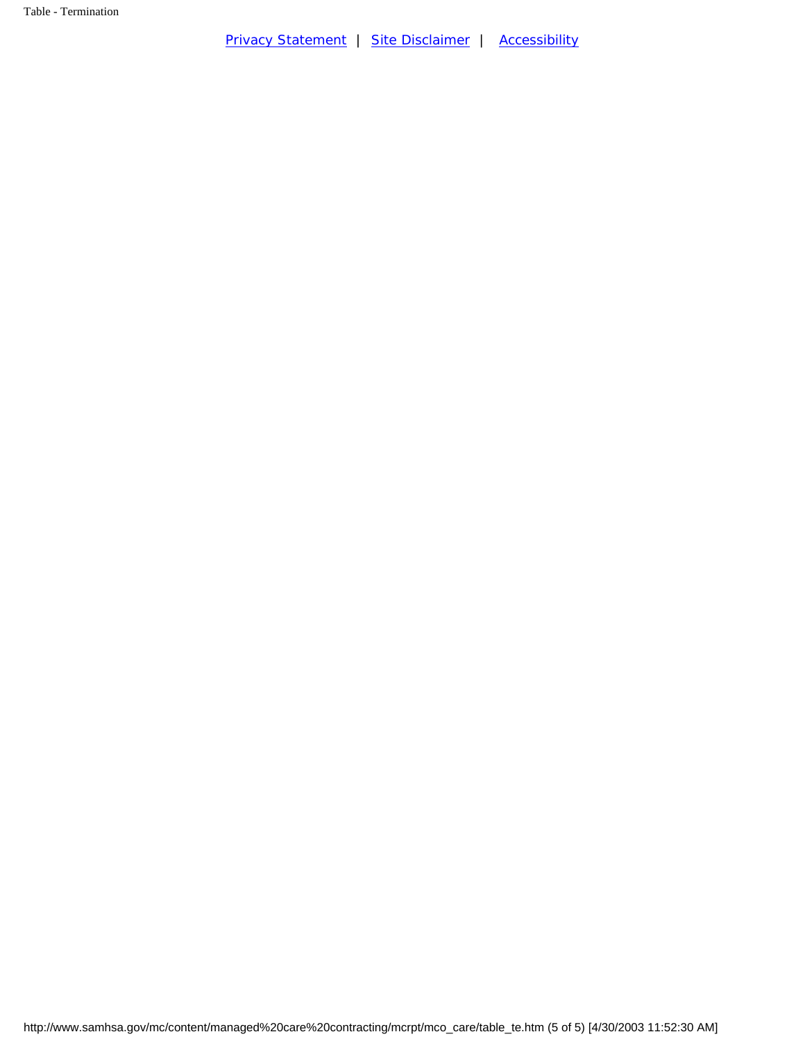Privacy Statement | Site Disclaimer | Accessibility